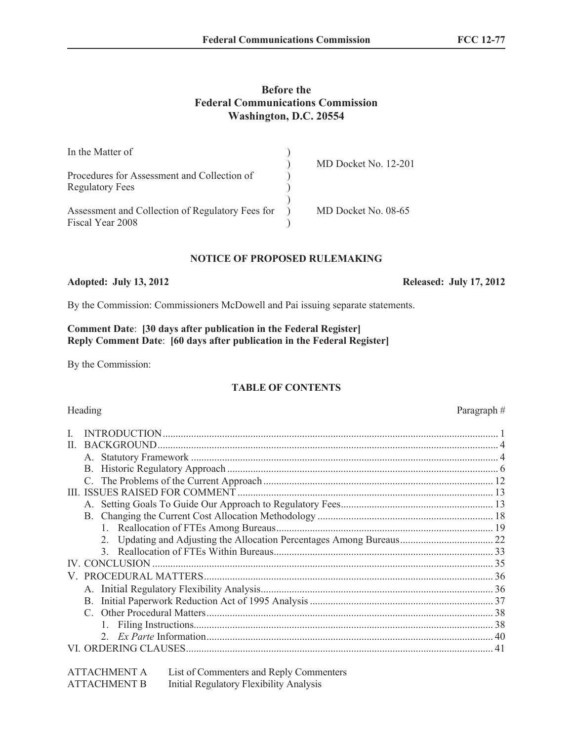**Before the**
**Federal Communications Commission**
**Washington, D.C. 20554**

| | | |
|---|---|---|
| In the Matter of | ) | |
| | ) | MD Docket No. 12-201 |
| Procedures for Assessment and Collection of Regulatory Fees | ) | |
| | ) | |
| Assessment and Collection of Regulatory Fees for Fiscal Year 2008 | ) | MD Docket No. 08-65 |

## NOTICE OF PROPOSED RULEMAKING

**Adopted: July 13, 2012** **Released: July 17, 2012**

By the Commission: Commissioners McDowell and Pai issuing separate statements.

**Comment Date**: **[30 days after publication in the Federal Register]**
**Reply Comment Date**: **[60 days after publication in the Federal Register]**

By the Commission:

### TABLE OF CONTENTS

| Heading | Paragraph # |
|---|---|
| I. INTRODUCTION | 1 |
| II. BACKGROUND | 4 |
| A. Statutory Framework | 4 |
| B. Historic Regulatory Approach | 6 |
| C. The Problems of the Current Approach | 12 |
| III. ISSUES RAISED FOR COMMENT | 13 |
| A. Setting Goals To Guide Our Approach to Regulatory Fees | 13 |
| B. Changing the Current Cost Allocation Methodology | 18 |
| 1. Reallocation of FTEs Among Bureaus | 19 |
| 2. Updating and Adjusting the Allocation Percentages Among Bureaus | 22 |
| 3. Reallocation of FTEs Within Bureaus | 33 |
| IV. CONCLUSION | 35 |
| V. PROCEDURAL MATTERS | 36 |
| A. Initial Regulatory Flexibility Analysis | 36 |
| B. Initial Paperwork Reduction Act of 1995 Analysis | 37 |
| C. Other Procedural Matters | 38 |
| 1. Filing Instructions | 38 |
| 2. *Ex Parte* Information | 40 |
| VI. ORDERING CLAUSES | 41 |

| | |
|---|---|
| ATTACHMENT A | List of Commenters and Reply Commenters |
| ATTACHMENT B | Initial Regulatory Flexibility Analysis |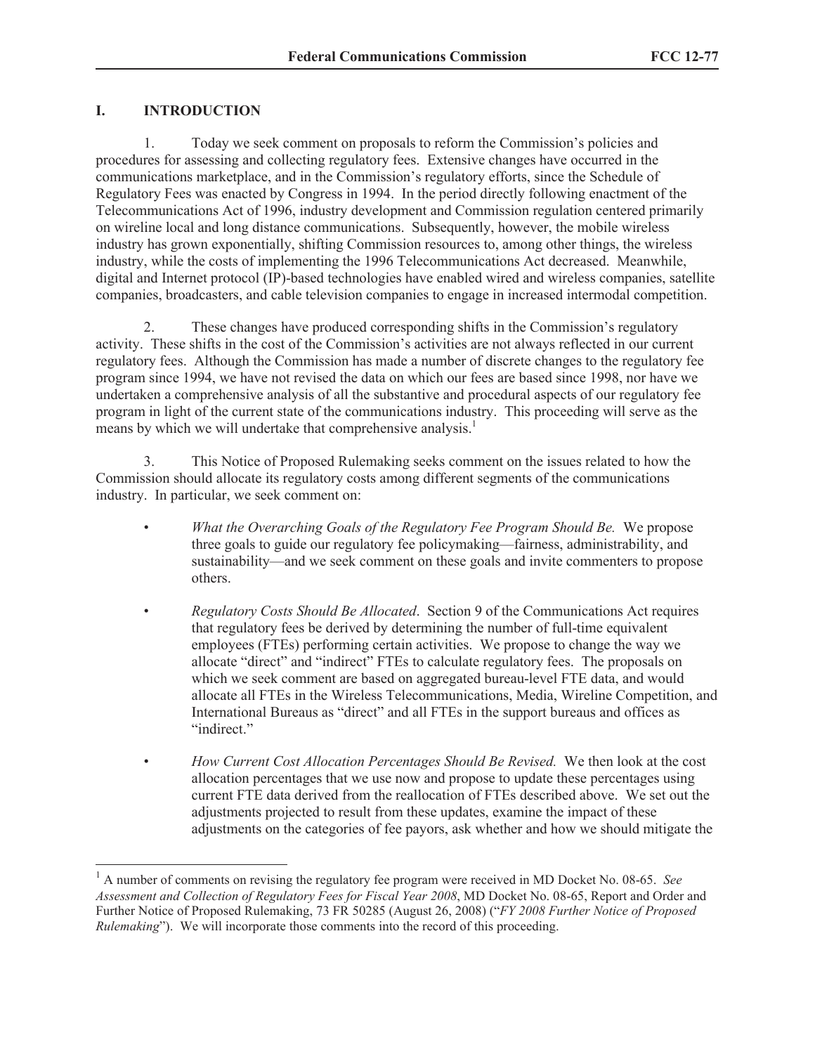## I. INTRODUCTION

1. Today we seek comment on proposals to reform the Commission's policies and procedures for assessing and collecting regulatory fees. Extensive changes have occurred in the communications marketplace, and in the Commission's regulatory efforts, since the Schedule of Regulatory Fees was enacted by Congress in 1994. In the period directly following enactment of the Telecommunications Act of 1996, industry development and Commission regulation centered primarily on wireline local and long distance communications. Subsequently, however, the mobile wireless industry has grown exponentially, shifting Commission resources to, among other things, the wireless industry, while the costs of implementing the 1996 Telecommunications Act decreased. Meanwhile, digital and Internet protocol (IP)-based technologies have enabled wired and wireless companies, satellite companies, broadcasters, and cable television companies to engage in increased intermodal competition.

2. These changes have produced corresponding shifts in the Commission's regulatory activity. These shifts in the cost of the Commission's activities are not always reflected in our current regulatory fees. Although the Commission has made a number of discrete changes to the regulatory fee program since 1994, we have not revised the data on which our fees are based since 1998, nor have we undertaken a comprehensive analysis of all the substantive and procedural aspects of our regulatory fee program in light of the current state of the communications industry. This proceeding will serve as the means by which we will undertake that comprehensive analysis.[1]

3. This Notice of Proposed Rulemaking seeks comment on the issues related to how the Commission should allocate its regulatory costs among different segments of the communications industry. In particular, we seek comment on:

- *What the Overarching Goals of the Regulatory Fee Program Should Be.* We propose three goals to guide our regulatory fee policymaking—fairness, administrability, and sustainability—and we seek comment on these goals and invite commenters to propose others.
- *Regulatory Costs Should Be Allocated*. Section 9 of the Communications Act requires that regulatory fees be derived by determining the number of full-time equivalent employees (FTEs) performing certain activities. We propose to change the way we allocate "direct" and "indirect" FTEs to calculate regulatory fees. The proposals on which we seek comment are based on aggregated bureau-level FTE data, and would allocate all FTEs in the Wireless Telecommunications, Media, Wireline Competition, and International Bureaus as "direct" and all FTEs in the support bureaus and offices as "indirect."
- *How Current Cost Allocation Percentages Should Be Revised.* We then look at the cost allocation percentages that we use now and propose to update these percentages using current FTE data derived from the reallocation of FTEs described above. We set out the adjustments projected to result from these updates, examine the impact of these adjustments on the categories of fee payors, ask whether and how we should mitigate the

[1] A number of comments on revising the regulatory fee program were received in MD Docket No. 08-65. *See Assessment and Collection of Regulatory Fees for Fiscal Year 2008*, MD Docket No. 08-65, Report and Order and Further Notice of Proposed Rulemaking, 73 FR 50285 (August 26, 2008) ("*FY 2008 Further Notice of Proposed Rulemaking*"). We will incorporate those comments into the record of this proceeding.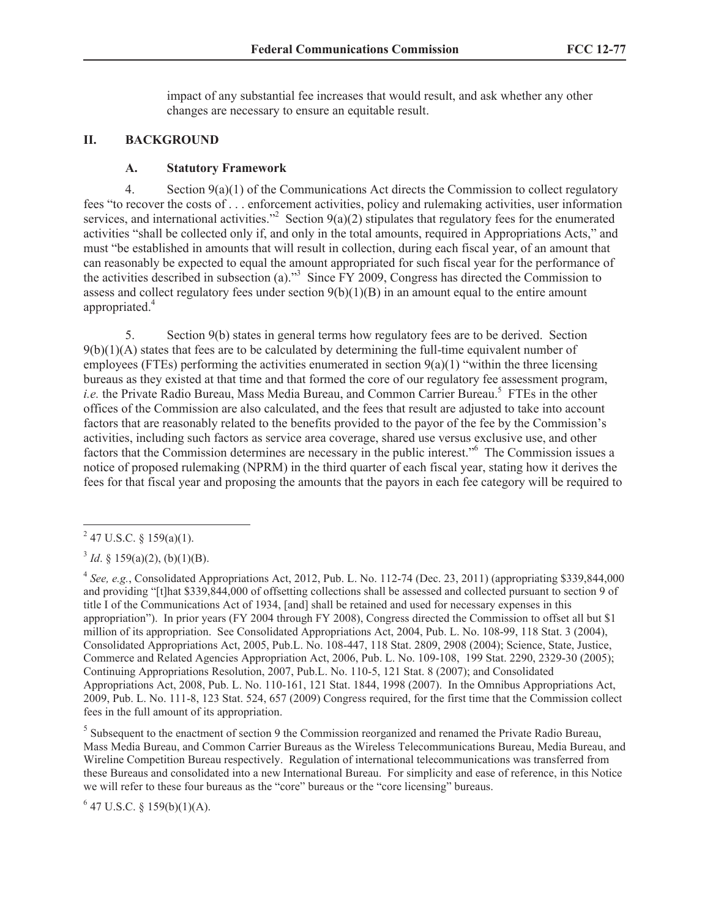impact of any substantial fee increases that would result, and ask whether any other changes are necessary to ensure an equitable result.

## II. BACKGROUND

### A. Statutory Framework

4. Section 9(a)(1) of the Communications Act directs the Commission to collect regulatory fees "to recover the costs of . . . enforcement activities, policy and rulemaking activities, user information services, and international activities."[2] Section 9(a)(2) stipulates that regulatory fees for the enumerated activities "shall be collected only if, and only in the total amounts, required in Appropriations Acts," and must "be established in amounts that will result in collection, during each fiscal year, of an amount that can reasonably be expected to equal the amount appropriated for such fiscal year for the performance of the activities described in subsection (a)."[3] Since FY 2009, Congress has directed the Commission to assess and collect regulatory fees under section 9(b)(1)(B) in an amount equal to the entire amount appropriated.[4]

5. Section 9(b) states in general terms how regulatory fees are to be derived. Section 9(b)(1)(A) states that fees are to be calculated by determining the full-time equivalent number of employees (FTEs) performing the activities enumerated in section 9(a)(1) "within the three licensing bureaus as they existed at that time and that formed the core of our regulatory fee assessment program, *i.e.* the Private Radio Bureau, Mass Media Bureau, and Common Carrier Bureau.[5] FTEs in the other offices of the Commission are also calculated, and the fees that result are adjusted to take into account factors that are reasonably related to the benefits provided to the payor of the fee by the Commission's activities, including such factors as service area coverage, shared use versus exclusive use, and other factors that the Commission determines are necessary in the public interest."[6] The Commission issues a notice of proposed rulemaking (NPRM) in the third quarter of each fiscal year, stating how it derives the fees for that fiscal year and proposing the amounts that the payors in each fee category will be required to

---

[2] 47 U.S.C. § 159(a)(1).

[3] *Id*. § 159(a)(2), (b)(1)(B).

[4] *See, e.g.*, Consolidated Appropriations Act, 2012, Pub. L. No. 112-74 (Dec. 23, 2011) (appropriating $339,844,000 and providing "[t]hat $339,844,000 of offsetting collections shall be assessed and collected pursuant to section 9 of title I of the Communications Act of 1934, [and] shall be retained and used for necessary expenses in this appropriation"). In prior years (FY 2004 through FY 2008), Congress directed the Commission to offset all but $1 million of its appropriation. See Consolidated Appropriations Act, 2004, Pub. L. No. 108-99, 118 Stat. 3 (2004), Consolidated Appropriations Act, 2005, Pub.L. No. 108-447, 118 Stat. 2809, 2908 (2004); Science, State, Justice, Commerce and Related Agencies Appropriation Act, 2006, Pub. L. No. 109-108, 199 Stat. 2290, 2329-30 (2005); Continuing Appropriations Resolution, 2007, Pub.L. No. 110-5, 121 Stat. 8 (2007); and Consolidated Appropriations Act, 2008, Pub. L. No. 110-161, 121 Stat. 1844, 1998 (2007). In the Omnibus Appropriations Act, 2009, Pub. L. No. 111-8, 123 Stat. 524, 657 (2009) Congress required, for the first time that the Commission collect fees in the full amount of its appropriation.

[5] Subsequent to the enactment of section 9 the Commission reorganized and renamed the Private Radio Bureau, Mass Media Bureau, and Common Carrier Bureaus as the Wireless Telecommunications Bureau, Media Bureau, and Wireline Competition Bureau respectively. Regulation of international telecommunications was transferred from these Bureaus and consolidated into a new International Bureau. For simplicity and ease of reference, in this Notice we will refer to these four bureaus as the "core" bureaus or the "core licensing" bureaus.

[6] 47 U.S.C. § 159(b)(1)(A).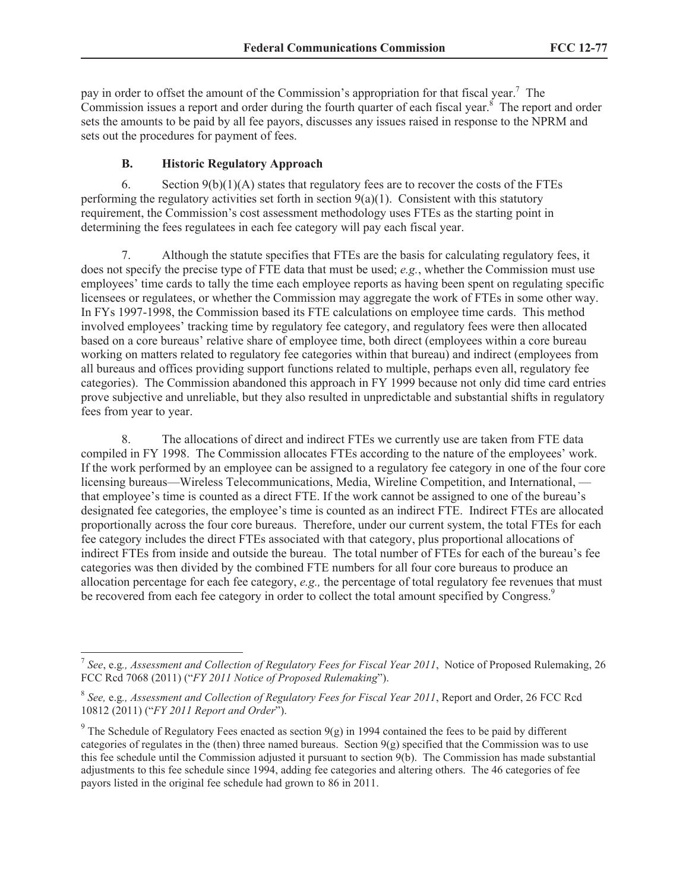pay in order to offset the amount of the Commission's appropriation for that fiscal year.[7] The Commission issues a report and order during the fourth quarter of each fiscal year.[8] The report and order sets the amounts to be paid by all fee payors, discusses any issues raised in response to the NPRM and sets out the procedures for payment of fees.

### B. Historic Regulatory Approach

6. Section 9(b)(1)(A) states that regulatory fees are to recover the costs of the FTEs performing the regulatory activities set forth in section 9(a)(1). Consistent with this statutory requirement, the Commission's cost assessment methodology uses FTEs as the starting point in determining the fees regulatees in each fee category will pay each fiscal year.

7. Although the statute specifies that FTEs are the basis for calculating regulatory fees, it does not specify the precise type of FTE data that must be used; *e.g.*, whether the Commission must use employees' time cards to tally the time each employee reports as having been spent on regulating specific licensees or regulatees, or whether the Commission may aggregate the work of FTEs in some other way. In FYs 1997-1998, the Commission based its FTE calculations on employee time cards. This method involved employees' tracking time by regulatory fee category, and regulatory fees were then allocated based on a core bureaus' relative share of employee time, both direct (employees within a core bureau working on matters related to regulatory fee categories within that bureau) and indirect (employees from all bureaus and offices providing support functions related to multiple, perhaps even all, regulatory fee categories). The Commission abandoned this approach in FY 1999 because not only did time card entries prove subjective and unreliable, but they also resulted in unpredictable and substantial shifts in regulatory fees from year to year.

8. The allocations of direct and indirect FTEs we currently use are taken from FTE data compiled in FY 1998. The Commission allocates FTEs according to the nature of the employees' work. If the work performed by an employee can be assigned to a regulatory fee category in one of the four core licensing bureaus—Wireless Telecommunications, Media, Wireline Competition, and International, — that employee's time is counted as a direct FTE. If the work cannot be assigned to one of the bureau's designated fee categories, the employee's time is counted as an indirect FTE. Indirect FTEs are allocated proportionally across the four core bureaus. Therefore, under our current system, the total FTEs for each fee category includes the direct FTEs associated with that category, plus proportional allocations of indirect FTEs from inside and outside the bureau. The total number of FTEs for each of the bureau's fee categories was then divided by the combined FTE numbers for all four core bureaus to produce an allocation percentage for each fee category, *e.g.,* the percentage of total regulatory fee revenues that must be recovered from each fee category in order to collect the total amount specified by Congress.[9]

---

[7] *See*, e.g*., Assessment and Collection of Regulatory Fees for Fiscal Year 2011*, Notice of Proposed Rulemaking, 26 FCC Rcd 7068 (2011) ("*FY 2011 Notice of Proposed Rulemaking*").

[8] *See,* e.g*., Assessment and Collection of Regulatory Fees for Fiscal Year 2011*, Report and Order, 26 FCC Rcd 10812 (2011) ("*FY 2011 Report and Order*").

[9] The Schedule of Regulatory Fees enacted as section 9(g) in 1994 contained the fees to be paid by different categories of regulates in the (then) three named bureaus. Section 9(g) specified that the Commission was to use this fee schedule until the Commission adjusted it pursuant to section 9(b). The Commission has made substantial adjustments to this fee schedule since 1994, adding fee categories and altering others. The 46 categories of fee payors listed in the original fee schedule had grown to 86 in 2011.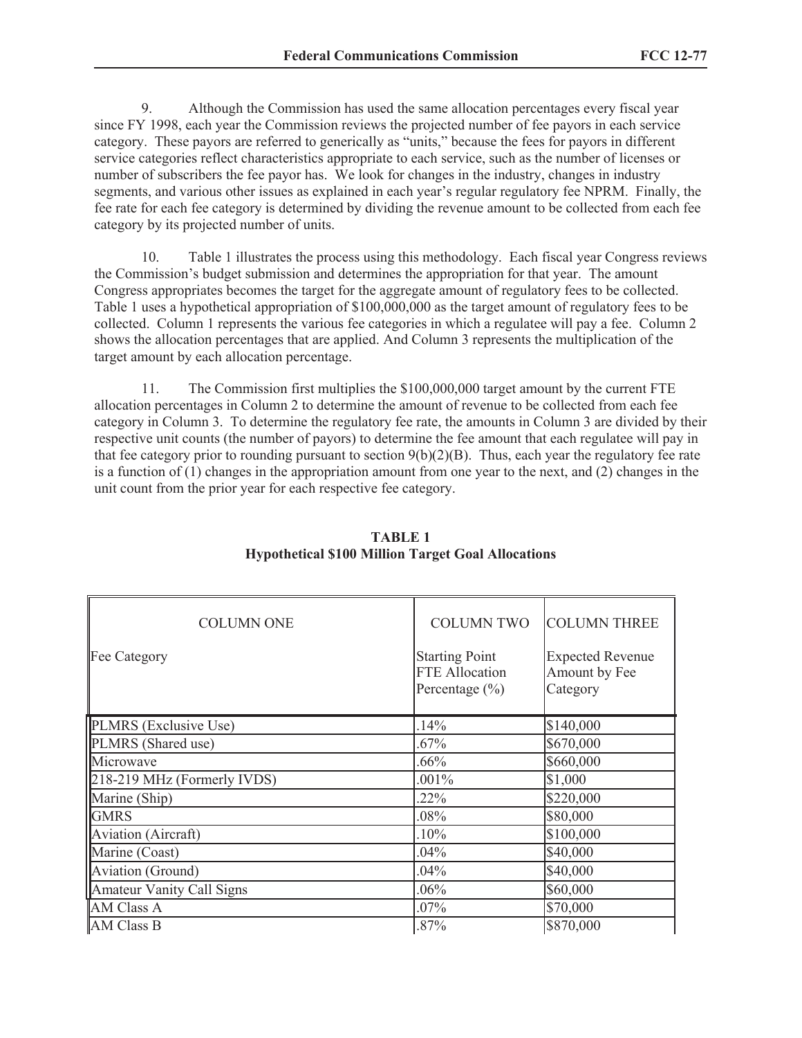9. Although the Commission has used the same allocation percentages every fiscal year since FY 1998, each year the Commission reviews the projected number of fee payors in each service category. These payors are referred to generically as "units," because the fees for payors in different service categories reflect characteristics appropriate to each service, such as the number of licenses or number of subscribers the fee payor has. We look for changes in the industry, changes in industry segments, and various other issues as explained in each year's regular regulatory fee NPRM. Finally, the fee rate for each fee category is determined by dividing the revenue amount to be collected from each fee category by its projected number of units.

10. Table 1 illustrates the process using this methodology. Each fiscal year Congress reviews the Commission's budget submission and determines the appropriation for that year. The amount Congress appropriates becomes the target for the aggregate amount of regulatory fees to be collected. Table 1 uses a hypothetical appropriation of $100,000,000 as the target amount of regulatory fees to be collected. Column 1 represents the various fee categories in which a regulatee will pay a fee. Column 2 shows the allocation percentages that are applied. And Column 3 represents the multiplication of the target amount by each allocation percentage.

11. The Commission first multiplies the $100,000,000 target amount by the current FTE allocation percentages in Column 2 to determine the amount of revenue to be collected from each fee category in Column 3. To determine the regulatory fee rate, the amounts in Column 3 are divided by their respective unit counts (the number of payors) to determine the fee amount that each regulatee will pay in that fee category prior to rounding pursuant to section 9(b)(2)(B). Thus, each year the regulatory fee rate is a function of (1) changes in the appropriation amount from one year to the next, and (2) changes in the unit count from the prior year for each respective fee category.

**TABLE 1**
**Hypothetical $100 Million Target Goal Allocations**

| COLUMN ONE<br><br>Fee Category | COLUMN TWO<br><br>Starting Point FTE Allocation Percentage (%) | COLUMN THREE<br><br>Expected Revenue Amount by Fee Category |
|---|---|---|
| PLMRS (Exclusive Use) | .14% | $140,000 |
| PLMRS (Shared use) | .67% | $670,000 |
| Microwave | .66% | $660,000 |
| 218-219 MHz (Formerly IVDS) | .001% | $1,000 |
| Marine (Ship) | .22% | $220,000 |
| GMRS | .08% | $80,000 |
| Aviation (Aircraft) | .10% | $100,000 |
| Marine (Coast) | .04% | $40,000 |
| Aviation (Ground) | .04% | $40,000 |
| Amateur Vanity Call Signs | .06% | $60,000 |
| AM Class A | .07% | $70,000 |
| AM Class B | .87% | $870,000 |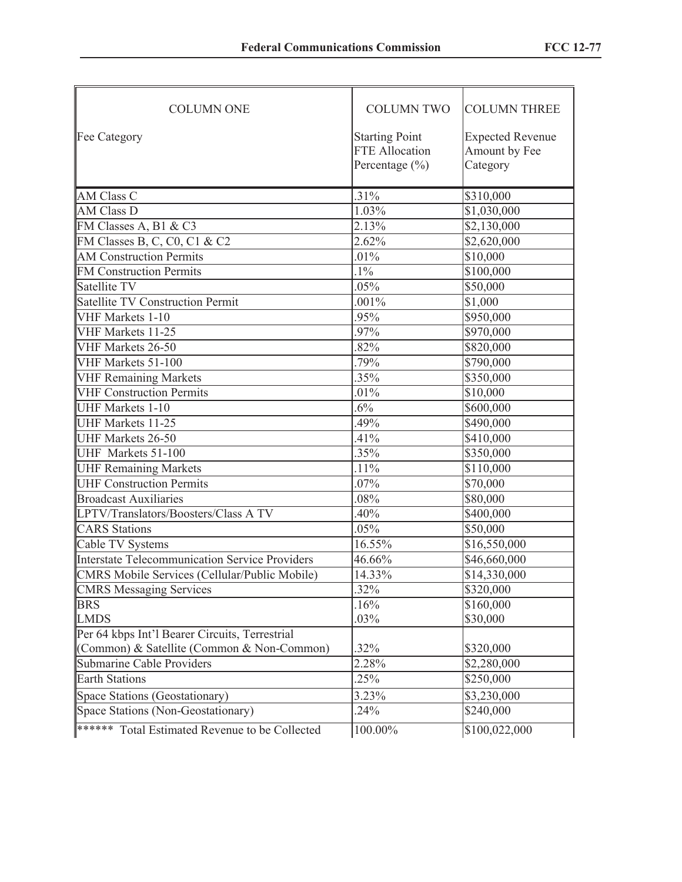| COLUMN ONE<br><br>Fee Category | COLUMN TWO<br><br>Starting Point FTE Allocation Percentage (%) | COLUMN THREE<br><br>Expected Revenue Amount by Fee Category |
|---|---|---|
| AM Class C | .31% | $310,000 |
| AM Class D | 1.03% | $1,030,000 |
| FM Classes A, B1 & C3 | 2.13% | $2,130,000 |
| FM Classes B, C, C0, C1 & C2 | 2.62% | $2,620,000 |
| AM Construction Permits | .01% | $10,000 |
| FM Construction Permits | .1% | $100,000 |
| Satellite TV | .05% | $50,000 |
| Satellite TV Construction Permit | .001% | $1,000 |
| VHF Markets 1-10 | .95% | $950,000 |
| VHF Markets 11-25 | .97% | $970,000 |
| VHF Markets 26-50 | .82% | $820,000 |
| VHF Markets 51-100 | .79% | $790,000 |
| VHF Remaining Markets | .35% | $350,000 |
| VHF Construction Permits | .01% | $10,000 |
| UHF Markets 1-10 | .6% | $600,000 |
| UHF Markets 11-25 | .49% | $490,000 |
| UHF Markets 26-50 | .41% | $410,000 |
| UHF Markets 51-100 | .35% | $350,000 |
| UHF Remaining Markets | .11% | $110,000 |
| UHF Construction Permits | .07% | $70,000 |
| Broadcast Auxiliaries | .08% | $80,000 |
| LPTV/Translators/Boosters/Class A TV | .40% | $400,000 |
| CARS Stations | .05% | $50,000 |
| Cable TV Systems | 16.55% | $16,550,000 |
| Interstate Telecommunication Service Providers | 46.66% | $46,660,000 |
| CMRS Mobile Services (Cellular/Public Mobile) | 14.33% | $14,330,000 |
| CMRS Messaging Services | .32% | $320,000 |
| BRS | .16% | $160,000 |
| LMDS | .03% | $30,000 |
| Per 64 kbps Int'l Bearer Circuits, Terrestrial (Common) & Satellite (Common & Non-Common) | .32% | $320,000 |
| Submarine Cable Providers | 2.28% | $2,280,000 |
| Earth Stations | .25% | $250,000 |
| Space Stations (Geostationary) | 3.23% | $3,230,000 |
| Space Stations (Non-Geostationary) | .24% | $240,000 |
| ****** Total Estimated Revenue to be Collected | 100.00% | $100,022,000 |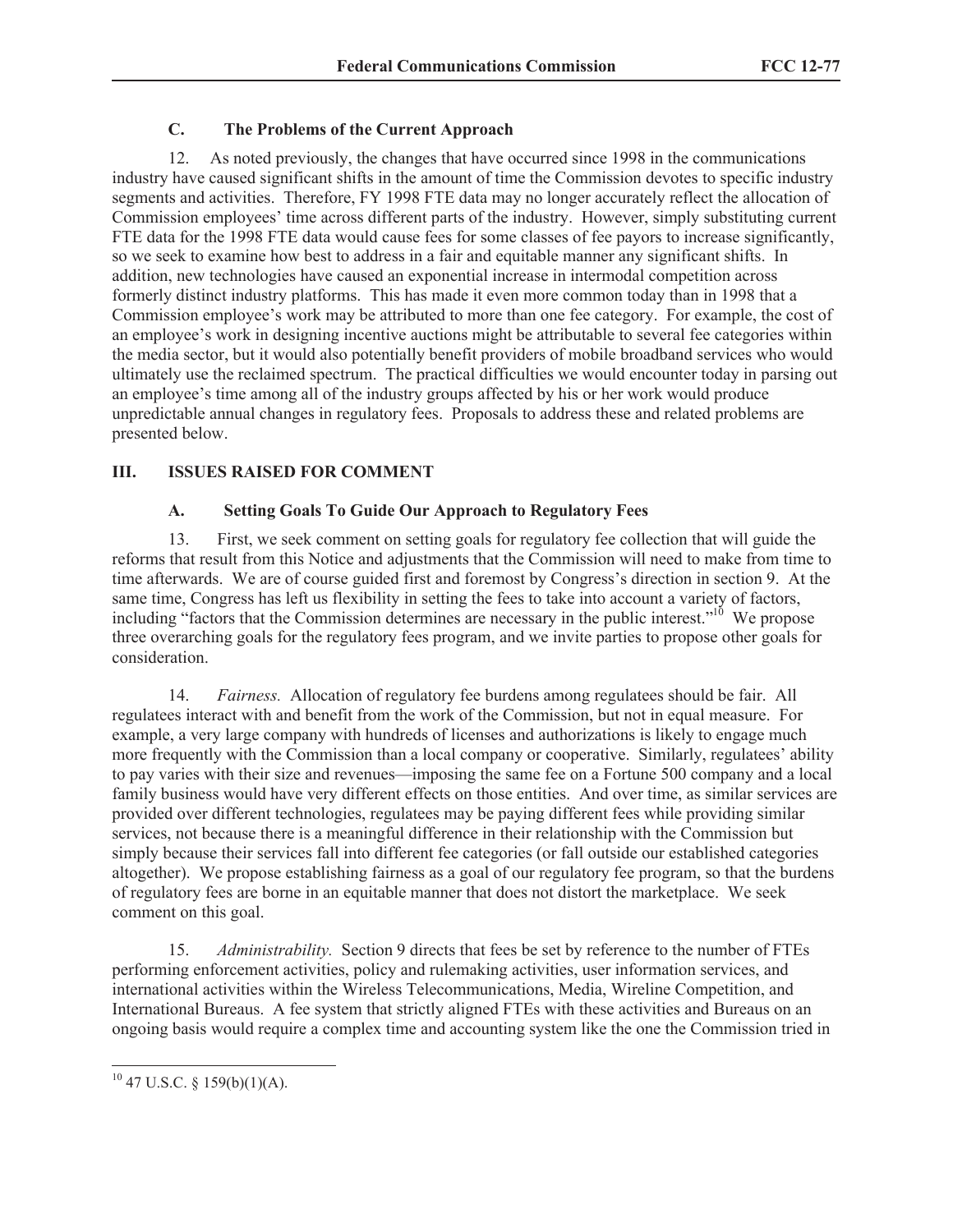### C. The Problems of the Current Approach

12. As noted previously, the changes that have occurred since 1998 in the communications industry have caused significant shifts in the amount of time the Commission devotes to specific industry segments and activities. Therefore, FY 1998 FTE data may no longer accurately reflect the allocation of Commission employees' time across different parts of the industry. However, simply substituting current FTE data for the 1998 FTE data would cause fees for some classes of fee payors to increase significantly, so we seek to examine how best to address in a fair and equitable manner any significant shifts. In addition, new technologies have caused an exponential increase in intermodal competition across formerly distinct industry platforms. This has made it even more common today than in 1998 that a Commission employee's work may be attributed to more than one fee category. For example, the cost of an employee's work in designing incentive auctions might be attributable to several fee categories within the media sector, but it would also potentially benefit providers of mobile broadband services who would ultimately use the reclaimed spectrum. The practical difficulties we would encounter today in parsing out an employee's time among all of the industry groups affected by his or her work would produce unpredictable annual changes in regulatory fees. Proposals to address these and related problems are presented below.

## III. ISSUES RAISED FOR COMMENT

### A. Setting Goals To Guide Our Approach to Regulatory Fees

13. First, we seek comment on setting goals for regulatory fee collection that will guide the reforms that result from this Notice and adjustments that the Commission will need to make from time to time afterwards. We are of course guided first and foremost by Congress's direction in section 9. At the same time, Congress has left us flexibility in setting the fees to take into account a variety of factors, including "factors that the Commission determines are necessary in the public interest."[10] We propose three overarching goals for the regulatory fees program, and we invite parties to propose other goals for consideration.

14. *Fairness.* Allocation of regulatory fee burdens among regulatees should be fair. All regulatees interact with and benefit from the work of the Commission, but not in equal measure. For example, a very large company with hundreds of licenses and authorizations is likely to engage much more frequently with the Commission than a local company or cooperative. Similarly, regulatees' ability to pay varies with their size and revenues—imposing the same fee on a Fortune 500 company and a local family business would have very different effects on those entities. And over time, as similar services are provided over different technologies, regulatees may be paying different fees while providing similar services, not because there is a meaningful difference in their relationship with the Commission but simply because their services fall into different fee categories (or fall outside our established categories altogether). We propose establishing fairness as a goal of our regulatory fee program, so that the burdens of regulatory fees are borne in an equitable manner that does not distort the marketplace. We seek comment on this goal.

15. *Administrability.* Section 9 directs that fees be set by reference to the number of FTEs performing enforcement activities, policy and rulemaking activities, user information services, and international activities within the Wireless Telecommunications, Media, Wireline Competition, and International Bureaus. A fee system that strictly aligned FTEs with these activities and Bureaus on an ongoing basis would require a complex time and accounting system like the one the Commission tried in

[10] 47 U.S.C. § 159(b)(1)(A).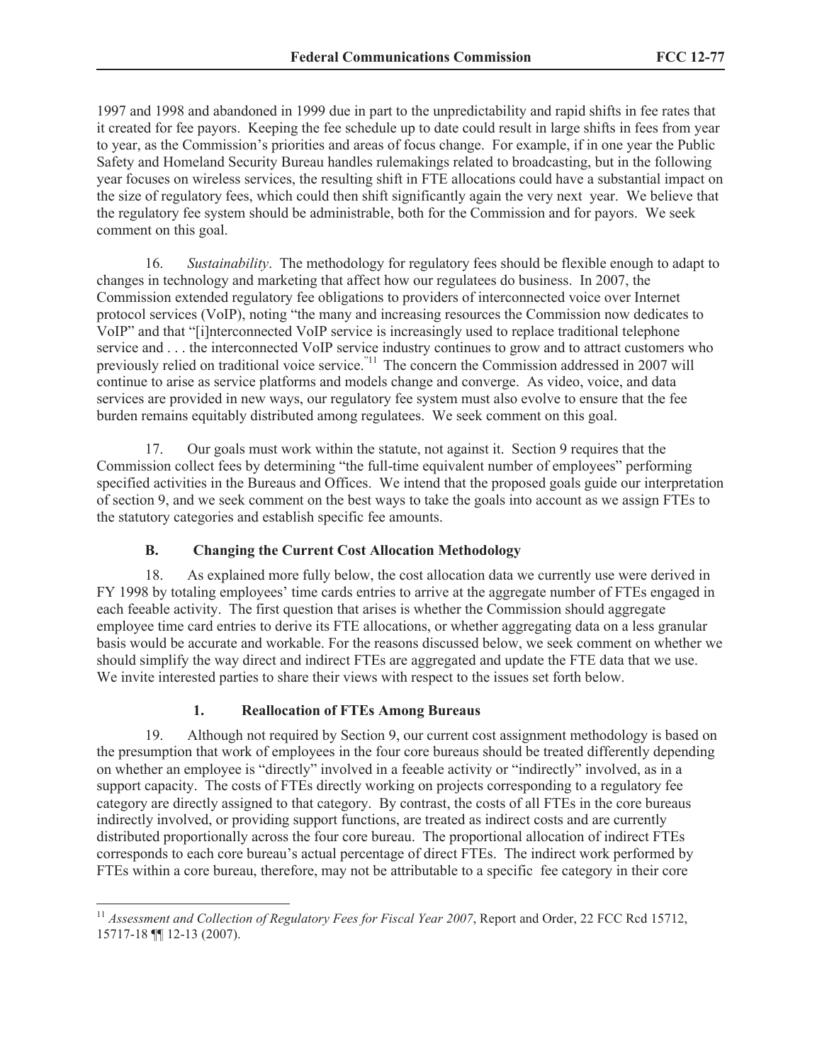1997 and 1998 and abandoned in 1999 due in part to the unpredictability and rapid shifts in fee rates that it created for fee payors. Keeping the fee schedule up to date could result in large shifts in fees from year to year, as the Commission's priorities and areas of focus change. For example, if in one year the Public Safety and Homeland Security Bureau handles rulemakings related to broadcasting, but in the following year focuses on wireless services, the resulting shift in FTE allocations could have a substantial impact on the size of regulatory fees, which could then shift significantly again the very next year. We believe that the regulatory fee system should be administrable, both for the Commission and for payors. We seek comment on this goal.

16. *Sustainability*. The methodology for regulatory fees should be flexible enough to adapt to changes in technology and marketing that affect how our regulatees do business. In 2007, the Commission extended regulatory fee obligations to providers of interconnected voice over Internet protocol services (VoIP), noting "the many and increasing resources the Commission now dedicates to VoIP" and that "[i]nterconnected VoIP service is increasingly used to replace traditional telephone service and . . . the interconnected VoIP service industry continues to grow and to attract customers who previously relied on traditional voice service."[11] The concern the Commission addressed in 2007 will continue to arise as service platforms and models change and converge. As video, voice, and data services are provided in new ways, our regulatory fee system must also evolve to ensure that the fee burden remains equitably distributed among regulatees. We seek comment on this goal.

17. Our goals must work within the statute, not against it. Section 9 requires that the Commission collect fees by determining "the full-time equivalent number of employees" performing specified activities in the Bureaus and Offices. We intend that the proposed goals guide our interpretation of section 9, and we seek comment on the best ways to take the goals into account as we assign FTEs to the statutory categories and establish specific fee amounts.

### B. Changing the Current Cost Allocation Methodology

18. As explained more fully below, the cost allocation data we currently use were derived in FY 1998 by totaling employees' time cards entries to arrive at the aggregate number of FTEs engaged in each feeable activity. The first question that arises is whether the Commission should aggregate employee time card entries to derive its FTE allocations, or whether aggregating data on a less granular basis would be accurate and workable. For the reasons discussed below, we seek comment on whether we should simplify the way direct and indirect FTEs are aggregated and update the FTE data that we use. We invite interested parties to share their views with respect to the issues set forth below.

#### 1. Reallocation of FTEs Among Bureaus

19. Although not required by Section 9, our current cost assignment methodology is based on the presumption that work of employees in the four core bureaus should be treated differently depending on whether an employee is "directly" involved in a feeable activity or "indirectly" involved, as in a support capacity. The costs of FTEs directly working on projects corresponding to a regulatory fee category are directly assigned to that category. By contrast, the costs of all FTEs in the core bureaus indirectly involved, or providing support functions, are treated as indirect costs and are currently distributed proportionally across the four core bureau. The proportional allocation of indirect FTEs corresponds to each core bureau's actual percentage of direct FTEs. The indirect work performed by FTEs within a core bureau, therefore, may not be attributable to a specific fee category in their core

---

[11] *Assessment and Collection of Regulatory Fees for Fiscal Year 2007*, Report and Order, 22 FCC Rcd 15712, 15717-18 ¶¶ 12-13 (2007).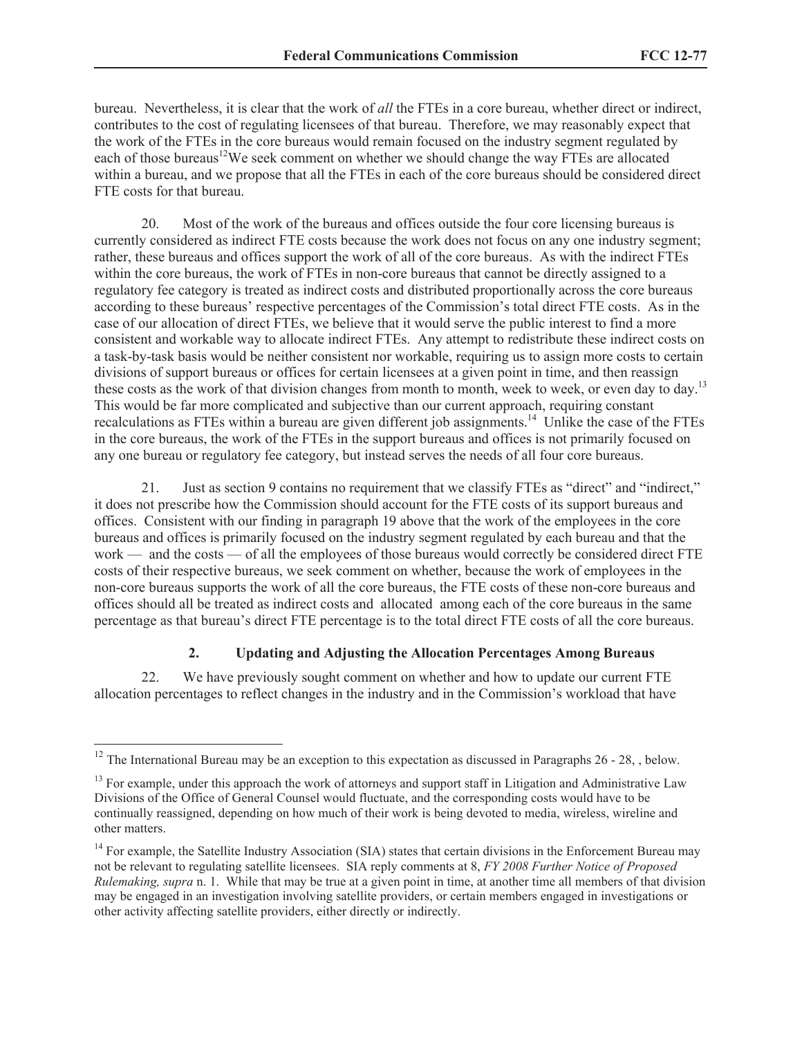bureau. Nevertheless, it is clear that the work of *all* the FTEs in a core bureau, whether direct or indirect, contributes to the cost of regulating licensees of that bureau. Therefore, we may reasonably expect that the work of the FTEs in the core bureaus would remain focused on the industry segment regulated by each of those bureaus[12]We seek comment on whether we should change the way FTEs are allocated within a bureau, and we propose that all the FTEs in each of the core bureaus should be considered direct FTE costs for that bureau.

20. Most of the work of the bureaus and offices outside the four core licensing bureaus is currently considered as indirect FTE costs because the work does not focus on any one industry segment; rather, these bureaus and offices support the work of all of the core bureaus. As with the indirect FTEs within the core bureaus, the work of FTEs in non-core bureaus that cannot be directly assigned to a regulatory fee category is treated as indirect costs and distributed proportionally across the core bureaus according to these bureaus' respective percentages of the Commission's total direct FTE costs. As in the case of our allocation of direct FTEs, we believe that it would serve the public interest to find a more consistent and workable way to allocate indirect FTEs. Any attempt to redistribute these indirect costs on a task-by-task basis would be neither consistent nor workable, requiring us to assign more costs to certain divisions of support bureaus or offices for certain licensees at a given point in time, and then reassign these costs as the work of that division changes from month to month, week to week, or even day to day.[13] This would be far more complicated and subjective than our current approach, requiring constant recalculations as FTEs within a bureau are given different job assignments.[14] Unlike the case of the FTEs in the core bureaus, the work of the FTEs in the support bureaus and offices is not primarily focused on any one bureau or regulatory fee category, but instead serves the needs of all four core bureaus.

21. Just as section 9 contains no requirement that we classify FTEs as "direct" and "indirect," it does not prescribe how the Commission should account for the FTE costs of its support bureaus and offices. Consistent with our finding in paragraph 19 above that the work of the employees in the core bureaus and offices is primarily focused on the industry segment regulated by each bureau and that the work — and the costs — of all the employees of those bureaus would correctly be considered direct FTE costs of their respective bureaus, we seek comment on whether, because the work of employees in the non-core bureaus supports the work of all the core bureaus, the FTE costs of these non-core bureaus and offices should all be treated as indirect costs and allocated among each of the core bureaus in the same percentage as that bureau's direct FTE percentage is to the total direct FTE costs of all the core bureaus.

### 2. Updating and Adjusting the Allocation Percentages Among Bureaus

22. We have previously sought comment on whether and how to update our current FTE allocation percentages to reflect changes in the industry and in the Commission's workload that have

---

[12] The International Bureau may be an exception to this expectation as discussed in Paragraphs 26 - 28, , below.

[13] For example, under this approach the work of attorneys and support staff in Litigation and Administrative Law Divisions of the Office of General Counsel would fluctuate, and the corresponding costs would have to be continually reassigned, depending on how much of their work is being devoted to media, wireless, wireline and other matters.

[14] For example, the Satellite Industry Association (SIA) states that certain divisions in the Enforcement Bureau may not be relevant to regulating satellite licensees. SIA reply comments at 8, *FY 2008 Further Notice of Proposed Rulemaking, supra* n. 1. While that may be true at a given point in time, at another time all members of that division may be engaged in an investigation involving satellite providers, or certain members engaged in investigations or other activity affecting satellite providers, either directly or indirectly.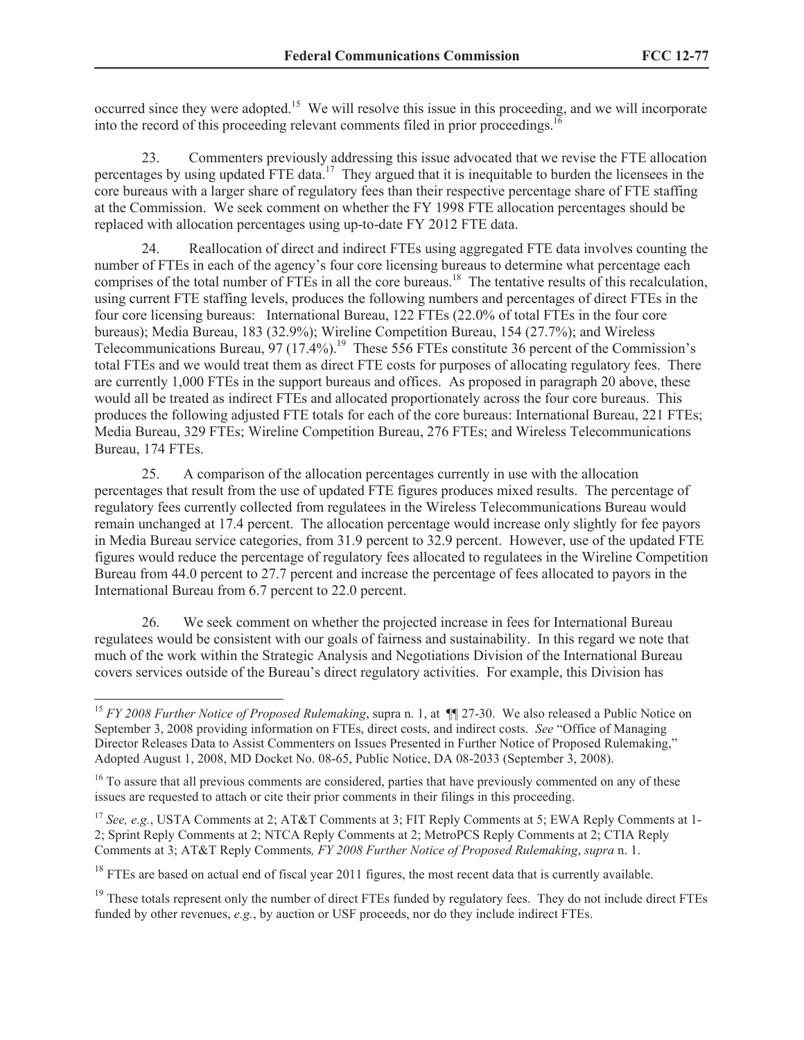occurred since they were adopted.[15] We will resolve this issue in this proceeding, and we will incorporate into the record of this proceeding relevant comments filed in prior proceedings.[16]

23. Commenters previously addressing this issue advocated that we revise the FTE allocation percentages by using updated FTE data.[17] They argued that it is inequitable to burden the licensees in the core bureaus with a larger share of regulatory fees than their respective percentage share of FTE staffing at the Commission. We seek comment on whether the FY 1998 FTE allocation percentages should be replaced with allocation percentages using up-to-date FY 2012 FTE data.

24. Reallocation of direct and indirect FTEs using aggregated FTE data involves counting the number of FTEs in each of the agency's four core licensing bureaus to determine what percentage each comprises of the total number of FTEs in all the core bureaus.[18] The tentative results of this recalculation, using current FTE staffing levels, produces the following numbers and percentages of direct FTEs in the four core licensing bureaus: International Bureau, 122 FTEs (22.0% of total FTEs in the four core bureaus); Media Bureau, 183 (32.9%); Wireline Competition Bureau, 154 (27.7%); and Wireless Telecommunications Bureau, 97 (17.4%).[19] These 556 FTEs constitute 36 percent of the Commission's total FTEs and we would treat them as direct FTE costs for purposes of allocating regulatory fees. There are currently 1,000 FTEs in the support bureaus and offices. As proposed in paragraph 20 above, these would all be treated as indirect FTEs and allocated proportionately across the four core bureaus. This produces the following adjusted FTE totals for each of the core bureaus: International Bureau, 221 FTEs; Media Bureau, 329 FTEs; Wireline Competition Bureau, 276 FTEs; and Wireless Telecommunications Bureau, 174 FTEs.

25. A comparison of the allocation percentages currently in use with the allocation percentages that result from the use of updated FTE figures produces mixed results. The percentage of regulatory fees currently collected from regulatees in the Wireless Telecommunications Bureau would remain unchanged at 17.4 percent. The allocation percentage would increase only slightly for fee payors in Media Bureau service categories, from 31.9 percent to 32.9 percent. However, use of the updated FTE figures would reduce the percentage of regulatory fees allocated to regulatees in the Wireline Competition Bureau from 44.0 percent to 27.7 percent and increase the percentage of fees allocated to payors in the International Bureau from 6.7 percent to 22.0 percent.

26. We seek comment on whether the projected increase in fees for International Bureau regulatees would be consistent with our goals of fairness and sustainability. In this regard we note that much of the work within the Strategic Analysis and Negotiations Division of the International Bureau covers services outside of the Bureau's direct regulatory activities. For example, this Division has

---

[15] *FY 2008 Further Notice of Proposed Rulemaking*, supra n. 1, at ¶¶ 27-30. We also released a Public Notice on September 3, 2008 providing information on FTEs, direct costs, and indirect costs. *See* "Office of Managing Director Releases Data to Assist Commenters on Issues Presented in Further Notice of Proposed Rulemaking," Adopted August 1, 2008, MD Docket No. 08-65, Public Notice, DA 08-2033 (September 3, 2008).

[16] To assure that all previous comments are considered, parties that have previously commented on any of these issues are requested to attach or cite their prior comments in their filings in this proceeding.

[17] *See, e.g.*, USTA Comments at 2; AT&T Comments at 3; FIT Reply Comments at 5; EWA Reply Comments at 1-2; Sprint Reply Comments at 2; NTCA Reply Comments at 2; MetroPCS Reply Comments at 2; CTIA Reply Comments at 3; AT&T Reply Comments*, FY 2008 Further Notice of Proposed Rulemaking*, *supra* n. 1.

[18] FTEs are based on actual end of fiscal year 2011 figures, the most recent data that is currently available.

[19] These totals represent only the number of direct FTEs funded by regulatory fees. They do not include direct FTEs funded by other revenues, *e.g.*, by auction or USF proceeds, nor do they include indirect FTEs.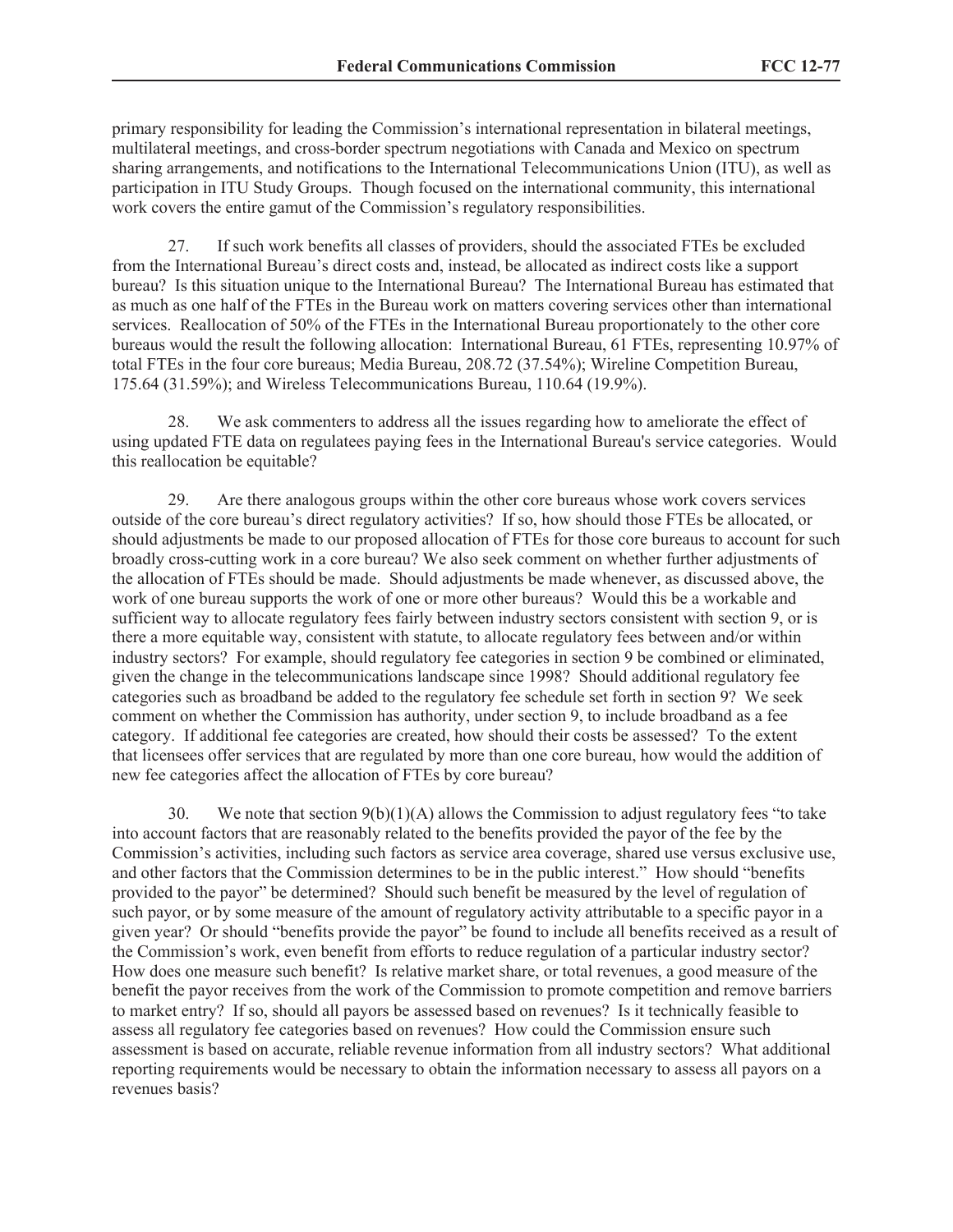primary responsibility for leading the Commission's international representation in bilateral meetings, multilateral meetings, and cross-border spectrum negotiations with Canada and Mexico on spectrum sharing arrangements, and notifications to the International Telecommunications Union (ITU), as well as participation in ITU Study Groups. Though focused on the international community, this international work covers the entire gamut of the Commission's regulatory responsibilities.

27. If such work benefits all classes of providers, should the associated FTEs be excluded from the International Bureau's direct costs and, instead, be allocated as indirect costs like a support bureau? Is this situation unique to the International Bureau? The International Bureau has estimated that as much as one half of the FTEs in the Bureau work on matters covering services other than international services. Reallocation of 50% of the FTEs in the International Bureau proportionately to the other core bureaus would the result the following allocation: International Bureau, 61 FTEs, representing 10.97% of total FTEs in the four core bureaus; Media Bureau, 208.72 (37.54%); Wireline Competition Bureau, 175.64 (31.59%); and Wireless Telecommunications Bureau, 110.64 (19.9%).

28. We ask commenters to address all the issues regarding how to ameliorate the effect of using updated FTE data on regulatees paying fees in the International Bureau's service categories. Would this reallocation be equitable?

29. Are there analogous groups within the other core bureaus whose work covers services outside of the core bureau's direct regulatory activities? If so, how should those FTEs be allocated, or should adjustments be made to our proposed allocation of FTEs for those core bureaus to account for such broadly cross-cutting work in a core bureau? We also seek comment on whether further adjustments of the allocation of FTEs should be made. Should adjustments be made whenever, as discussed above, the work of one bureau supports the work of one or more other bureaus? Would this be a workable and sufficient way to allocate regulatory fees fairly between industry sectors consistent with section 9, or is there a more equitable way, consistent with statute, to allocate regulatory fees between and/or within industry sectors? For example, should regulatory fee categories in section 9 be combined or eliminated, given the change in the telecommunications landscape since 1998? Should additional regulatory fee categories such as broadband be added to the regulatory fee schedule set forth in section 9? We seek comment on whether the Commission has authority, under section 9, to include broadband as a fee category. If additional fee categories are created, how should their costs be assessed? To the extent that licensees offer services that are regulated by more than one core bureau, how would the addition of new fee categories affect the allocation of FTEs by core bureau?

30. We note that section 9(b)(1)(A) allows the Commission to adjust regulatory fees "to take into account factors that are reasonably related to the benefits provided the payor of the fee by the Commission's activities, including such factors as service area coverage, shared use versus exclusive use, and other factors that the Commission determines to be in the public interest." How should "benefits provided to the payor" be determined? Should such benefit be measured by the level of regulation of such payor, or by some measure of the amount of regulatory activity attributable to a specific payor in a given year? Or should "benefits provide the payor" be found to include all benefits received as a result of the Commission's work, even benefit from efforts to reduce regulation of a particular industry sector? How does one measure such benefit? Is relative market share, or total revenues, a good measure of the benefit the payor receives from the work of the Commission to promote competition and remove barriers to market entry? If so, should all payors be assessed based on revenues? Is it technically feasible to assess all regulatory fee categories based on revenues? How could the Commission ensure such assessment is based on accurate, reliable revenue information from all industry sectors? What additional reporting requirements would be necessary to obtain the information necessary to assess all payors on a revenues basis?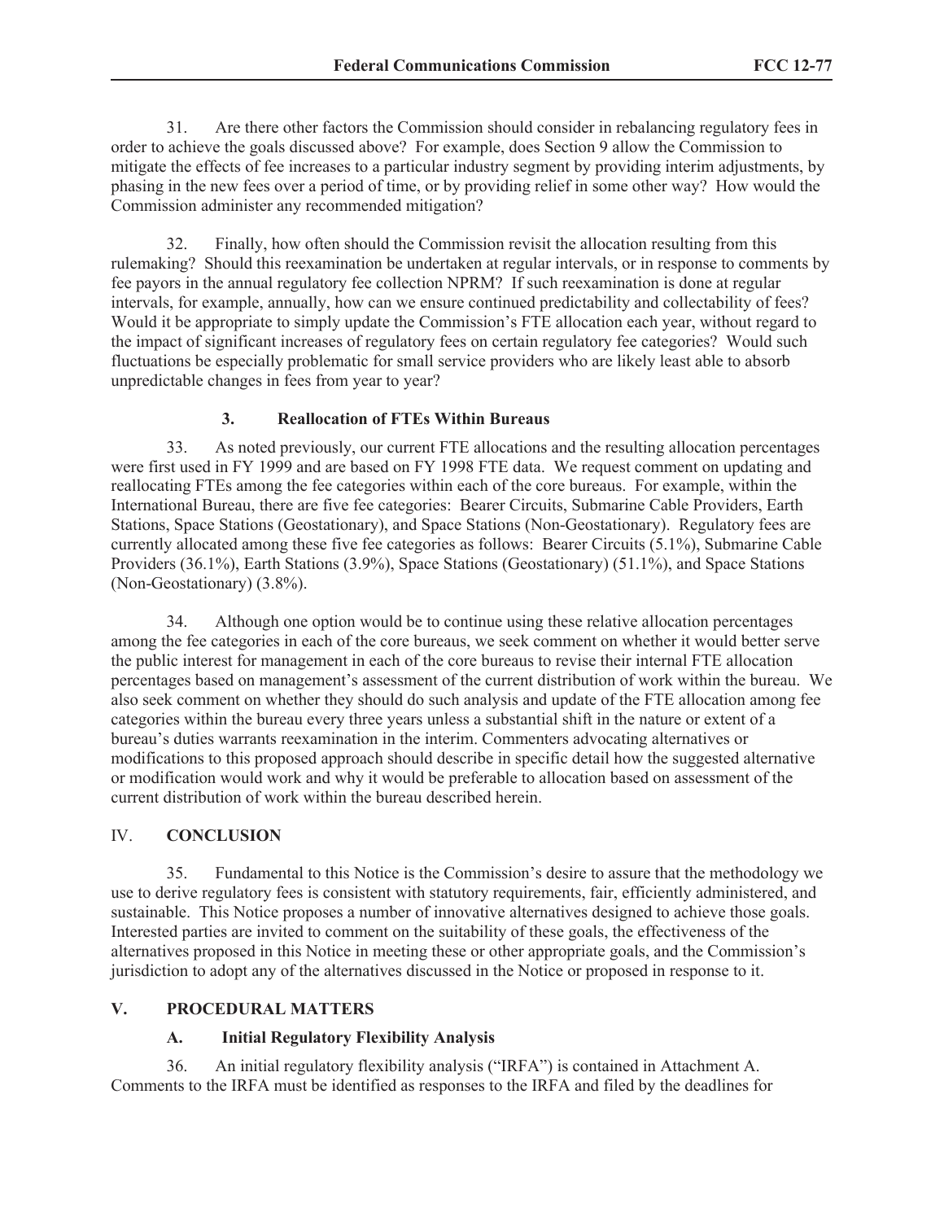31. Are there other factors the Commission should consider in rebalancing regulatory fees in order to achieve the goals discussed above? For example, does Section 9 allow the Commission to mitigate the effects of fee increases to a particular industry segment by providing interim adjustments, by phasing in the new fees over a period of time, or by providing relief in some other way? How would the Commission administer any recommended mitigation?

32. Finally, how often should the Commission revisit the allocation resulting from this rulemaking? Should this reexamination be undertaken at regular intervals, or in response to comments by fee payors in the annual regulatory fee collection NPRM? If such reexamination is done at regular intervals, for example, annually, how can we ensure continued predictability and collectability of fees? Would it be appropriate to simply update the Commission's FTE allocation each year, without regard to the impact of significant increases of regulatory fees on certain regulatory fee categories? Would such fluctuations be especially problematic for small service providers who are likely least able to absorb unpredictable changes in fees from year to year?

### 3. Reallocation of FTEs Within Bureaus

33. As noted previously, our current FTE allocations and the resulting allocation percentages were first used in FY 1999 and are based on FY 1998 FTE data. We request comment on updating and reallocating FTEs among the fee categories within each of the core bureaus. For example, within the International Bureau, there are five fee categories: Bearer Circuits, Submarine Cable Providers, Earth Stations, Space Stations (Geostationary), and Space Stations (Non-Geostationary). Regulatory fees are currently allocated among these five fee categories as follows: Bearer Circuits (5.1%), Submarine Cable Providers (36.1%), Earth Stations (3.9%), Space Stations (Geostationary) (51.1%), and Space Stations (Non-Geostationary) (3.8%).

34. Although one option would be to continue using these relative allocation percentages among the fee categories in each of the core bureaus, we seek comment on whether it would better serve the public interest for management in each of the core bureaus to revise their internal FTE allocation percentages based on management's assessment of the current distribution of work within the bureau. We also seek comment on whether they should do such analysis and update of the FTE allocation among fee categories within the bureau every three years unless a substantial shift in the nature or extent of a bureau's duties warrants reexamination in the interim. Commenters advocating alternatives or modifications to this proposed approach should describe in specific detail how the suggested alternative or modification would work and why it would be preferable to allocation based on assessment of the current distribution of work within the bureau described herein.

## IV. CONCLUSION

35. Fundamental to this Notice is the Commission's desire to assure that the methodology we use to derive regulatory fees is consistent with statutory requirements, fair, efficiently administered, and sustainable. This Notice proposes a number of innovative alternatives designed to achieve those goals. Interested parties are invited to comment on the suitability of these goals, the effectiveness of the alternatives proposed in this Notice in meeting these or other appropriate goals, and the Commission's jurisdiction to adopt any of the alternatives discussed in the Notice or proposed in response to it.

## V. PROCEDURAL MATTERS

### A. Initial Regulatory Flexibility Analysis

36. An initial regulatory flexibility analysis ("IRFA") is contained in Attachment A. Comments to the IRFA must be identified as responses to the IRFA and filed by the deadlines for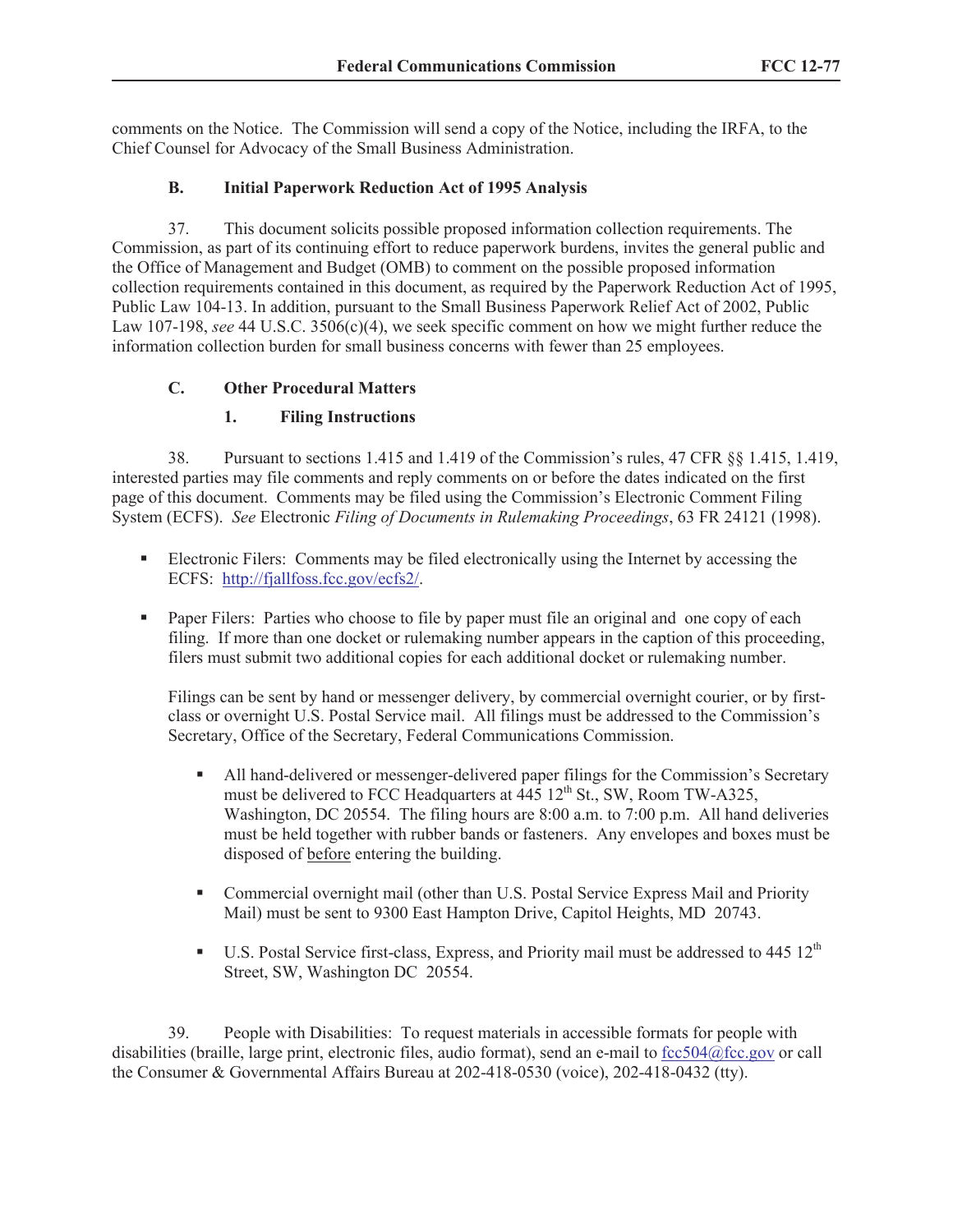comments on the Notice. The Commission will send a copy of the Notice, including the IRFA, to the Chief Counsel for Advocacy of the Small Business Administration.

### B. Initial Paperwork Reduction Act of 1995 Analysis

37. This document solicits possible proposed information collection requirements. The Commission, as part of its continuing effort to reduce paperwork burdens, invites the general public and the Office of Management and Budget (OMB) to comment on the possible proposed information collection requirements contained in this document, as required by the Paperwork Reduction Act of 1995, Public Law 104-13. In addition, pursuant to the Small Business Paperwork Relief Act of 2002, Public Law 107-198, *see* 44 U.S.C. 3506(c)(4), we seek specific comment on how we might further reduce the information collection burden for small business concerns with fewer than 25 employees.

### C. Other Procedural Matters

#### 1. Filing Instructions

38. Pursuant to sections 1.415 and 1.419 of the Commission's rules, 47 CFR §§ 1.415, 1.419, interested parties may file comments and reply comments on or before the dates indicated on the first page of this document. Comments may be filed using the Commission's Electronic Comment Filing System (ECFS). *See* Electronic *Filing of Documents in Rulemaking Proceedings*, 63 FR 24121 (1998).

- Electronic Filers: Comments may be filed electronically using the Internet by accessing the ECFS: http://fjallfoss.fcc.gov/ecfs2/.

- Paper Filers: Parties who choose to file by paper must file an original and one copy of each filing. If more than one docket or rulemaking number appears in the caption of this proceeding, filers must submit two additional copies for each additional docket or rulemaking number.

  Filings can be sent by hand or messenger delivery, by commercial overnight courier, or by first-class or overnight U.S. Postal Service mail. All filings must be addressed to the Commission's Secretary, Office of the Secretary, Federal Communications Commission.

  - All hand-delivered or messenger-delivered paper filings for the Commission's Secretary must be delivered to FCC Headquarters at 445 12th St., SW, Room TW-A325, Washington, DC 20554. The filing hours are 8:00 a.m. to 7:00 p.m. All hand deliveries must be held together with rubber bands or fasteners. Any envelopes and boxes must be disposed of <u>before</u> entering the building.

  - Commercial overnight mail (other than U.S. Postal Service Express Mail and Priority Mail) must be sent to 9300 East Hampton Drive, Capitol Heights, MD 20743.

  - U.S. Postal Service first-class, Express, and Priority mail must be addressed to 445 12th Street, SW, Washington DC 20554.

39. People with Disabilities: To request materials in accessible formats for people with disabilities (braille, large print, electronic files, audio format), send an e-mail to fcc504@fcc.gov or call the Consumer & Governmental Affairs Bureau at 202-418-0530 (voice), 202-418-0432 (tty).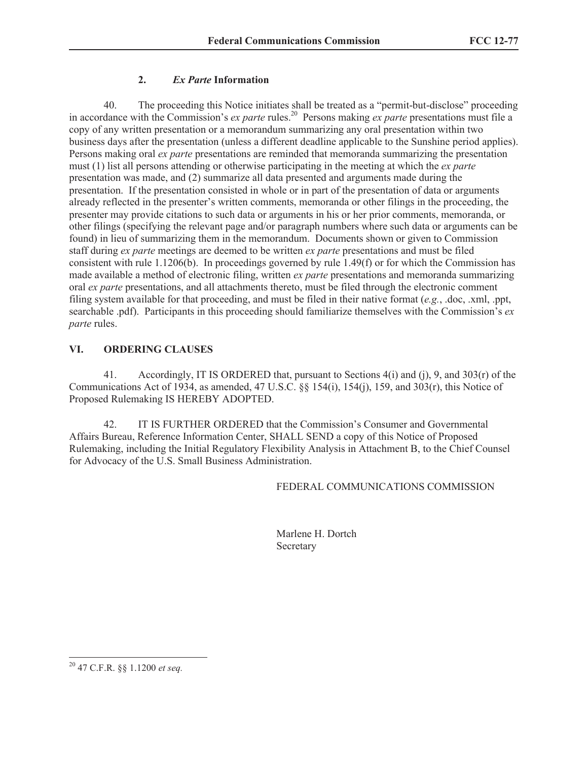### 2. *Ex Parte* Information

40. The proceeding this Notice initiates shall be treated as a "permit-but-disclose" proceeding in accordance with the Commission's *ex parte* rules.[20] Persons making *ex parte* presentations must file a copy of any written presentation or a memorandum summarizing any oral presentation within two business days after the presentation (unless a different deadline applicable to the Sunshine period applies). Persons making oral *ex parte* presentations are reminded that memoranda summarizing the presentation must (1) list all persons attending or otherwise participating in the meeting at which the *ex parte* presentation was made, and (2) summarize all data presented and arguments made during the presentation. If the presentation consisted in whole or in part of the presentation of data or arguments already reflected in the presenter's written comments, memoranda or other filings in the proceeding, the presenter may provide citations to such data or arguments in his or her prior comments, memoranda, or other filings (specifying the relevant page and/or paragraph numbers where such data or arguments can be found) in lieu of summarizing them in the memorandum. Documents shown or given to Commission staff during *ex parte* meetings are deemed to be written *ex parte* presentations and must be filed consistent with rule 1.1206(b). In proceedings governed by rule 1.49(f) or for which the Commission has made available a method of electronic filing, written *ex parte* presentations and memoranda summarizing oral *ex parte* presentations, and all attachments thereto, must be filed through the electronic comment filing system available for that proceeding, and must be filed in their native format (*e.g.*, .doc, .xml, .ppt, searchable .pdf). Participants in this proceeding should familiarize themselves with the Commission's *ex parte* rules.

## VI. ORDERING CLAUSES

41. Accordingly, IT IS ORDERED that, pursuant to Sections 4(i) and (j), 9, and 303(r) of the Communications Act of 1934, as amended, 47 U.S.C. §§ 154(i), 154(j), 159, and 303(r), this Notice of Proposed Rulemaking IS HEREBY ADOPTED.

42. IT IS FURTHER ORDERED that the Commission's Consumer and Governmental Affairs Bureau, Reference Information Center, SHALL SEND a copy of this Notice of Proposed Rulemaking, including the Initial Regulatory Flexibility Analysis in Attachment B, to the Chief Counsel for Advocacy of the U.S. Small Business Administration.

FEDERAL COMMUNICATIONS COMMISSION

Marlene H. Dortch
Secretary

[20] 47 C.F.R. §§ 1.1200 *et seq.*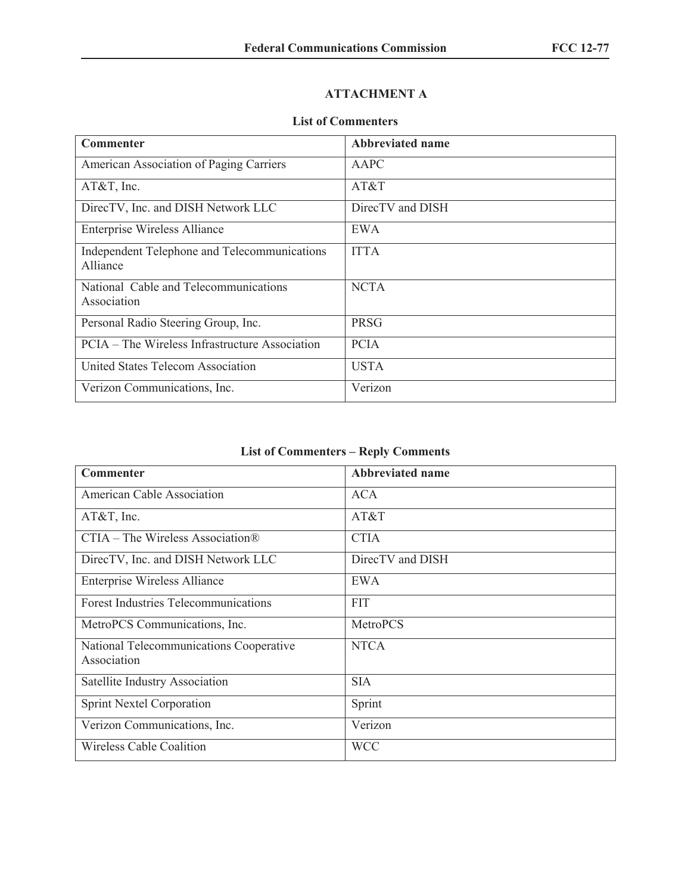## ATTACHMENT A

### List of Commenters

| Commenter | Abbreviated name |
|---|---|
| American Association of Paging Carriers | AAPC |
| AT&T, Inc. | AT&T |
| DirecTV, Inc. and DISH Network LLC | DirecTV and DISH |
| Enterprise Wireless Alliance | EWA |
| Independent Telephone and Telecommunications Alliance | ITTA |
| National Cable and Telecommunications Association | NCTA |
| Personal Radio Steering Group, Inc. | PRSG |
| PCIA – The Wireless Infrastructure Association | PCIA |
| United States Telecom Association | USTA |
| Verizon Communications, Inc. | Verizon |

### List of Commenters – Reply Comments

| Commenter | Abbreviated name |
|---|---|
| American Cable Association | ACA |
| AT&T, Inc. | AT&T |
| CTIA – The Wireless Association® | CTIA |
| DirecTV, Inc. and DISH Network LLC | DirecTV and DISH |
| Enterprise Wireless Alliance | EWA |
| Forest Industries Telecommunications | FIT |
| MetroPCS Communications, Inc. | MetroPCS |
| National Telecommunications Cooperative Association | NTCA |
| Satellite Industry Association | SIA |
| Sprint Nextel Corporation | Sprint |
| Verizon Communications, Inc. | Verizon |
| Wireless Cable Coalition | WCC |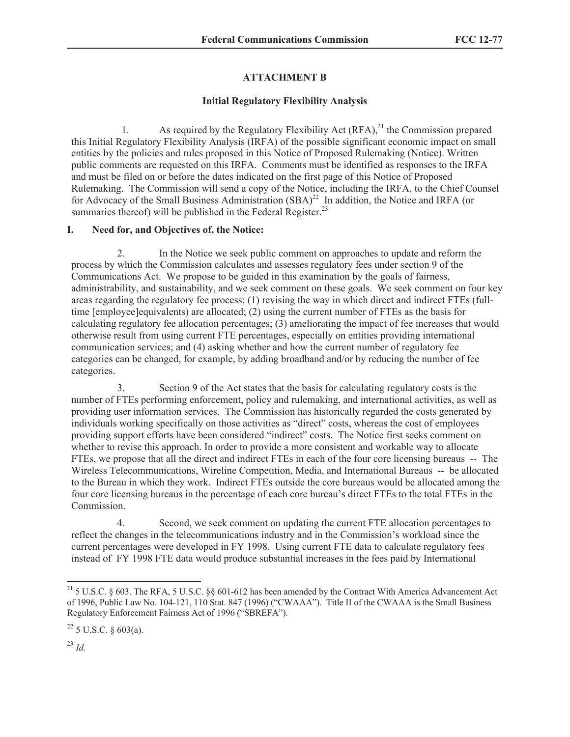## ATTACHMENT B

### Initial Regulatory Flexibility Analysis

1. As required by the Regulatory Flexibility Act (RFA),[21] the Commission prepared this Initial Regulatory Flexibility Analysis (IRFA) of the possible significant economic impact on small entities by the policies and rules proposed in this Notice of Proposed Rulemaking (Notice). Written public comments are requested on this IRFA. Comments must be identified as responses to the IRFA and must be filed on or before the dates indicated on the first page of this Notice of Proposed Rulemaking. The Commission will send a copy of the Notice, including the IRFA, to the Chief Counsel for Advocacy of the Small Business Administration (SBA)[22] In addition, the Notice and IRFA (or summaries thereof) will be published in the Federal Register.[23]

### I. Need for, and Objectives of, the Notice:

2. In the Notice we seek public comment on approaches to update and reform the process by which the Commission calculates and assesses regulatory fees under section 9 of the Communications Act. We propose to be guided in this examination by the goals of fairness, administrability, and sustainability, and we seek comment on these goals. We seek comment on four key areas regarding the regulatory fee process: (1) revising the way in which direct and indirect FTEs (full-time [employee]equivalents) are allocated; (2) using the current number of FTEs as the basis for calculating regulatory fee allocation percentages; (3) ameliorating the impact of fee increases that would otherwise result from using current FTE percentages, especially on entities providing international communication services; and (4) asking whether and how the current number of regulatory fee categories can be changed, for example, by adding broadband and/or by reducing the number of fee categories.

3. Section 9 of the Act states that the basis for calculating regulatory costs is the number of FTEs performing enforcement, policy and rulemaking, and international activities, as well as providing user information services. The Commission has historically regarded the costs generated by individuals working specifically on those activities as "direct" costs, whereas the cost of employees providing support efforts have been considered "indirect" costs. The Notice first seeks comment on whether to revise this approach. In order to provide a more consistent and workable way to allocate FTEs, we propose that all the direct and indirect FTEs in each of the four core licensing bureaus -- The Wireless Telecommunications, Wireline Competition, Media, and International Bureaus -- be allocated to the Bureau in which they work. Indirect FTEs outside the core bureaus would be allocated among the four core licensing bureaus in the percentage of each core bureau's direct FTEs to the total FTEs in the Commission.

4. Second, we seek comment on updating the current FTE allocation percentages to reflect the changes in the telecommunications industry and in the Commission's workload since the current percentages were developed in FY 1998. Using current FTE data to calculate regulatory fees instead of FY 1998 FTE data would produce substantial increases in the fees paid by International

---

[21] 5 U.S.C. § 603. The RFA, 5 U.S.C. §§ 601-612 has been amended by the Contract With America Advancement Act of 1996, Public Law No. 104-121, 110 Stat. 847 (1996) ("CWAAA"). Title II of the CWAAA is the Small Business Regulatory Enforcement Fairness Act of 1996 ("SBREFA").

[22] 5 U.S.C. § 603(a).

[23] *Id.*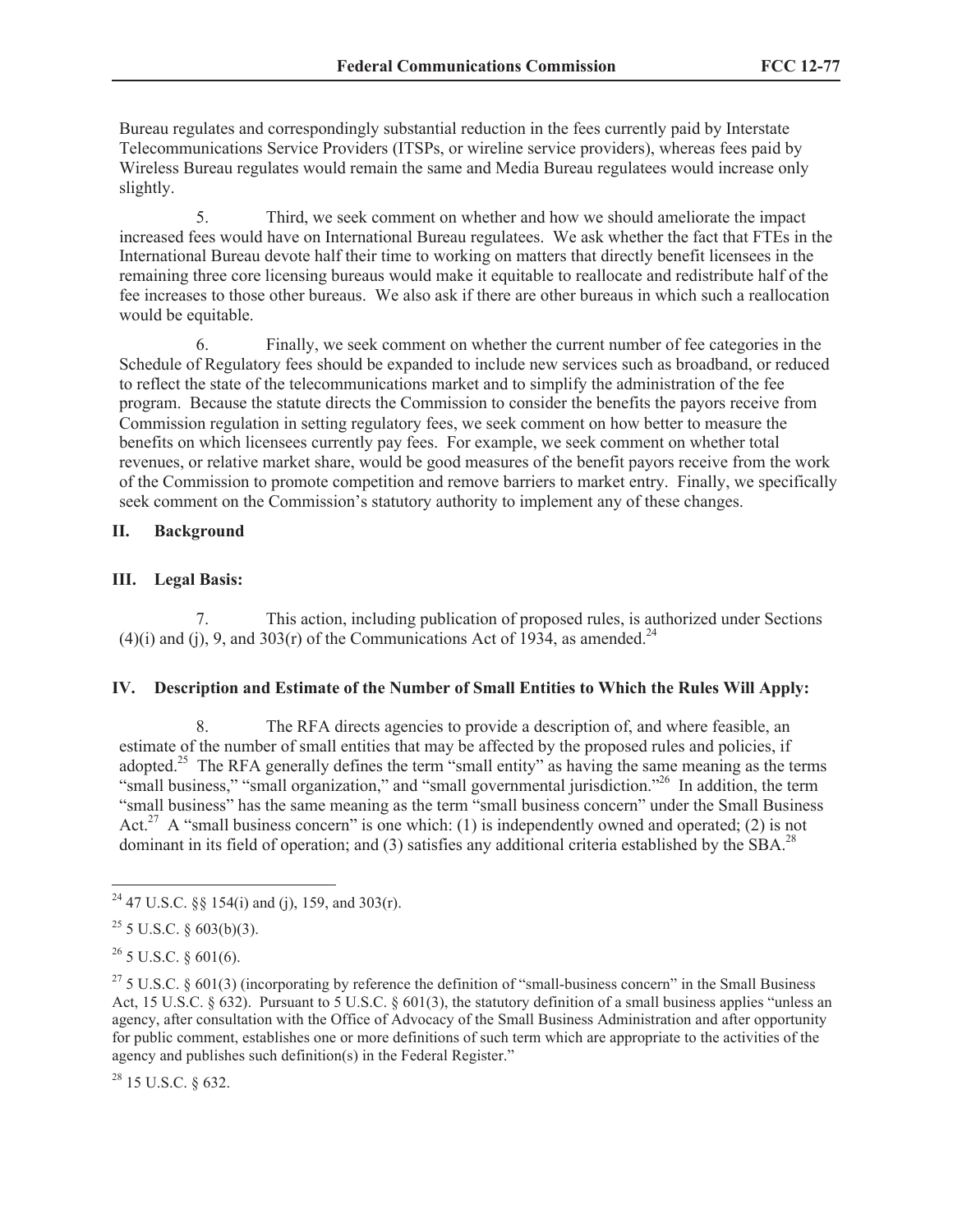Bureau regulates and correspondingly substantial reduction in the fees currently paid by Interstate Telecommunications Service Providers (ITSPs, or wireline service providers), whereas fees paid by Wireless Bureau regulates would remain the same and Media Bureau regulatees would increase only slightly.

5. Third, we seek comment on whether and how we should ameliorate the impact increased fees would have on International Bureau regulatees. We ask whether the fact that FTEs in the International Bureau devote half their time to working on matters that directly benefit licensees in the remaining three core licensing bureaus would make it equitable to reallocate and redistribute half of the fee increases to those other bureaus. We also ask if there are other bureaus in which such a reallocation would be equitable.

6. Finally, we seek comment on whether the current number of fee categories in the Schedule of Regulatory fees should be expanded to include new services such as broadband, or reduced to reflect the state of the telecommunications market and to simplify the administration of the fee program. Because the statute directs the Commission to consider the benefits the payors receive from Commission regulation in setting regulatory fees, we seek comment on how better to measure the benefits on which licensees currently pay fees. For example, we seek comment on whether total revenues, or relative market share, would be good measures of the benefit payors receive from the work of the Commission to promote competition and remove barriers to market entry. Finally, we specifically seek comment on the Commission's statutory authority to implement any of these changes.

## II. Background

## III. Legal Basis:

7. This action, including publication of proposed rules, is authorized under Sections (4)(i) and (j), 9, and 303(r) of the Communications Act of 1934, as amended.[24]

## IV. Description and Estimate of the Number of Small Entities to Which the Rules Will Apply:

8. The RFA directs agencies to provide a description of, and where feasible, an estimate of the number of small entities that may be affected by the proposed rules and policies, if adopted.[25] The RFA generally defines the term "small entity" as having the same meaning as the terms "small business," "small organization," and "small governmental jurisdiction."[26] In addition, the term "small business" has the same meaning as the term "small business concern" under the Small Business Act.[27] A "small business concern" is one which: (1) is independently owned and operated; (2) is not dominant in its field of operation; and (3) satisfies any additional criteria established by the SBA.[28]

---

[24] 47 U.S.C. §§ 154(i) and (j), 159, and 303(r).

[25] 5 U.S.C. § 603(b)(3).

[26] 5 U.S.C. § 601(6).

[27] 5 U.S.C. § 601(3) (incorporating by reference the definition of "small-business concern" in the Small Business Act, 15 U.S.C. § 632). Pursuant to 5 U.S.C. § 601(3), the statutory definition of a small business applies "unless an agency, after consultation with the Office of Advocacy of the Small Business Administration and after opportunity for public comment, establishes one or more definitions of such term which are appropriate to the activities of the agency and publishes such definition(s) in the Federal Register."

[28] 15 U.S.C. § 632.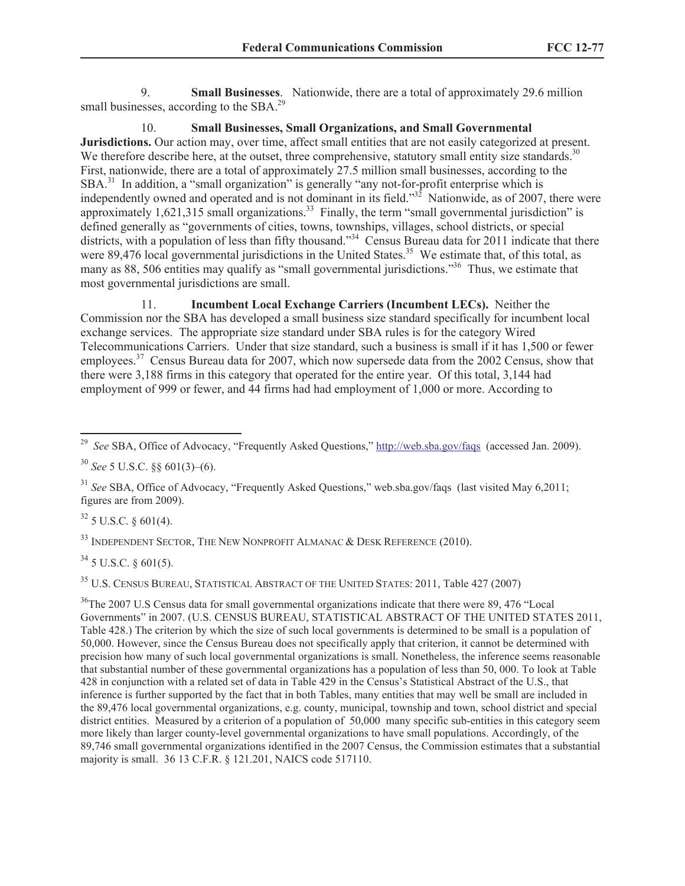9. **Small Businesses**. Nationwide, there are a total of approximately 29.6 million small businesses, according to the SBA.[29]

10. **Small Businesses, Small Organizations, and Small Governmental Jurisdictions.** Our action may, over time, affect small entities that are not easily categorized at present. We therefore describe here, at the outset, three comprehensive, statutory small entity size standards.[30] First, nationwide, there are a total of approximately 27.5 million small businesses, according to the SBA.[31] In addition, a "small organization" is generally "any not-for-profit enterprise which is independently owned and operated and is not dominant in its field."[32] Nationwide, as of 2007, there were approximately 1,621,315 small organizations.[33] Finally, the term "small governmental jurisdiction" is defined generally as "governments of cities, towns, townships, villages, school districts, or special districts, with a population of less than fifty thousand."[34] Census Bureau data for 2011 indicate that there were 89,476 local governmental jurisdictions in the United States.[35] We estimate that, of this total, as many as 88, 506 entities may qualify as "small governmental jurisdictions."[36] Thus, we estimate that most governmental jurisdictions are small.

11. **Incumbent Local Exchange Carriers (Incumbent LECs).** Neither the Commission nor the SBA has developed a small business size standard specifically for incumbent local exchange services. The appropriate size standard under SBA rules is for the category Wired Telecommunications Carriers. Under that size standard, such a business is small if it has 1,500 or fewer employees.[37] Census Bureau data for 2007, which now supersede data from the 2002 Census, show that there were 3,188 firms in this category that operated for the entire year. Of this total, 3,144 had employment of 999 or fewer, and 44 firms had had employment of 1,000 or more. According to

---

[29] *See* SBA, Office of Advocacy, "Frequently Asked Questions," http://web.sba.gov/faqs (accessed Jan. 2009).

[30] *See* 5 U.S.C. §§ 601(3)–(6).

[31] *See* SBA, Office of Advocacy, "Frequently Asked Questions," web.sba.gov/faqs (last visited May 6,2011; figures are from 2009).

[32] 5 U.S.C. § 601(4).

[33] Independent Sector, The New Nonprofit Almanac & Desk Reference (2010).

[34] 5 U.S.C. § 601(5).

[35] U.S. Census Bureau, Statistical Abstract of the United States: 2011, Table 427 (2007)

[36] The 2007 U.S Census data for small governmental organizations indicate that there were 89, 476 "Local Governments" in 2007. (U.S. CENSUS BUREAU, STATISTICAL ABSTRACT OF THE UNITED STATES 2011, Table 428.) The criterion by which the size of such local governments is determined to be small is a population of 50,000. However, since the Census Bureau does not specifically apply that criterion, it cannot be determined with precision how many of such local governmental organizations is small. Nonetheless, the inference seems reasonable that substantial number of these governmental organizations has a population of less than 50, 000. To look at Table 428 in conjunction with a related set of data in Table 429 in the Census's Statistical Abstract of the U.S., that inference is further supported by the fact that in both Tables, many entities that may well be small are included in the 89,476 local governmental organizations, e.g. county, municipal, township and town, school district and special district entities. Measured by a criterion of a population of 50,000 many specific sub-entities in this category seem more likely than larger county-level governmental organizations to have small populations. Accordingly, of the 89,746 small governmental organizations identified in the 2007 Census, the Commission estimates that a substantial majority is small. 36 13 C.F.R. § 121.201, NAICS code 517110.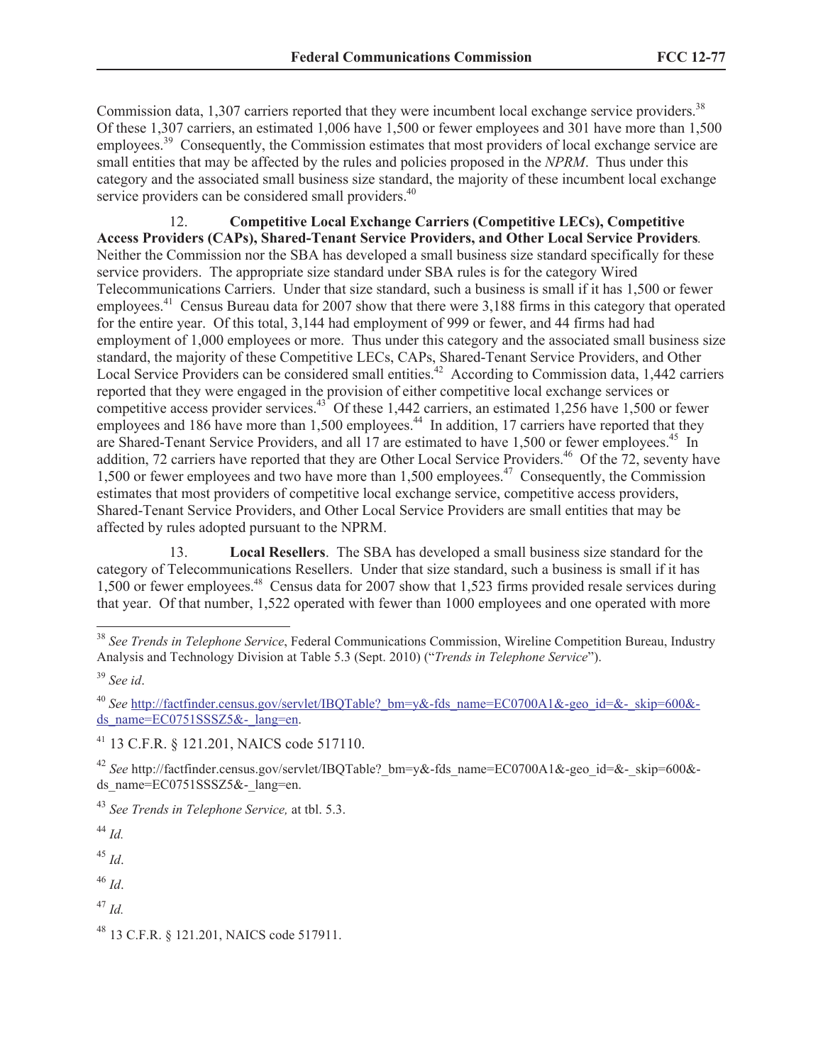Commission data, 1,307 carriers reported that they were incumbent local exchange service providers.[38] Of these 1,307 carriers, an estimated 1,006 have 1,500 or fewer employees and 301 have more than 1,500 employees.[39] Consequently, the Commission estimates that most providers of local exchange service are small entities that may be affected by the rules and policies proposed in the *NPRM*. Thus under this category and the associated small business size standard, the majority of these incumbent local exchange service providers can be considered small providers.[40]

12. **Competitive Local Exchange Carriers (Competitive LECs), Competitive Access Providers (CAPs), Shared-Tenant Service Providers, and Other Local Service Providers**. Neither the Commission nor the SBA has developed a small business size standard specifically for these service providers. The appropriate size standard under SBA rules is for the category Wired Telecommunications Carriers. Under that size standard, such a business is small if it has 1,500 or fewer employees.[41] Census Bureau data for 2007 show that there were 3,188 firms in this category that operated for the entire year. Of this total, 3,144 had employment of 999 or fewer, and 44 firms had had employment of 1,000 employees or more. Thus under this category and the associated small business size standard, the majority of these Competitive LECs, CAPs, Shared-Tenant Service Providers, and Other Local Service Providers can be considered small entities.[42] According to Commission data, 1,442 carriers reported that they were engaged in the provision of either competitive local exchange services or competitive access provider services.[43] Of these 1,442 carriers, an estimated 1,256 have 1,500 or fewer employees and 186 have more than 1,500 employees.[44] In addition, 17 carriers have reported that they are Shared-Tenant Service Providers, and all 17 are estimated to have 1,500 or fewer employees.[45] In addition, 72 carriers have reported that they are Other Local Service Providers.[46] Of the 72, seventy have 1,500 or fewer employees and two have more than 1,500 employees.[47] Consequently, the Commission estimates that most providers of competitive local exchange service, competitive access providers, Shared-Tenant Service Providers, and Other Local Service Providers are small entities that may be affected by rules adopted pursuant to the NPRM.

13. **Local Resellers**. The SBA has developed a small business size standard for the category of Telecommunications Resellers. Under that size standard, such a business is small if it has 1,500 or fewer employees.[48] Census data for 2007 show that 1,523 firms provided resale services during that year. Of that number, 1,522 operated with fewer than 1000 employees and one operated with more

---

[38] *See Trends in Telephone Service*, Federal Communications Commission, Wireline Competition Bureau, Industry Analysis and Technology Division at Table 5.3 (Sept. 2010) ("*Trends in Telephone Service*").

[39] *See id*.

[40] *See* http://factfinder.census.gov/servlet/IBQTable?_bm=y&-fds_name=EC0700A1&-geo_id=&-_skip=600&-ds_name=EC0751SSSZ5&-_lang=en.

[41] 13 C.F.R. § 121.201, NAICS code 517110.

[42] *See* http://factfinder.census.gov/servlet/IBQTable?_bm=y&-fds_name=EC0700A1&-geo_id=&-_skip=600&-ds_name=EC0751SSSZ5&-_lang=en.

[43] *See Trends in Telephone Service,* at tbl. 5.3.

[44] *Id.*

[45] *Id*.

[46] *Id*.

[47] *Id.*

[48] 13 C.F.R. § 121.201, NAICS code 517911.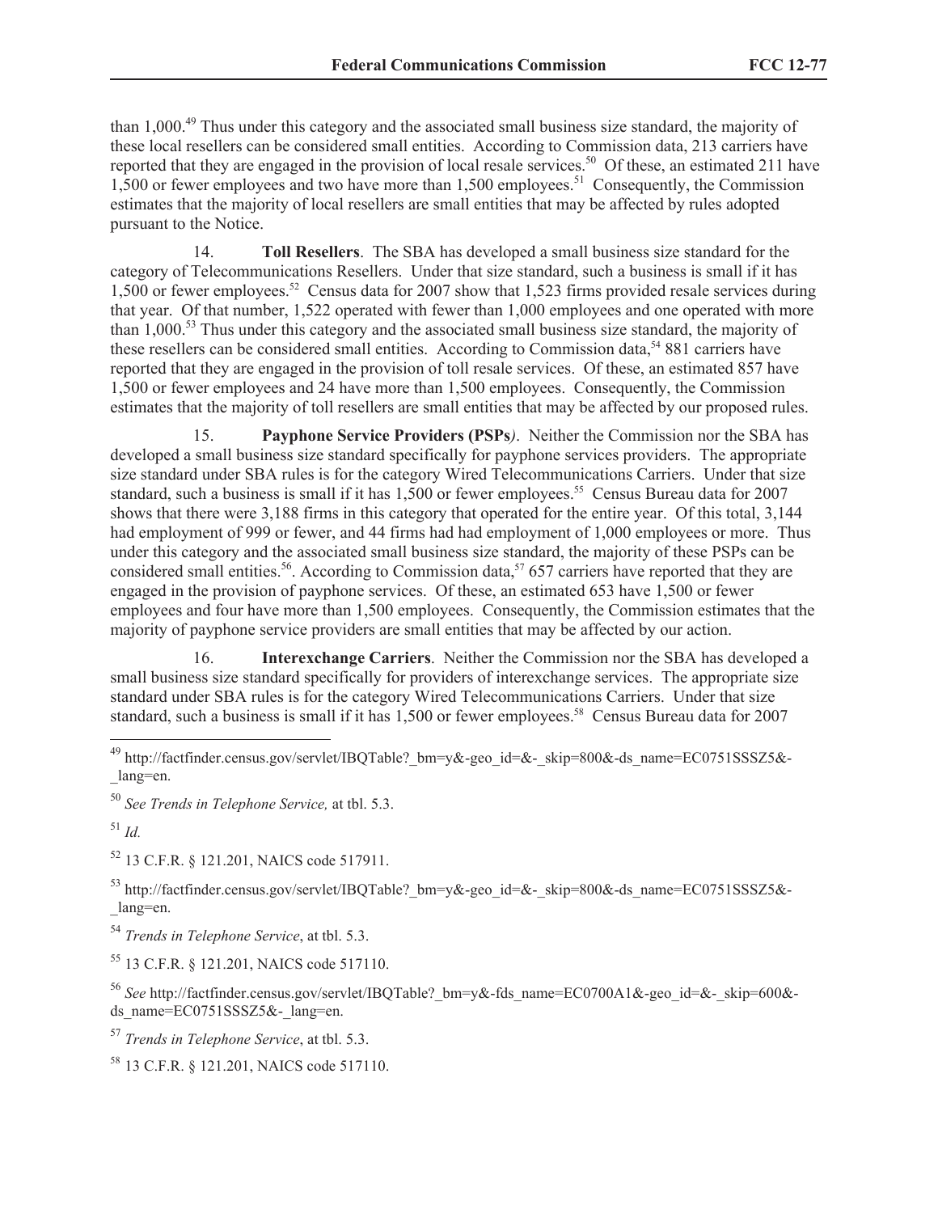than 1,000.[49] Thus under this category and the associated small business size standard, the majority of these local resellers can be considered small entities. According to Commission data, 213 carriers have reported that they are engaged in the provision of local resale services.[50] Of these, an estimated 211 have 1,500 or fewer employees and two have more than 1,500 employees.[51] Consequently, the Commission estimates that the majority of local resellers are small entities that may be affected by rules adopted pursuant to the Notice.

14. **Toll Resellers**. The SBA has developed a small business size standard for the category of Telecommunications Resellers. Under that size standard, such a business is small if it has 1,500 or fewer employees.[52] Census data for 2007 show that 1,523 firms provided resale services during that year. Of that number, 1,522 operated with fewer than 1,000 employees and one operated with more than 1,000.[53] Thus under this category and the associated small business size standard, the majority of these resellers can be considered small entities. According to Commission data,[54] 881 carriers have reported that they are engaged in the provision of toll resale services. Of these, an estimated 857 have 1,500 or fewer employees and 24 have more than 1,500 employees. Consequently, the Commission estimates that the majority of toll resellers are small entities that may be affected by our proposed rules.

15. **Payphone Service Providers (PSPs***)*. Neither the Commission nor the SBA has developed a small business size standard specifically for payphone services providers. The appropriate size standard under SBA rules is for the category Wired Telecommunications Carriers. Under that size standard, such a business is small if it has 1,500 or fewer employees.[55] Census Bureau data for 2007 shows that there were 3,188 firms in this category that operated for the entire year. Of this total, 3,144 had employment of 999 or fewer, and 44 firms had had employment of 1,000 employees or more. Thus under this category and the associated small business size standard, the majority of these PSPs can be considered small entities.[56]. According to Commission data,[57] 657 carriers have reported that they are engaged in the provision of payphone services. Of these, an estimated 653 have 1,500 or fewer employees and four have more than 1,500 employees. Consequently, the Commission estimates that the majority of payphone service providers are small entities that may be affected by our action.

16. **Interexchange Carriers**. Neither the Commission nor the SBA has developed a small business size standard specifically for providers of interexchange services. The appropriate size standard under SBA rules is for the category Wired Telecommunications Carriers. Under that size standard, such a business is small if it has 1,500 or fewer employees.[58] Census Bureau data for 2007

---

[49] http://factfinder.census.gov/servlet/IBQTable?_bm=y&-geo_id=&-_skip=800&-ds_name=EC0751SSSZ5&-_lang=en.

[50] *See Trends in Telephone Service,* at tbl. 5.3.

[51] *Id.*

[52] 13 C.F.R. § 121.201, NAICS code 517911.

[53] http://factfinder.census.gov/servlet/IBQTable?_bm=y&-geo_id=&-_skip=800&-ds_name=EC0751SSSZ5&-_lang=en.

[54] *Trends in Telephone Service*, at tbl. 5.3.

[55] 13 C.F.R. § 121.201, NAICS code 517110.

[56] *See* http://factfinder.census.gov/servlet/IBQTable?_bm=y&-fds_name=EC0700A1&-geo_id=&-_skip=600&-ds_name=EC0751SSSZ5&-_lang=en.

[57] *Trends in Telephone Service*, at tbl. 5.3.

[58] 13 C.F.R. § 121.201, NAICS code 517110.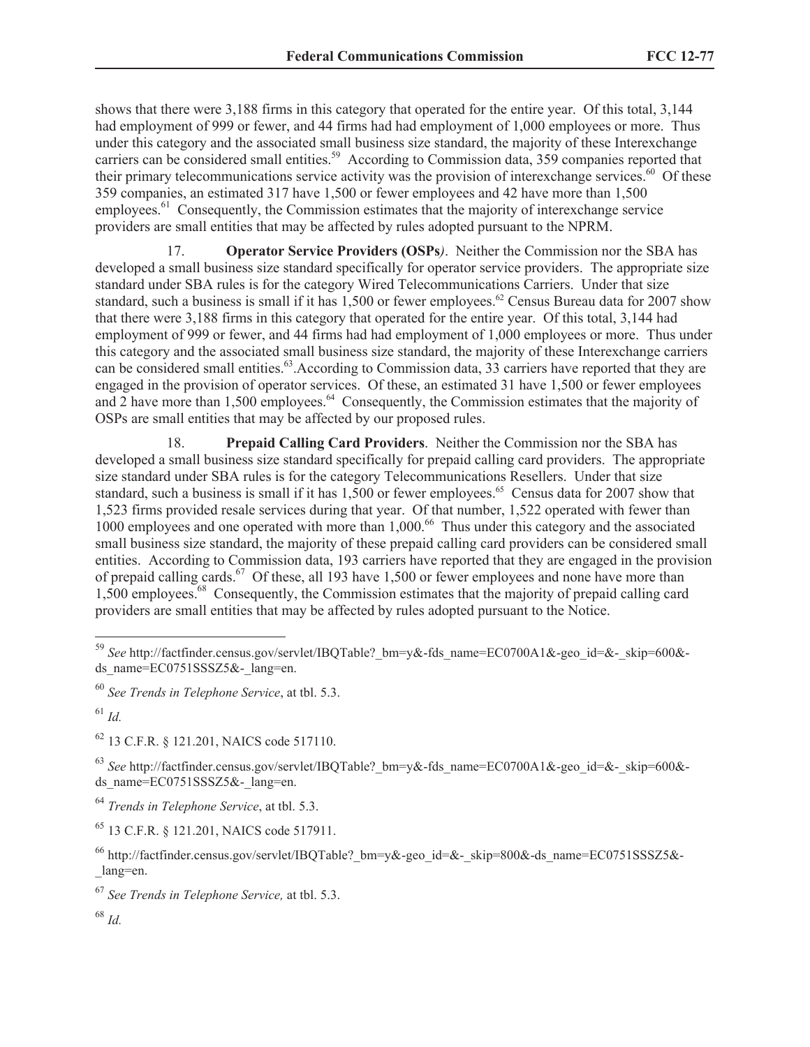shows that there were 3,188 firms in this category that operated for the entire year. Of this total, 3,144 had employment of 999 or fewer, and 44 firms had had employment of 1,000 employees or more. Thus under this category and the associated small business size standard, the majority of these Interexchange carriers can be considered small entities.[59] According to Commission data, 359 companies reported that their primary telecommunications service activity was the provision of interexchange services.[60] Of these 359 companies, an estimated 317 have 1,500 or fewer employees and 42 have more than 1,500 employees.[61] Consequently, the Commission estimates that the majority of interexchange service providers are small entities that may be affected by rules adopted pursuant to the NPRM.

17. **Operator Service Providers (OSPs*)*. Neither the Commission nor the SBA has developed a small business size standard specifically for operator service providers. The appropriate size standard under SBA rules is for the category Wired Telecommunications Carriers. Under that size standard, such a business is small if it has 1,500 or fewer employees.[62] Census Bureau data for 2007 show that there were 3,188 firms in this category that operated for the entire year. Of this total, 3,144 had employment of 999 or fewer, and 44 firms had had employment of 1,000 employees or more. Thus under this category and the associated small business size standard, the majority of these Interexchange carriers can be considered small entities.[63].According to Commission data, 33 carriers have reported that they are engaged in the provision of operator services. Of these, an estimated 31 have 1,500 or fewer employees and 2 have more than 1,500 employees.[64] Consequently, the Commission estimates that the majority of OSPs are small entities that may be affected by our proposed rules.

18. **Prepaid Calling Card Providers**. Neither the Commission nor the SBA has developed a small business size standard specifically for prepaid calling card providers. The appropriate size standard under SBA rules is for the category Telecommunications Resellers. Under that size standard, such a business is small if it has 1,500 or fewer employees.[65] Census data for 2007 show that 1,523 firms provided resale services during that year. Of that number, 1,522 operated with fewer than 1000 employees and one operated with more than 1,000.[66] Thus under this category and the associated small business size standard, the majority of these prepaid calling card providers can be considered small entities. According to Commission data, 193 carriers have reported that they are engaged in the provision of prepaid calling cards.[67] Of these, all 193 have 1,500 or fewer employees and none have more than 1,500 employees.[68] Consequently, the Commission estimates that the majority of prepaid calling card providers are small entities that may be affected by rules adopted pursuant to the Notice.

---

[59] *See* http://factfinder.census.gov/servlet/IBQTable?_bm=y&-fds_name=EC0700A1&-geo_id=&-_skip=600&-ds_name=EC0751SSSZ5&-_lang=en.

[60] *See Trends in Telephone Service*, at tbl. 5.3.

[61] *Id.*

[62] 13 C.F.R. § 121.201, NAICS code 517110.

[63] *See* http://factfinder.census.gov/servlet/IBQTable?_bm=y&-fds_name=EC0700A1&-geo_id=&-_skip=600&-ds_name=EC0751SSSZ5&-_lang=en.

[64] *Trends in Telephone Service*, at tbl. 5.3.

[65] 13 C.F.R. § 121.201, NAICS code 517911.

[66] http://factfinder.census.gov/servlet/IBQTable?_bm=y&-geo_id=&-_skip=800&-ds_name=EC0751SSSZ5&-_lang=en.

[67] *See Trends in Telephone Service,* at tbl. 5.3.

[68] *Id.*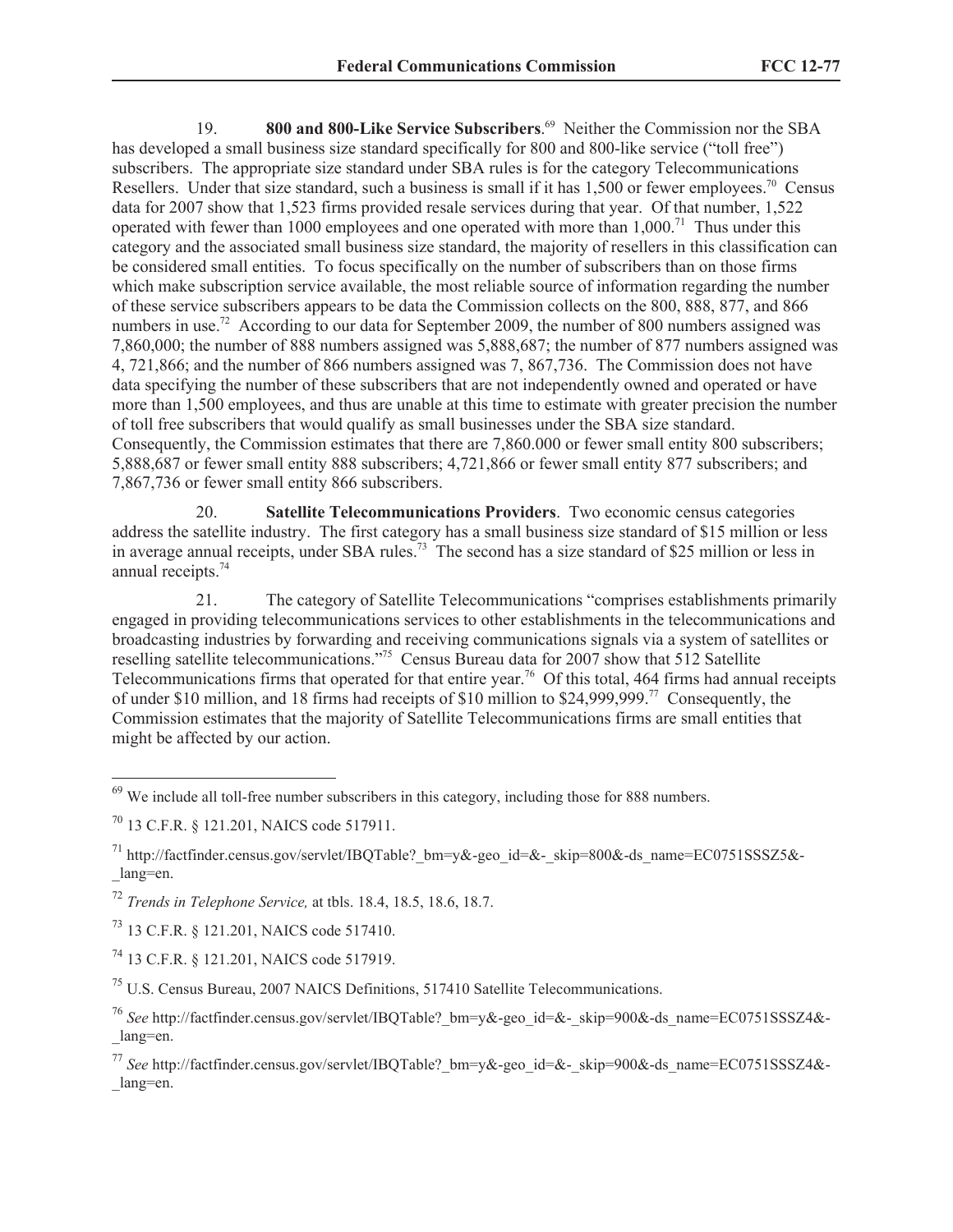19. **800 and 800-Like Service Subscribers**.[69] Neither the Commission nor the SBA has developed a small business size standard specifically for 800 and 800-like service ("toll free") subscribers. The appropriate size standard under SBA rules is for the category Telecommunications Resellers. Under that size standard, such a business is small if it has 1,500 or fewer employees.[70] Census data for 2007 show that 1,523 firms provided resale services during that year. Of that number, 1,522 operated with fewer than 1000 employees and one operated with more than 1,000.[71] Thus under this category and the associated small business size standard, the majority of resellers in this classification can be considered small entities. To focus specifically on the number of subscribers than on those firms which make subscription service available, the most reliable source of information regarding the number of these service subscribers appears to be data the Commission collects on the 800, 888, 877, and 866 numbers in use.[72] According to our data for September 2009, the number of 800 numbers assigned was 7,860,000; the number of 888 numbers assigned was 5,888,687; the number of 877 numbers assigned was 4, 721,866; and the number of 866 numbers assigned was 7, 867,736. The Commission does not have data specifying the number of these subscribers that are not independently owned and operated or have more than 1,500 employees, and thus are unable at this time to estimate with greater precision the number of toll free subscribers that would qualify as small businesses under the SBA size standard. Consequently, the Commission estimates that there are 7,860.000 or fewer small entity 800 subscribers; 5,888,687 or fewer small entity 888 subscribers; 4,721,866 or fewer small entity 877 subscribers; and 7,867,736 or fewer small entity 866 subscribers.

20. **Satellite Telecommunications Providers**. Two economic census categories address the satellite industry. The first category has a small business size standard of $15 million or less in average annual receipts, under SBA rules.[73] The second has a size standard of $25 million or less in annual receipts.[74]

21. The category of Satellite Telecommunications "comprises establishments primarily engaged in providing telecommunications services to other establishments in the telecommunications and broadcasting industries by forwarding and receiving communications signals via a system of satellites or reselling satellite telecommunications."[75] Census Bureau data for 2007 show that 512 Satellite Telecommunications firms that operated for that entire year.[76] Of this total, 464 firms had annual receipts of under $10 million, and 18 firms had receipts of $10 million to $24,999,999.[77] Consequently, the Commission estimates that the majority of Satellite Telecommunications firms are small entities that might be affected by our action.

---

[69] We include all toll-free number subscribers in this category, including those for 888 numbers.

[70] 13 C.F.R. § 121.201, NAICS code 517911.

[71] http://factfinder.census.gov/servlet/IBQTable?_bm=y&-geo_id=&-_skip=800&-ds_name=EC0751SSSZ5&-_lang=en.

[72] *Trends in Telephone Service,* at tbls. 18.4, 18.5, 18.6, 18.7.

[73] 13 C.F.R. § 121.201, NAICS code 517410.

[74] 13 C.F.R. § 121.201, NAICS code 517919.

[75] U.S. Census Bureau, 2007 NAICS Definitions, 517410 Satellite Telecommunications.

[76] *See* http://factfinder.census.gov/servlet/IBQTable?_bm=y&-geo_id=&-_skip=900&-ds_name=EC0751SSSZ4&-_lang=en.

[77] *See* http://factfinder.census.gov/servlet/IBQTable?_bm=y&-geo_id=&-_skip=900&-ds_name=EC0751SSSZ4&-_lang=en.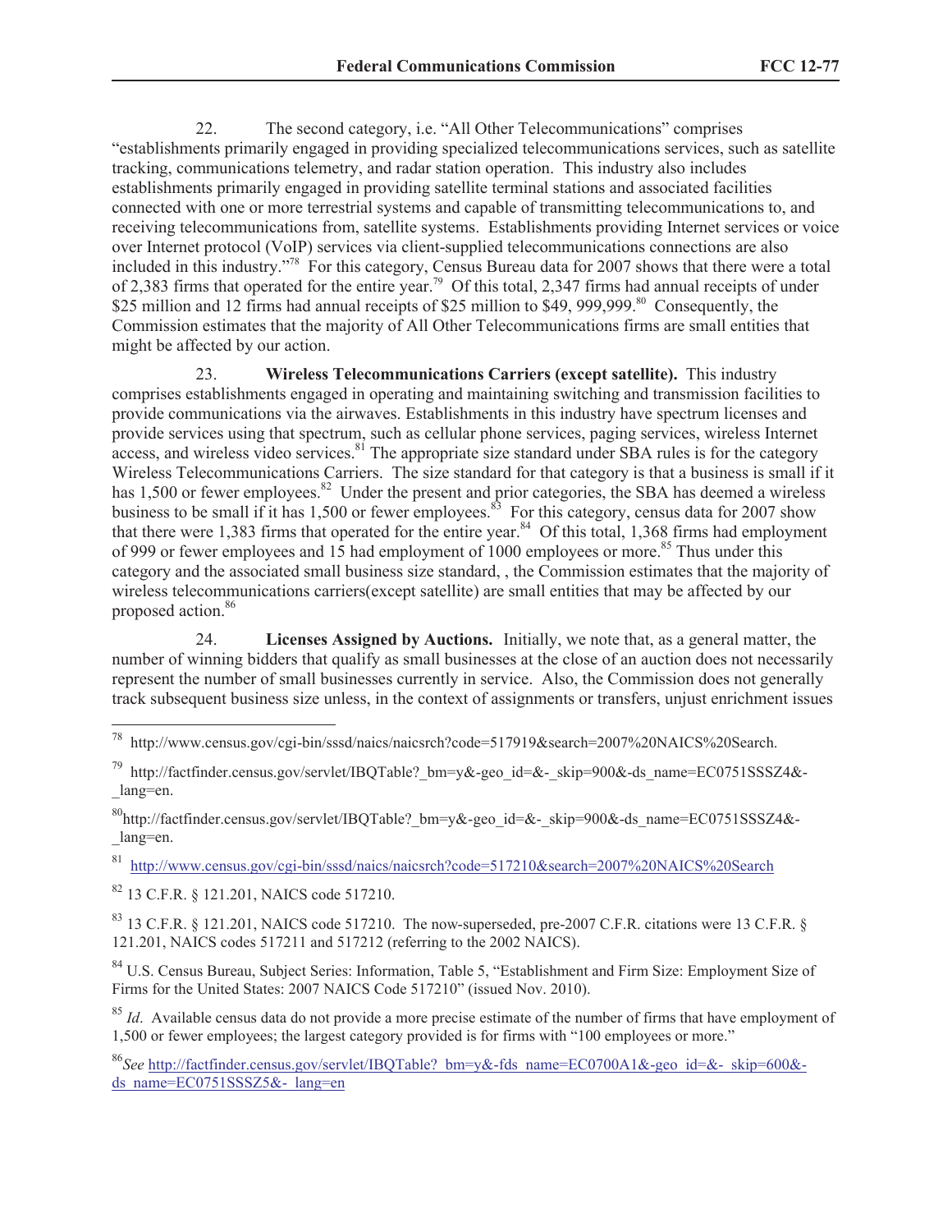22. The second category, i.e. "All Other Telecommunications" comprises "establishments primarily engaged in providing specialized telecommunications services, such as satellite tracking, communications telemetry, and radar station operation. This industry also includes establishments primarily engaged in providing satellite terminal stations and associated facilities connected with one or more terrestrial systems and capable of transmitting telecommunications to, and receiving telecommunications from, satellite systems. Establishments providing Internet services or voice over Internet protocol (VoIP) services via client-supplied telecommunications connections are also included in this industry."[78] For this category, Census Bureau data for 2007 shows that there were a total of 2,383 firms that operated for the entire year.[79] Of this total, 2,347 firms had annual receipts of under $25 million and 12 firms had annual receipts of $25 million to $49, 999,999.[80] Consequently, the Commission estimates that the majority of All Other Telecommunications firms are small entities that might be affected by our action.

23. **Wireless Telecommunications Carriers (except satellite).** This industry comprises establishments engaged in operating and maintaining switching and transmission facilities to provide communications via the airwaves. Establishments in this industry have spectrum licenses and provide services using that spectrum, such as cellular phone services, paging services, wireless Internet access, and wireless video services.[81] The appropriate size standard under SBA rules is for the category Wireless Telecommunications Carriers. The size standard for that category is that a business is small if it has 1,500 or fewer employees.[82] Under the present and prior categories, the SBA has deemed a wireless business to be small if it has 1,500 or fewer employees.[83] For this category, census data for 2007 show that there were 1,383 firms that operated for the entire year.[84] Of this total, 1,368 firms had employment of 999 or fewer employees and 15 had employment of 1000 employees or more.[85] Thus under this category and the associated small business size standard, , the Commission estimates that the majority of wireless telecommunications carriers(except satellite) are small entities that may be affected by our proposed action.[86]

24. **Licenses Assigned by Auctions.** Initially, we note that, as a general matter, the number of winning bidders that qualify as small businesses at the close of an auction does not necessarily represent the number of small businesses currently in service. Also, the Commission does not generally track subsequent business size unless, in the context of assignments or transfers, unjust enrichment issues

---

[78] http://www.census.gov/cgi-bin/sssd/naics/naicsrch?code=517919&search=2007%20NAICS%20Search.

[79] http://factfinder.census.gov/servlet/IBQTable?_bm=y&-geo_id=&-_skip=900&-ds_name=EC0751SSSZ4&-_lang=en.

[80] http://factfinder.census.gov/servlet/IBQTable?_bm=y&-geo_id=&-_skip=900&-ds_name=EC0751SSSZ4&-_lang=en.

[81] http://www.census.gov/cgi-bin/sssd/naics/naicsrch?code=517210&search=2007%20NAICS%20Search

[82] 13 C.F.R. § 121.201, NAICS code 517210.

[83] 13 C.F.R. § 121.201, NAICS code 517210. The now-superseded, pre-2007 C.F.R. citations were 13 C.F.R. § 121.201, NAICS codes 517211 and 517212 (referring to the 2002 NAICS).

[84] U.S. Census Bureau, Subject Series: Information, Table 5, "Establishment and Firm Size: Employment Size of Firms for the United States: 2007 NAICS Code 517210" (issued Nov. 2010).

[85] *Id*. Available census data do not provide a more precise estimate of the number of firms that have employment of 1,500 or fewer employees; the largest category provided is for firms with "100 employees or more."

[86] *See* http://factfinder.census.gov/servlet/IBQTable?_bm=y&-fds_name=EC0700A1&-geo_id=&-_skip=600&-ds_name=EC0751SSSZ5&-_lang=en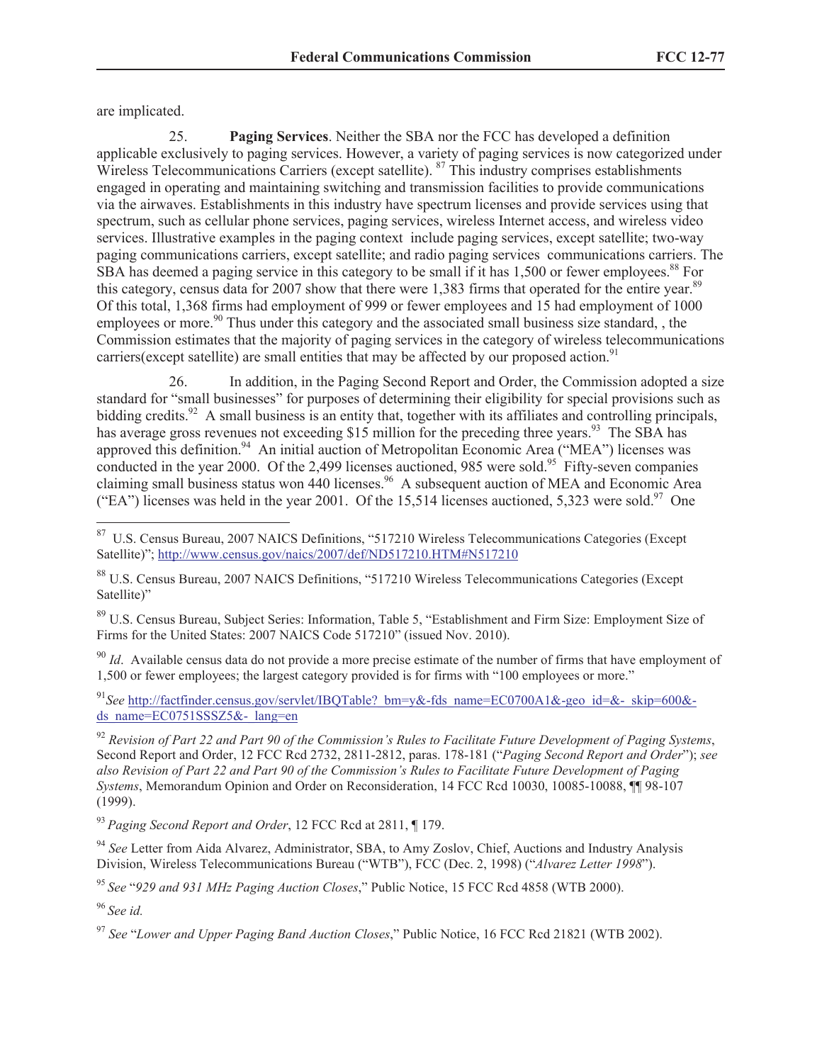are implicated.

25. **Paging Services**. Neither the SBA nor the FCC has developed a definition applicable exclusively to paging services. However, a variety of paging services is now categorized under Wireless Telecommunications Carriers (except satellite). [87] This industry comprises establishments engaged in operating and maintaining switching and transmission facilities to provide communications via the airwaves. Establishments in this industry have spectrum licenses and provide services using that spectrum, such as cellular phone services, paging services, wireless Internet access, and wireless video services. Illustrative examples in the paging context include paging services, except satellite; two-way paging communications carriers, except satellite; and radio paging services communications carriers. The SBA has deemed a paging service in this category to be small if it has 1,500 or fewer employees.[88] For this category, census data for 2007 show that there were 1,383 firms that operated for the entire year.[89] Of this total, 1,368 firms had employment of 999 or fewer employees and 15 had employment of 1000 employees or more.[90] Thus under this category and the associated small business size standard, , the Commission estimates that the majority of paging services in the category of wireless telecommunications carriers(except satellite) are small entities that may be affected by our proposed action.[91]

26. In addition, in the Paging Second Report and Order, the Commission adopted a size standard for "small businesses" for purposes of determining their eligibility for special provisions such as bidding credits.[92] A small business is an entity that, together with its affiliates and controlling principals, has average gross revenues not exceeding $15 million for the preceding three years.[93] The SBA has approved this definition.[94] An initial auction of Metropolitan Economic Area ("MEA") licenses was conducted in the year 2000. Of the 2,499 licenses auctioned, 985 were sold.[95] Fifty-seven companies claiming small business status won 440 licenses.[96] A subsequent auction of MEA and Economic Area ("EA") licenses was held in the year 2001. Of the 15,514 licenses auctioned, 5,323 were sold.[97] One

---

[87] U.S. Census Bureau, 2007 NAICS Definitions, "517210 Wireless Telecommunications Categories (Except Satellite)"; http://www.census.gov/naics/2007/def/ND517210.HTM#N517210

[88] U.S. Census Bureau, 2007 NAICS Definitions, "517210 Wireless Telecommunications Categories (Except Satellite)"

[89] U.S. Census Bureau, Subject Series: Information, Table 5, "Establishment and Firm Size: Employment Size of Firms for the United States: 2007 NAICS Code 517210" (issued Nov. 2010).

[90] *Id*. Available census data do not provide a more precise estimate of the number of firms that have employment of 1,500 or fewer employees; the largest category provided is for firms with "100 employees or more."

[91] *See* http://factfinder.census.gov/servlet/IBQTable?_bm=y&-fds_name=EC0700A1&-geo_id=&-_skip=600&-ds_name=EC0751SSSZ5&-_lang=en

[92] *Revision of Part 22 and Part 90 of the Commission's Rules to Facilitate Future Development of Paging Systems*, Second Report and Order, 12 FCC Rcd 2732, 2811-2812, paras. 178-181 ("*Paging Second Report and Order*"); *see also Revision of Part 22 and Part 90 of the Commission's Rules to Facilitate Future Development of Paging Systems*, Memorandum Opinion and Order on Reconsideration, 14 FCC Rcd 10030, 10085-10088, ¶¶ 98-107 (1999).

[93] *Paging Second Report and Order*, 12 FCC Rcd at 2811, ¶ 179.

[94] *See* Letter from Aida Alvarez, Administrator, SBA, to Amy Zoslov, Chief, Auctions and Industry Analysis Division, Wireless Telecommunications Bureau ("WTB"), FCC (Dec. 2, 1998) ("*Alvarez Letter 1998*").

[95] *See* "*929 and 931 MHz Paging Auction Closes*," Public Notice, 15 FCC Rcd 4858 (WTB 2000).

[96] *See id.*

[97] *See* "*Lower and Upper Paging Band Auction Closes*," Public Notice, 16 FCC Rcd 21821 (WTB 2002).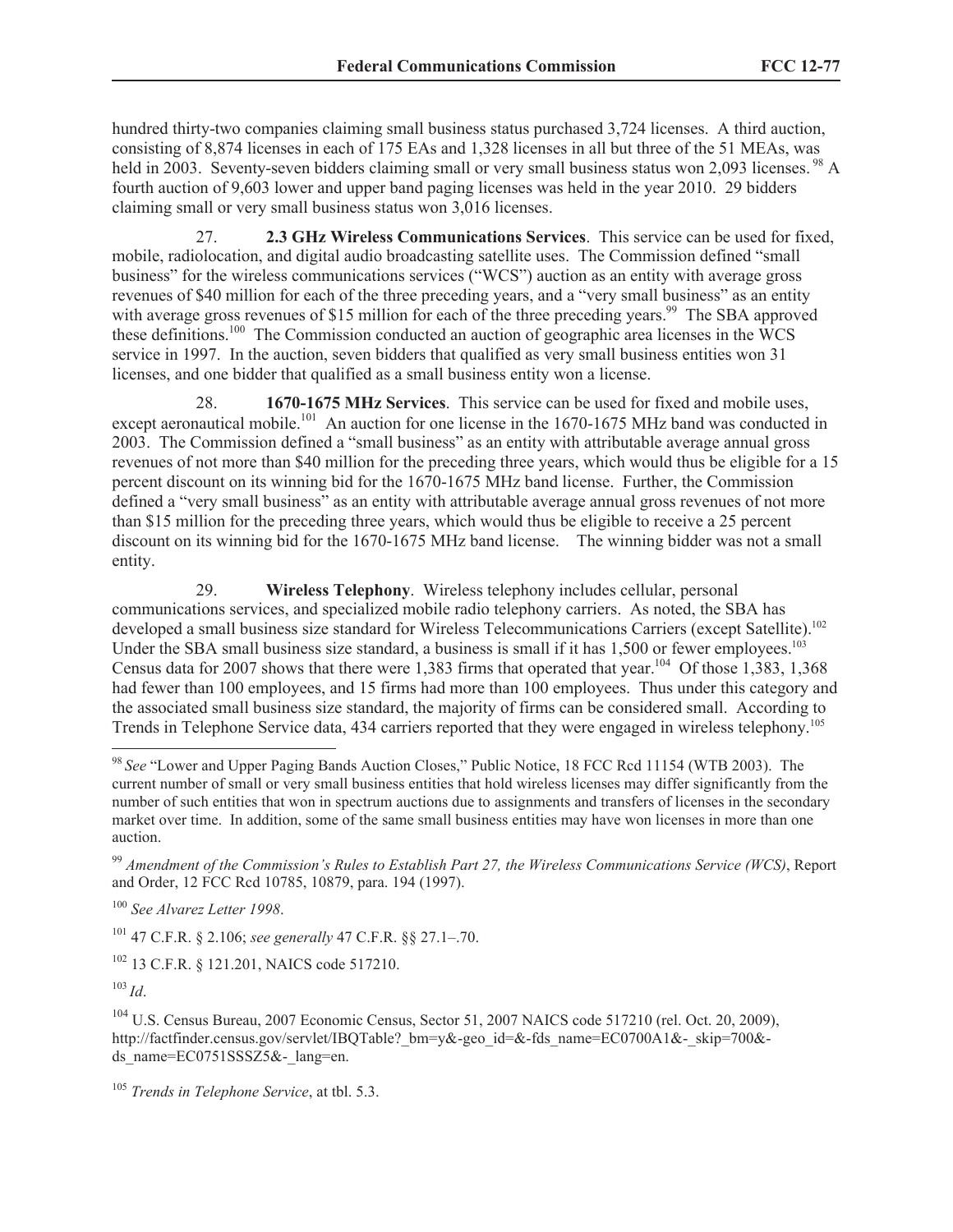hundred thirty-two companies claiming small business status purchased 3,724 licenses. A third auction, consisting of 8,874 licenses in each of 175 EAs and 1,328 licenses in all but three of the 51 MEAs, was held in 2003. Seventy-seven bidders claiming small or very small business status won 2,093 licenses.[98] A fourth auction of 9,603 lower and upper band paging licenses was held in the year 2010. 29 bidders claiming small or very small business status won 3,016 licenses.

27. **2.3 GHz Wireless Communications Services**. This service can be used for fixed, mobile, radiolocation, and digital audio broadcasting satellite uses. The Commission defined "small business" for the wireless communications services ("WCS") auction as an entity with average gross revenues of $40 million for each of the three preceding years, and a "very small business" as an entity with average gross revenues of $15 million for each of the three preceding years.[99] The SBA approved these definitions.[100] The Commission conducted an auction of geographic area licenses in the WCS service in 1997. In the auction, seven bidders that qualified as very small business entities won 31 licenses, and one bidder that qualified as a small business entity won a license.

28. **1670-1675 MHz Services**. This service can be used for fixed and mobile uses, except aeronautical mobile.[101] An auction for one license in the 1670-1675 MHz band was conducted in 2003. The Commission defined a "small business" as an entity with attributable average annual gross revenues of not more than $40 million for the preceding three years, which would thus be eligible for a 15 percent discount on its winning bid for the 1670-1675 MHz band license. Further, the Commission defined a "very small business" as an entity with attributable average annual gross revenues of not more than $15 million for the preceding three years, which would thus be eligible to receive a 25 percent discount on its winning bid for the 1670-1675 MHz band license. The winning bidder was not a small entity.

29. **Wireless Telephony**. Wireless telephony includes cellular, personal communications services, and specialized mobile radio telephony carriers. As noted, the SBA has developed a small business size standard for Wireless Telecommunications Carriers (except Satellite).[102] Under the SBA small business size standard, a business is small if it has 1,500 or fewer employees.[103] Census data for 2007 shows that there were 1,383 firms that operated that year.[104] Of those 1,383, 1,368 had fewer than 100 employees, and 15 firms had more than 100 employees. Thus under this category and the associated small business size standard, the majority of firms can be considered small. According to Trends in Telephone Service data, 434 carriers reported that they were engaged in wireless telephony.[105]

---

[98] *See* "Lower and Upper Paging Bands Auction Closes," Public Notice, 18 FCC Rcd 11154 (WTB 2003). The current number of small or very small business entities that hold wireless licenses may differ significantly from the number of such entities that won in spectrum auctions due to assignments and transfers of licenses in the secondary market over time. In addition, some of the same small business entities may have won licenses in more than one auction.

[99] *Amendment of the Commission's Rules to Establish Part 27, the Wireless Communications Service (WCS)*, Report and Order, 12 FCC Rcd 10785, 10879, para. 194 (1997).

[100] *See Alvarez Letter 1998*.

[101] 47 C.F.R. § 2.106; *see generally* 47 C.F.R. §§ 27.1–.70.

[102] 13 C.F.R. § 121.201, NAICS code 517210.

[103] *Id*.

[104] U.S. Census Bureau, 2007 Economic Census, Sector 51, 2007 NAICS code 517210 (rel. Oct. 20, 2009), http://factfinder.census.gov/servlet/IBQTable?_bm=y&-geo_id=&-fds_name=EC0700A1&-_skip=700&-ds_name=EC0751SSSZ5&-_lang=en.

[105] *Trends in Telephone Service*, at tbl. 5.3.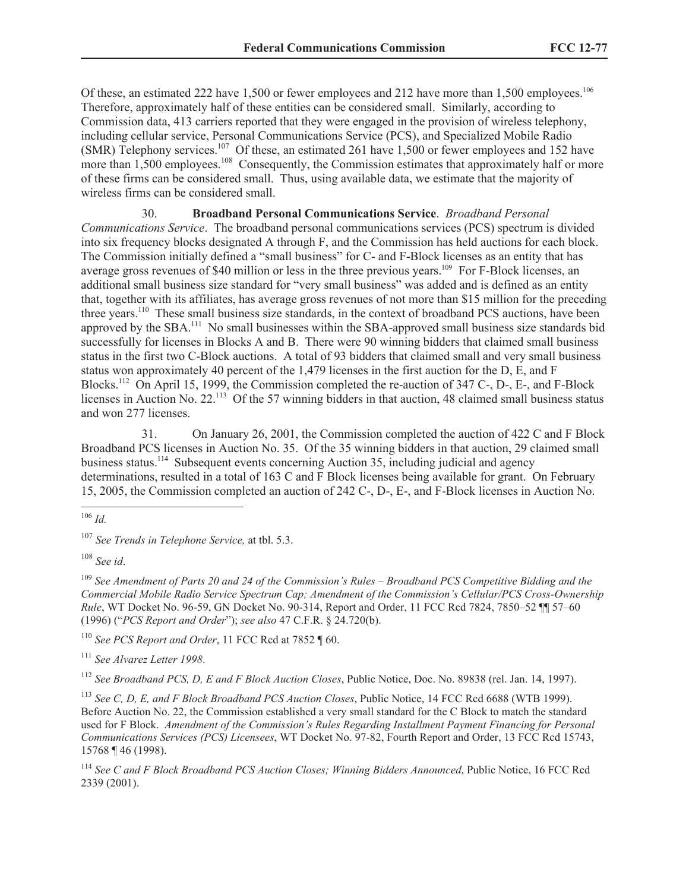Of these, an estimated 222 have 1,500 or fewer employees and 212 have more than 1,500 employees.[106] Therefore, approximately half of these entities can be considered small. Similarly, according to Commission data, 413 carriers reported that they were engaged in the provision of wireless telephony, including cellular service, Personal Communications Service (PCS), and Specialized Mobile Radio (SMR) Telephony services.[107] Of these, an estimated 261 have 1,500 or fewer employees and 152 have more than 1,500 employees.[108] Consequently, the Commission estimates that approximately half or more of these firms can be considered small. Thus, using available data, we estimate that the majority of wireless firms can be considered small.

30. **Broadband Personal Communications Service**. *Broadband Personal Communications Service*. The broadband personal communications services (PCS) spectrum is divided into six frequency blocks designated A through F, and the Commission has held auctions for each block. The Commission initially defined a "small business" for C- and F-Block licenses as an entity that has average gross revenues of $40 million or less in the three previous years.[109] For F-Block licenses, an additional small business size standard for "very small business" was added and is defined as an entity that, together with its affiliates, has average gross revenues of not more than $15 million for the preceding three years.[110] These small business size standards, in the context of broadband PCS auctions, have been approved by the SBA.[111] No small businesses within the SBA-approved small business size standards bid successfully for licenses in Blocks A and B. There were 90 winning bidders that claimed small business status in the first two C-Block auctions. A total of 93 bidders that claimed small and very small business status won approximately 40 percent of the 1,479 licenses in the first auction for the D, E, and F Blocks.[112] On April 15, 1999, the Commission completed the re-auction of 347 C-, D-, E-, and F-Block licenses in Auction No. 22.[113] Of the 57 winning bidders in that auction, 48 claimed small business status and won 277 licenses.

31. On January 26, 2001, the Commission completed the auction of 422 C and F Block Broadband PCS licenses in Auction No. 35. Of the 35 winning bidders in that auction, 29 claimed small business status.[114] Subsequent events concerning Auction 35, including judicial and agency determinations, resulted in a total of 163 C and F Block licenses being available for grant. On February 15, 2005, the Commission completed an auction of 242 C-, D-, E-, and F-Block licenses in Auction No.

---

[106] *Id.*

[107] *See Trends in Telephone Service,* at tbl. 5.3.

[108] *See id*.

[109] *See Amendment of Parts 20 and 24 of the Commission's Rules – Broadband PCS Competitive Bidding and the Commercial Mobile Radio Service Spectrum Cap; Amendment of the Commission's Cellular/PCS Cross-Ownership Rule*, WT Docket No. 96-59, GN Docket No. 90-314, Report and Order, 11 FCC Rcd 7824, 7850–52 ¶¶ 57–60 (1996) ("*PCS Report and Order*"); *see also* 47 C.F.R. § 24.720(b).

[110] *See PCS Report and Order*, 11 FCC Rcd at 7852 ¶ 60.

[111] *See Alvarez Letter 1998*.

[112] *See Broadband PCS, D, E and F Block Auction Closes*, Public Notice, Doc. No. 89838 (rel. Jan. 14, 1997).

[113] *See C, D, E, and F Block Broadband PCS Auction Closes*, Public Notice, 14 FCC Rcd 6688 (WTB 1999). Before Auction No. 22, the Commission established a very small standard for the C Block to match the standard used for F Block. *Amendment of the Commission's Rules Regarding Installment Payment Financing for Personal Communications Services (PCS) Licensees*, WT Docket No. 97-82, Fourth Report and Order, 13 FCC Rcd 15743, 15768 ¶ 46 (1998).

[114] *See C and F Block Broadband PCS Auction Closes; Winning Bidders Announced*, Public Notice, 16 FCC Rcd 2339 (2001).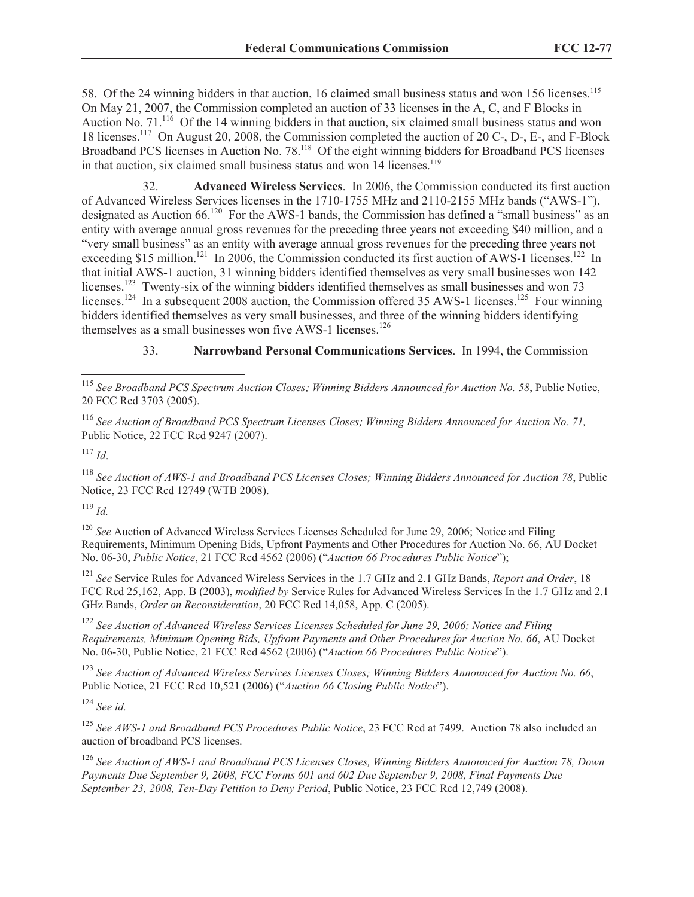58. Of the 24 winning bidders in that auction, 16 claimed small business status and won 156 licenses.[115] On May 21, 2007, the Commission completed an auction of 33 licenses in the A, C, and F Blocks in Auction No. 71.[116] Of the 14 winning bidders in that auction, six claimed small business status and won 18 licenses.[117] On August 20, 2008, the Commission completed the auction of 20 C-, D-, E-, and F-Block Broadband PCS licenses in Auction No. 78.[118] Of the eight winning bidders for Broadband PCS licenses in that auction, six claimed small business status and won 14 licenses.[119]

32. **Advanced Wireless Services**. In 2006, the Commission conducted its first auction of Advanced Wireless Services licenses in the 1710-1755 MHz and 2110-2155 MHz bands ("AWS-1"), designated as Auction 66.[120] For the AWS-1 bands, the Commission has defined a "small business" as an entity with average annual gross revenues for the preceding three years not exceeding $40 million, and a "very small business" as an entity with average annual gross revenues for the preceding three years not exceeding $15 million.[121] In 2006, the Commission conducted its first auction of AWS-1 licenses.[122] In that initial AWS-1 auction, 31 winning bidders identified themselves as very small businesses won 142 licenses.[123] Twenty-six of the winning bidders identified themselves as small businesses and won 73 licenses.[124] In a subsequent 2008 auction, the Commission offered 35 AWS-1 licenses.[125] Four winning bidders identified themselves as very small businesses, and three of the winning bidders identifying themselves as a small businesses won five AWS-1 licenses.[126]

33. **Narrowband Personal Communications Services**. In 1994, the Commission

---

[115] *See Broadband PCS Spectrum Auction Closes; Winning Bidders Announced for Auction No. 58*, Public Notice, 20 FCC Rcd 3703 (2005).

[116] *See Auction of Broadband PCS Spectrum Licenses Closes; Winning Bidders Announced for Auction No. 71,* Public Notice, 22 FCC Rcd 9247 (2007).

[117] *Id*.

[118] *See Auction of AWS-1 and Broadband PCS Licenses Closes; Winning Bidders Announced for Auction 78*, Public Notice, 23 FCC Rcd 12749 (WTB 2008).

[119] *Id.*

[120] *See* Auction of Advanced Wireless Services Licenses Scheduled for June 29, 2006; Notice and Filing Requirements, Minimum Opening Bids, Upfront Payments and Other Procedures for Auction No. 66, AU Docket No. 06-30, *Public Notice*, 21 FCC Rcd 4562 (2006) ("*Auction 66 Procedures Public Notice*");

[121] *See* Service Rules for Advanced Wireless Services in the 1.7 GHz and 2.1 GHz Bands, *Report and Order*, 18 FCC Rcd 25,162, App. B (2003), *modified by* Service Rules for Advanced Wireless Services In the 1.7 GHz and 2.1 GHz Bands, *Order on Reconsideration*, 20 FCC Rcd 14,058, App. C (2005).

[122] *See Auction of Advanced Wireless Services Licenses Scheduled for June 29, 2006; Notice and Filing Requirements, Minimum Opening Bids, Upfront Payments and Other Procedures for Auction No. 66*, AU Docket No. 06-30, Public Notice, 21 FCC Rcd 4562 (2006) ("*Auction 66 Procedures Public Notice*").

[123] *See Auction of Advanced Wireless Services Licenses Closes; Winning Bidders Announced for Auction No. 66*, Public Notice, 21 FCC Rcd 10,521 (2006) ("*Auction 66 Closing Public Notice*").

[124] *See id.*

[125] *See AWS-1 and Broadband PCS Procedures Public Notice*, 23 FCC Rcd at 7499. Auction 78 also included an auction of broadband PCS licenses.

[126] *See Auction of AWS-1 and Broadband PCS Licenses Closes, Winning Bidders Announced for Auction 78, Down Payments Due September 9, 2008, FCC Forms 601 and 602 Due September 9, 2008, Final Payments Due September 23, 2008, Ten-Day Petition to Deny Period*, Public Notice, 23 FCC Rcd 12,749 (2008).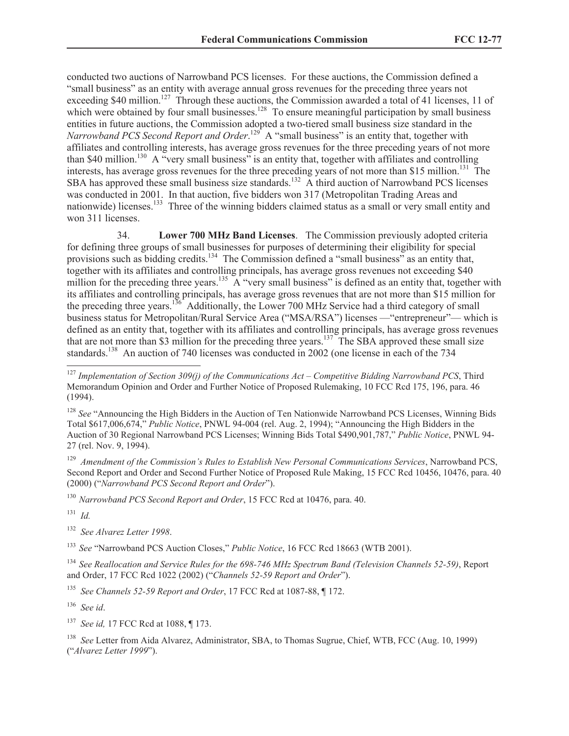conducted two auctions of Narrowband PCS licenses. For these auctions, the Commission defined a "small business" as an entity with average annual gross revenues for the preceding three years not exceeding $40 million.[127] Through these auctions, the Commission awarded a total of 41 licenses, 11 of which were obtained by four small businesses.[128] To ensure meaningful participation by small business entities in future auctions, the Commission adopted a two-tiered small business size standard in the *Narrowband PCS Second Report and Order*.[129] A "small business" is an entity that, together with affiliates and controlling interests, has average gross revenues for the three preceding years of not more than $40 million.[130] A "very small business" is an entity that, together with affiliates and controlling interests, has average gross revenues for the three preceding years of not more than $15 million.[131] The SBA has approved these small business size standards.[132] A third auction of Narrowband PCS licenses was conducted in 2001. In that auction, five bidders won 317 (Metropolitan Trading Areas and nationwide) licenses.[133] Three of the winning bidders claimed status as a small or very small entity and won 311 licenses.

34. **Lower 700 MHz Band Licenses**. The Commission previously adopted criteria for defining three groups of small businesses for purposes of determining their eligibility for special provisions such as bidding credits.[134] The Commission defined a "small business" as an entity that, together with its affiliates and controlling principals, has average gross revenues not exceeding $40 million for the preceding three years.[135] A "very small business" is defined as an entity that, together with its affiliates and controlling principals, has average gross revenues that are not more than $15 million for the preceding three years.[136] Additionally, the Lower 700 MHz Service had a third category of small business status for Metropolitan/Rural Service Area ("MSA/RSA") licenses —"entrepreneur"— which is defined as an entity that, together with its affiliates and controlling principals, has average gross revenues that are not more than $3 million for the preceding three years.[137] The SBA approved these small size standards.[138] An auction of 740 licenses was conducted in 2002 (one license in each of the 734

---

[127] *Implementation of Section 309(j) of the Communications Act – Competitive Bidding Narrowband PCS*, Third Memorandum Opinion and Order and Further Notice of Proposed Rulemaking, 10 FCC Rcd 175, 196, para. 46 (1994).

[128] *See* "Announcing the High Bidders in the Auction of Ten Nationwide Narrowband PCS Licenses, Winning Bids Total $617,006,674," *Public Notice*, PNWL 94-004 (rel. Aug. 2, 1994); "Announcing the High Bidders in the Auction of 30 Regional Narrowband PCS Licenses; Winning Bids Total $490,901,787," *Public Notice*, PNWL 94-27 (rel. Nov. 9, 1994).

[129] *Amendment of the Commission's Rules to Establish New Personal Communications Services*, Narrowband PCS, Second Report and Order and Second Further Notice of Proposed Rule Making, 15 FCC Rcd 10456, 10476, para. 40 (2000) ("*Narrowband PCS Second Report and Order*").

[130] *Narrowband PCS Second Report and Order*, 15 FCC Rcd at 10476, para. 40.

[131] *Id.*

[132] *See Alvarez Letter 1998*.

[133] *See* "Narrowband PCS Auction Closes," *Public Notice*, 16 FCC Rcd 18663 (WTB 2001).

[134] *See Reallocation and Service Rules for the 698-746 MHz Spectrum Band (Television Channels 52-59)*, Report and Order, 17 FCC Rcd 1022 (2002) ("*Channels 52-59 Report and Order*").

[135] *See Channels 52-59 Report and Order*, 17 FCC Rcd at 1087-88, ¶ 172.

[136] *See id*.

[137] *See id,* 17 FCC Rcd at 1088, ¶ 173.

[138] *See* Letter from Aida Alvarez, Administrator, SBA, to Thomas Sugrue, Chief, WTB, FCC (Aug. 10, 1999) ("*Alvarez Letter 1999*").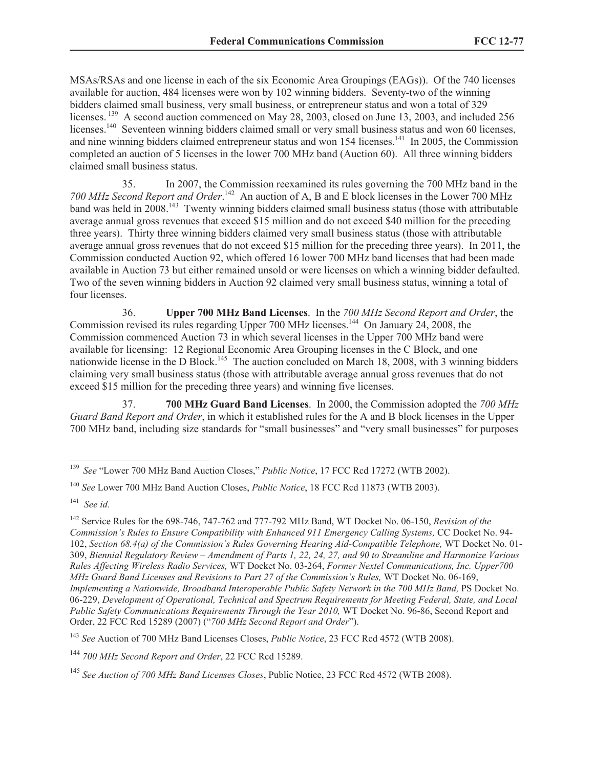MSAs/RSAs and one license in each of the six Economic Area Groupings (EAGs)). Of the 740 licenses available for auction, 484 licenses were won by 102 winning bidders. Seventy-two of the winning bidders claimed small business, very small business, or entrepreneur status and won a total of 329 licenses.[139] A second auction commenced on May 28, 2003, closed on June 13, 2003, and included 256 licenses.[140] Seventeen winning bidders claimed small or very small business status and won 60 licenses, and nine winning bidders claimed entrepreneur status and won 154 licenses.[141] In 2005, the Commission completed an auction of 5 licenses in the lower 700 MHz band (Auction 60). All three winning bidders claimed small business status.

35. In 2007, the Commission reexamined its rules governing the 700 MHz band in the *700 MHz Second Report and Order*.[142] An auction of A, B and E block licenses in the Lower 700 MHz band was held in 2008.[143] Twenty winning bidders claimed small business status (those with attributable average annual gross revenues that exceed $15 million and do not exceed $40 million for the preceding three years). Thirty three winning bidders claimed very small business status (those with attributable average annual gross revenues that do not exceed $15 million for the preceding three years). In 2011, the Commission conducted Auction 92, which offered 16 lower 700 MHz band licenses that had been made available in Auction 73 but either remained unsold or were licenses on which a winning bidder defaulted. Two of the seven winning bidders in Auction 92 claimed very small business status, winning a total of four licenses.

36. **Upper 700 MHz Band Licenses**. In the *700 MHz Second Report and Order*, the Commission revised its rules regarding Upper 700 MHz licenses.[144] On January 24, 2008, the Commission commenced Auction 73 in which several licenses in the Upper 700 MHz band were available for licensing: 12 Regional Economic Area Grouping licenses in the C Block, and one nationwide license in the D Block.[145] The auction concluded on March 18, 2008, with 3 winning bidders claiming very small business status (those with attributable average annual gross revenues that do not exceed $15 million for the preceding three years) and winning five licenses.

37. **700 MHz Guard Band Licenses**. In 2000, the Commission adopted the *700 MHz Guard Band Report and Order*, in which it established rules for the A and B block licenses in the Upper 700 MHz band, including size standards for "small businesses" and "very small businesses" for purposes

---

[139] *See* "Lower 700 MHz Band Auction Closes," *Public Notice*, 17 FCC Rcd 17272 (WTB 2002).

[140] *See* Lower 700 MHz Band Auction Closes, *Public Notice*, 18 FCC Rcd 11873 (WTB 2003).

[141] *See id.*

[142] Service Rules for the 698-746, 747-762 and 777-792 MHz Band, WT Docket No. 06-150, *Revision of the Commission's Rules to Ensure Compatibility with Enhanced 911 Emergency Calling Systems,* CC Docket No. 94-102, *Section 68.4(a) of the Commission's Rules Governing Hearing Aid-Compatible Telephone,* WT Docket No. 01-309, *Biennial Regulatory Review – Amendment of Parts 1, 22, 24, 27, and 90 to Streamline and Harmonize Various Rules Affecting Wireless Radio Services,* WT Docket No. 03-264, *Former Nextel Communications, Inc. Upper700 MHz Guard Band Licenses and Revisions to Part 27 of the Commission's Rules,* WT Docket No. 06-169, *Implementing a Nationwide, Broadband Interoperable Public Safety Network in the 700 MHz Band,* PS Docket No. 06-229, *Development of Operational, Technical and Spectrum Requirements for Meeting Federal, State, and Local Public Safety Communications Requirements Through the Year 2010,* WT Docket No. 96-86, Second Report and Order, 22 FCC Rcd 15289 (2007) ("*700 MHz Second Report and Order*").

[143] *See* Auction of 700 MHz Band Licenses Closes, *Public Notice*, 23 FCC Rcd 4572 (WTB 2008).

[144] *700 MHz Second Report and Order*, 22 FCC Rcd 15289.

[145] *See Auction of 700 MHz Band Licenses Closes*, Public Notice, 23 FCC Rcd 4572 (WTB 2008).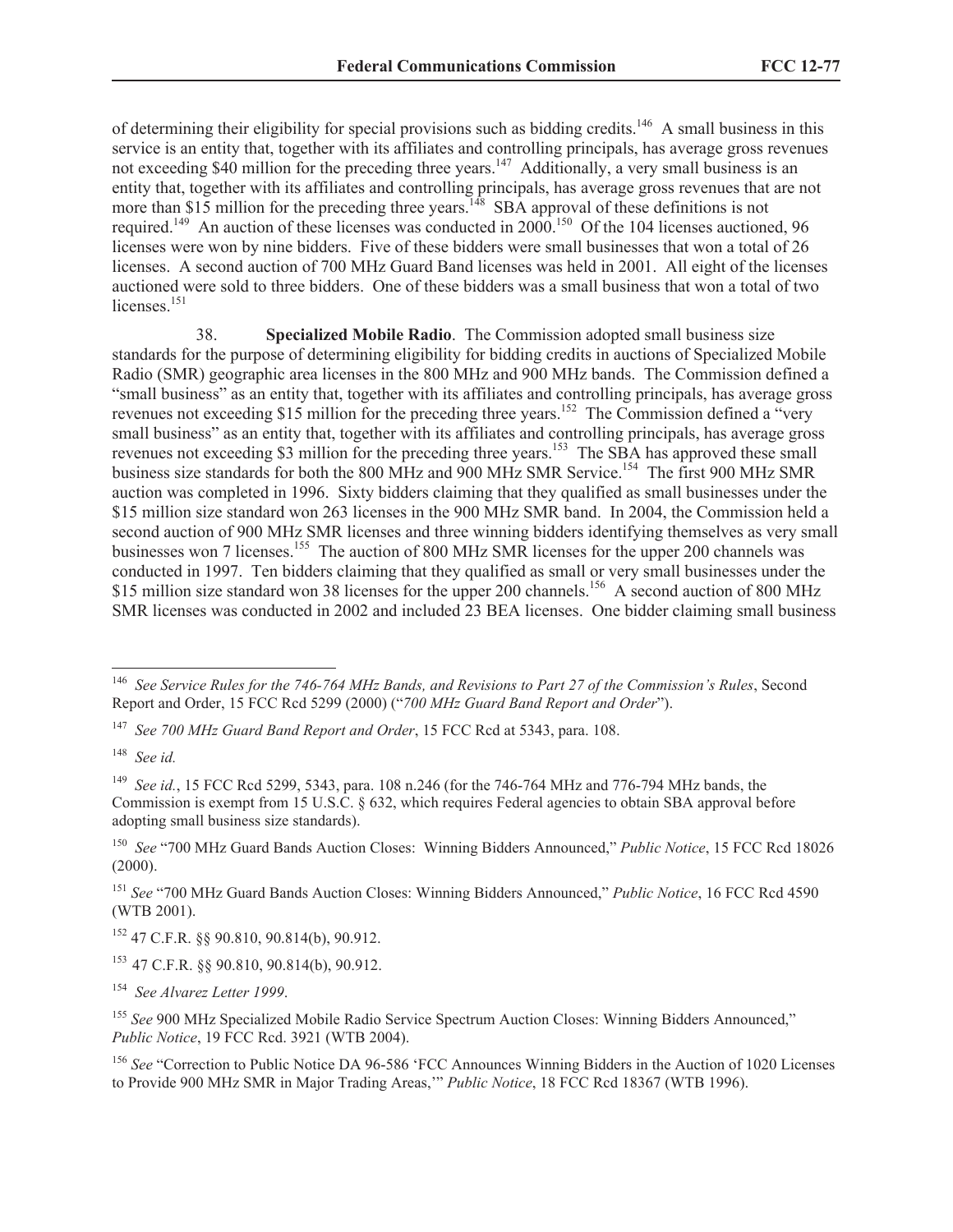of determining their eligibility for special provisions such as bidding credits.[146] A small business in this service is an entity that, together with its affiliates and controlling principals, has average gross revenues not exceeding $40 million for the preceding three years.[147] Additionally, a very small business is an entity that, together with its affiliates and controlling principals, has average gross revenues that are not more than $15 million for the preceding three years.[148] SBA approval of these definitions is not required.[149] An auction of these licenses was conducted in 2000.[150] Of the 104 licenses auctioned, 96 licenses were won by nine bidders. Five of these bidders were small businesses that won a total of 26 licenses. A second auction of 700 MHz Guard Band licenses was held in 2001. All eight of the licenses auctioned were sold to three bidders. One of these bidders was a small business that won a total of two licenses.[151]

38. **Specialized Mobile Radio**. The Commission adopted small business size standards for the purpose of determining eligibility for bidding credits in auctions of Specialized Mobile Radio (SMR) geographic area licenses in the 800 MHz and 900 MHz bands. The Commission defined a "small business" as an entity that, together with its affiliates and controlling principals, has average gross revenues not exceeding $15 million for the preceding three years.[152] The Commission defined a "very small business" as an entity that, together with its affiliates and controlling principals, has average gross revenues not exceeding $3 million for the preceding three years.[153] The SBA has approved these small business size standards for both the 800 MHz and 900 MHz SMR Service.[154] The first 900 MHz SMR auction was completed in 1996. Sixty bidders claiming that they qualified as small businesses under the $15 million size standard won 263 licenses in the 900 MHz SMR band. In 2004, the Commission held a second auction of 900 MHz SMR licenses and three winning bidders identifying themselves as very small businesses won 7 licenses.[155] The auction of 800 MHz SMR licenses for the upper 200 channels was conducted in 1997. Ten bidders claiming that they qualified as small or very small businesses under the $15 million size standard won 38 licenses for the upper 200 channels.[156] A second auction of 800 MHz SMR licenses was conducted in 2002 and included 23 BEA licenses. One bidder claiming small business

---

[146] *See Service Rules for the 746-764 MHz Bands, and Revisions to Part 27 of the Commission's Rules*, Second Report and Order, 15 FCC Rcd 5299 (2000) ("*700 MHz Guard Band Report and Order*").

[147] *See 700 MHz Guard Band Report and Order*, 15 FCC Rcd at 5343, para. 108.

[148] *See id.*

[149] *See id.*, 15 FCC Rcd 5299, 5343, para. 108 n.246 (for the 746-764 MHz and 776-794 MHz bands, the Commission is exempt from 15 U.S.C. § 632, which requires Federal agencies to obtain SBA approval before adopting small business size standards).

[150] *See* "700 MHz Guard Bands Auction Closes: Winning Bidders Announced," *Public Notice*, 15 FCC Rcd 18026 (2000).

[151] *See* "700 MHz Guard Bands Auction Closes: Winning Bidders Announced," *Public Notice*, 16 FCC Rcd 4590 (WTB 2001).

[152] 47 C.F.R. §§ 90.810, 90.814(b), 90.912.

[153] 47 C.F.R. §§ 90.810, 90.814(b), 90.912.

[154] *See Alvarez Letter 1999*.

[155] *See* 900 MHz Specialized Mobile Radio Service Spectrum Auction Closes: Winning Bidders Announced," *Public Notice*, 19 FCC Rcd. 3921 (WTB 2004).

[156] *See* "Correction to Public Notice DA 96-586 'FCC Announces Winning Bidders in the Auction of 1020 Licenses to Provide 900 MHz SMR in Major Trading Areas,'" *Public Notice*, 18 FCC Rcd 18367 (WTB 1996).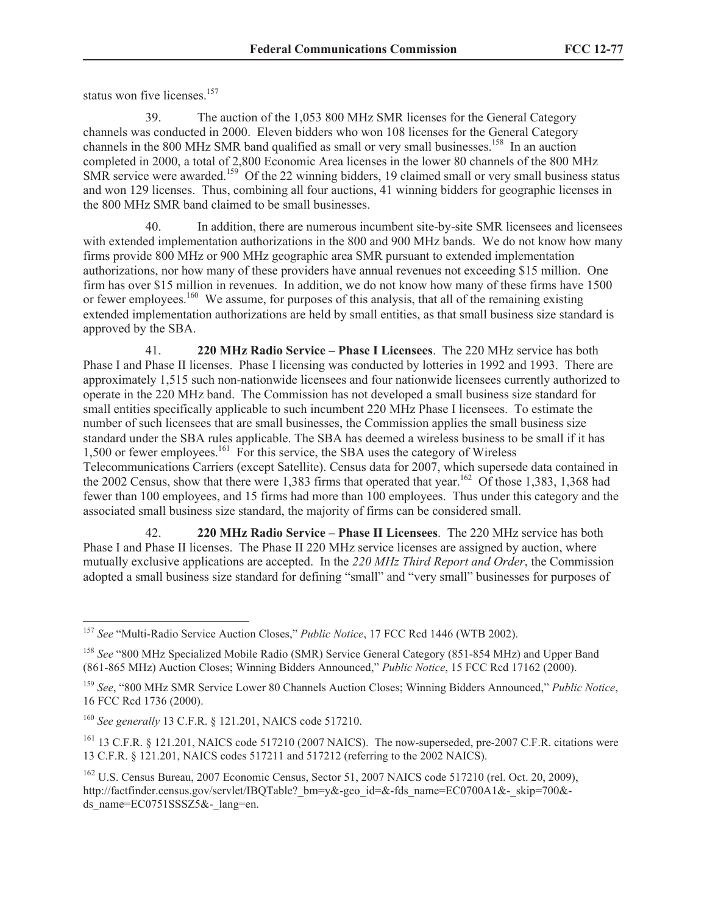status won five licenses.[157]

39. The auction of the 1,053 800 MHz SMR licenses for the General Category channels was conducted in 2000. Eleven bidders who won 108 licenses for the General Category channels in the 800 MHz SMR band qualified as small or very small businesses.[158] In an auction completed in 2000, a total of 2,800 Economic Area licenses in the lower 80 channels of the 800 MHz SMR service were awarded.[159] Of the 22 winning bidders, 19 claimed small or very small business status and won 129 licenses. Thus, combining all four auctions, 41 winning bidders for geographic licenses in the 800 MHz SMR band claimed to be small businesses.

40. In addition, there are numerous incumbent site-by-site SMR licensees and licensees with extended implementation authorizations in the 800 and 900 MHz bands. We do not know how many firms provide 800 MHz or 900 MHz geographic area SMR pursuant to extended implementation authorizations, nor how many of these providers have annual revenues not exceeding $15 million. One firm has over $15 million in revenues. In addition, we do not know how many of these firms have 1500 or fewer employees.[160] We assume, for purposes of this analysis, that all of the remaining existing extended implementation authorizations are held by small entities, as that small business size standard is approved by the SBA.

41. **220 MHz Radio Service – Phase I Licensees**. The 220 MHz service has both Phase I and Phase II licenses. Phase I licensing was conducted by lotteries in 1992 and 1993. There are approximately 1,515 such non-nationwide licensees and four nationwide licensees currently authorized to operate in the 220 MHz band. The Commission has not developed a small business size standard for small entities specifically applicable to such incumbent 220 MHz Phase I licensees. To estimate the number of such licensees that are small businesses, the Commission applies the small business size standard under the SBA rules applicable. The SBA has deemed a wireless business to be small if it has 1,500 or fewer employees.[161] For this service, the SBA uses the category of Wireless Telecommunications Carriers (except Satellite). Census data for 2007, which supersede data contained in the 2002 Census, show that there were 1,383 firms that operated that year.[162] Of those 1,383, 1,368 had fewer than 100 employees, and 15 firms had more than 100 employees. Thus under this category and the associated small business size standard, the majority of firms can be considered small.

42. **220 MHz Radio Service – Phase II Licensees**. The 220 MHz service has both Phase I and Phase II licenses. The Phase II 220 MHz service licenses are assigned by auction, where mutually exclusive applications are accepted. In the *220 MHz Third Report and Order*, the Commission adopted a small business size standard for defining "small" and "very small" businesses for purposes of

---

[157] *See* "Multi-Radio Service Auction Closes," *Public Notice*, 17 FCC Rcd 1446 (WTB 2002).

[158] *See* "800 MHz Specialized Mobile Radio (SMR) Service General Category (851-854 MHz) and Upper Band (861-865 MHz) Auction Closes; Winning Bidders Announced," *Public Notice*, 15 FCC Rcd 17162 (2000).

[159] *See*, "800 MHz SMR Service Lower 80 Channels Auction Closes; Winning Bidders Announced," *Public Notice*, 16 FCC Rcd 1736 (2000).

[160] *See generally* 13 C.F.R. § 121.201, NAICS code 517210.

[161] 13 C.F.R. § 121.201, NAICS code 517210 (2007 NAICS). The now-superseded, pre-2007 C.F.R. citations were 13 C.F.R. § 121.201, NAICS codes 517211 and 517212 (referring to the 2002 NAICS).

[162] U.S. Census Bureau, 2007 Economic Census, Sector 51, 2007 NAICS code 517210 (rel. Oct. 20, 2009), http://factfinder.census.gov/servlet/IBQTable?_bm=y&-geo_id=&-fds_name=EC0700A1&-_skip=700&-ds_name=EC0751SSSZ5&-_lang=en.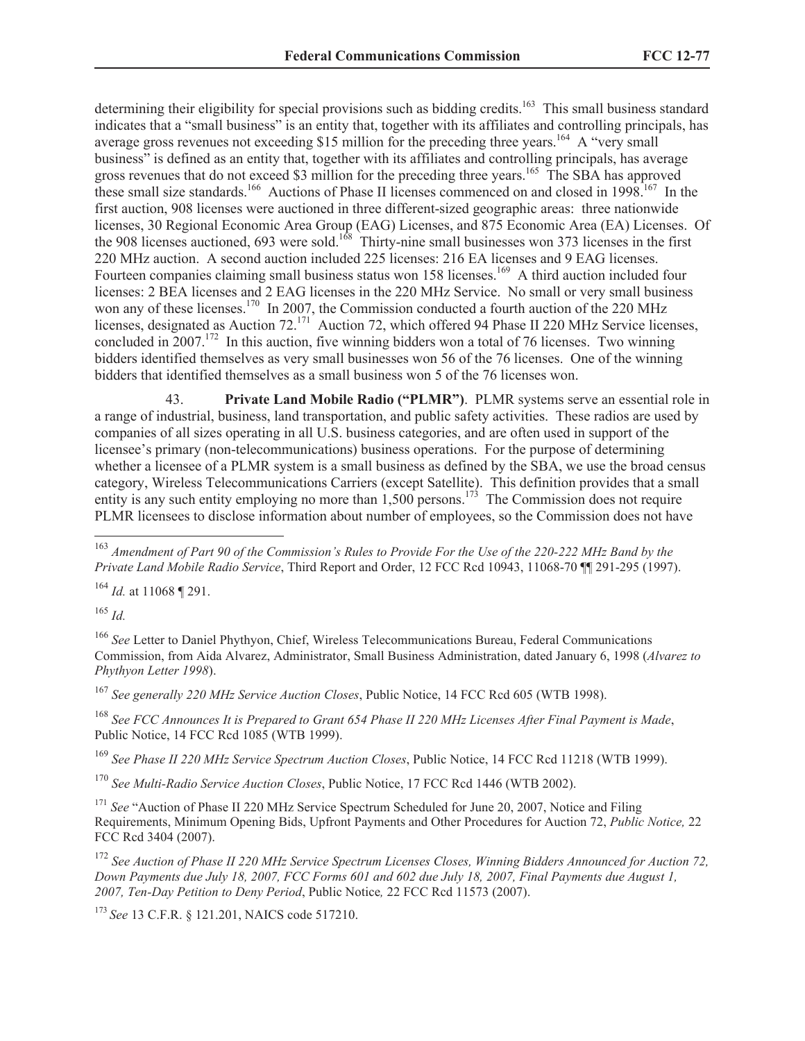determining their eligibility for special provisions such as bidding credits.[163] This small business standard indicates that a "small business" is an entity that, together with its affiliates and controlling principals, has average gross revenues not exceeding $15 million for the preceding three years.[164] A "very small business" is defined as an entity that, together with its affiliates and controlling principals, has average gross revenues that do not exceed $3 million for the preceding three years.[165] The SBA has approved these small size standards.[166] Auctions of Phase II licenses commenced on and closed in 1998.[167] In the first auction, 908 licenses were auctioned in three different-sized geographic areas: three nationwide licenses, 30 Regional Economic Area Group (EAG) Licenses, and 875 Economic Area (EA) Licenses. Of the 908 licenses auctioned, 693 were sold.[168] Thirty-nine small businesses won 373 licenses in the first 220 MHz auction. A second auction included 225 licenses: 216 EA licenses and 9 EAG licenses. Fourteen companies claiming small business status won 158 licenses.[169] A third auction included four licenses: 2 BEA licenses and 2 EAG licenses in the 220 MHz Service. No small or very small business won any of these licenses.[170] In 2007, the Commission conducted a fourth auction of the 220 MHz licenses, designated as Auction 72.[171] Auction 72, which offered 94 Phase II 220 MHz Service licenses, concluded in 2007.[172] In this auction, five winning bidders won a total of 76 licenses. Two winning bidders identified themselves as very small businesses won 56 of the 76 licenses. One of the winning bidders that identified themselves as a small business won 5 of the 76 licenses won.

43. **Private Land Mobile Radio ("PLMR")**. PLMR systems serve an essential role in a range of industrial, business, land transportation, and public safety activities. These radios are used by companies of all sizes operating in all U.S. business categories, and are often used in support of the licensee's primary (non-telecommunications) business operations. For the purpose of determining whether a licensee of a PLMR system is a small business as defined by the SBA, we use the broad census category, Wireless Telecommunications Carriers (except Satellite). This definition provides that a small entity is any such entity employing no more than 1,500 persons.[173] The Commission does not require PLMR licensees to disclose information about number of employees, so the Commission does not have

---

[163] *Amendment of Part 90 of the Commission's Rules to Provide For the Use of the 220-222 MHz Band by the Private Land Mobile Radio Service*, Third Report and Order, 12 FCC Rcd 10943, 11068-70 ¶¶ 291-295 (1997).

[164] *Id.* at 11068 ¶ 291.

[165] *Id.*

[166] *See* Letter to Daniel Phythyon, Chief, Wireless Telecommunications Bureau, Federal Communications Commission, from Aida Alvarez, Administrator, Small Business Administration, dated January 6, 1998 (*Alvarez to Phythyon Letter 1998*).

[167] *See generally 220 MHz Service Auction Closes*, Public Notice, 14 FCC Rcd 605 (WTB 1998).

[168] *See FCC Announces It is Prepared to Grant 654 Phase II 220 MHz Licenses After Final Payment is Made*, Public Notice, 14 FCC Rcd 1085 (WTB 1999).

[169] *See Phase II 220 MHz Service Spectrum Auction Closes*, Public Notice, 14 FCC Rcd 11218 (WTB 1999).

[170] *See Multi-Radio Service Auction Closes*, Public Notice, 17 FCC Rcd 1446 (WTB 2002).

[171] *See* "Auction of Phase II 220 MHz Service Spectrum Scheduled for June 20, 2007, Notice and Filing Requirements, Minimum Opening Bids, Upfront Payments and Other Procedures for Auction 72, *Public Notice,* 22 FCC Rcd 3404 (2007).

[172] *See Auction of Phase II 220 MHz Service Spectrum Licenses Closes, Winning Bidders Announced for Auction 72, Down Payments due July 18, 2007, FCC Forms 601 and 602 due July 18, 2007, Final Payments due August 1, 2007, Ten-Day Petition to Deny Period*, Public Notice*,* 22 FCC Rcd 11573 (2007).

[173] *See* 13 C.F.R. § 121.201, NAICS code 517210.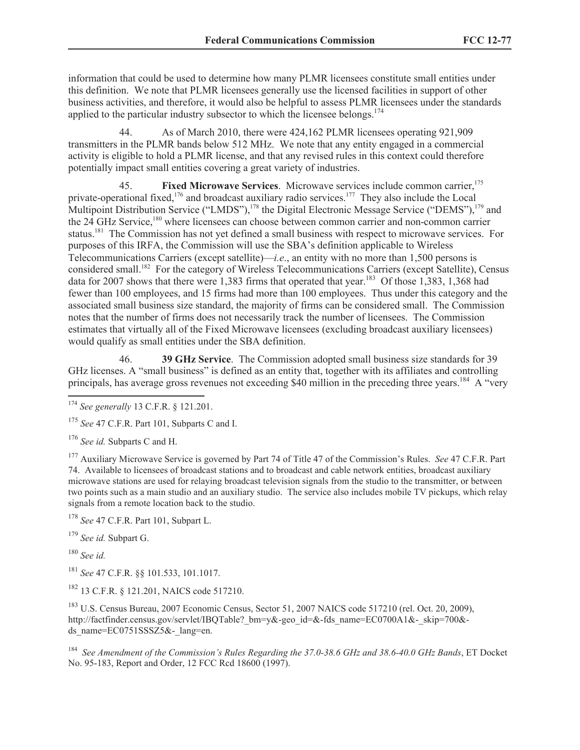information that could be used to determine how many PLMR licensees constitute small entities under this definition. We note that PLMR licensees generally use the licensed facilities in support of other business activities, and therefore, it would also be helpful to assess PLMR licensees under the standards applied to the particular industry subsector to which the licensee belongs.[174]

44. As of March 2010, there were 424,162 PLMR licensees operating 921,909 transmitters in the PLMR bands below 512 MHz. We note that any entity engaged in a commercial activity is eligible to hold a PLMR license, and that any revised rules in this context could therefore potentially impact small entities covering a great variety of industries.

45. **Fixed Microwave Services**. Microwave services include common carrier,[175] private-operational fixed,[176] and broadcast auxiliary radio services.[177] They also include the Local Multipoint Distribution Service ("LMDS"),[178] the Digital Electronic Message Service ("DEMS"),[179] and the 24 GHz Service,[180] where licensees can choose between common carrier and non-common carrier status.[181] The Commission has not yet defined a small business with respect to microwave services. For purposes of this IRFA, the Commission will use the SBA's definition applicable to Wireless Telecommunications Carriers (except satellite)—*i.e*., an entity with no more than 1,500 persons is considered small.[182] For the category of Wireless Telecommunications Carriers (except Satellite), Census data for 2007 shows that there were 1,383 firms that operated that year.[183] Of those 1,383, 1,368 had fewer than 100 employees, and 15 firms had more than 100 employees. Thus under this category and the associated small business size standard, the majority of firms can be considered small. The Commission notes that the number of firms does not necessarily track the number of licensees. The Commission estimates that virtually all of the Fixed Microwave licensees (excluding broadcast auxiliary licensees) would qualify as small entities under the SBA definition.

46. **39 GHz Service**. The Commission adopted small business size standards for 39 GHz licenses. A "small business" is defined as an entity that, together with its affiliates and controlling principals, has average gross revenues not exceeding $40 million in the preceding three years.[184] A "very

---

[174] *See generally* 13 C.F.R. § 121.201.

[175] *See* 47 C.F.R. Part 101, Subparts C and I.

[176] *See id.* Subparts C and H.

[177] Auxiliary Microwave Service is governed by Part 74 of Title 47 of the Commission's Rules. *See* 47 C.F.R. Part 74. Available to licensees of broadcast stations and to broadcast and cable network entities, broadcast auxiliary microwave stations are used for relaying broadcast television signals from the studio to the transmitter, or between two points such as a main studio and an auxiliary studio. The service also includes mobile TV pickups, which relay signals from a remote location back to the studio.

[178] *See* 47 C.F.R. Part 101, Subpart L.

[179] *See id.* Subpart G.

[180] *See id.*

[181] *See* 47 C.F.R. §§ 101.533, 101.1017.

[182] 13 C.F.R. § 121.201, NAICS code 517210.

[183] U.S. Census Bureau, 2007 Economic Census, Sector 51, 2007 NAICS code 517210 (rel. Oct. 20, 2009), http://factfinder.census.gov/servlet/IBQTable?_bm=y&-geo_id=&-fds_name=EC0700A1&-_skip=700&-ds_name=EC0751SSSZ5&-_lang=en.

[184] *See Amendment of the Commission's Rules Regarding the 37.0-38.6 GHz and 38.6-40.0 GHz Bands*, ET Docket No. 95-183, Report and Order, 12 FCC Rcd 18600 (1997).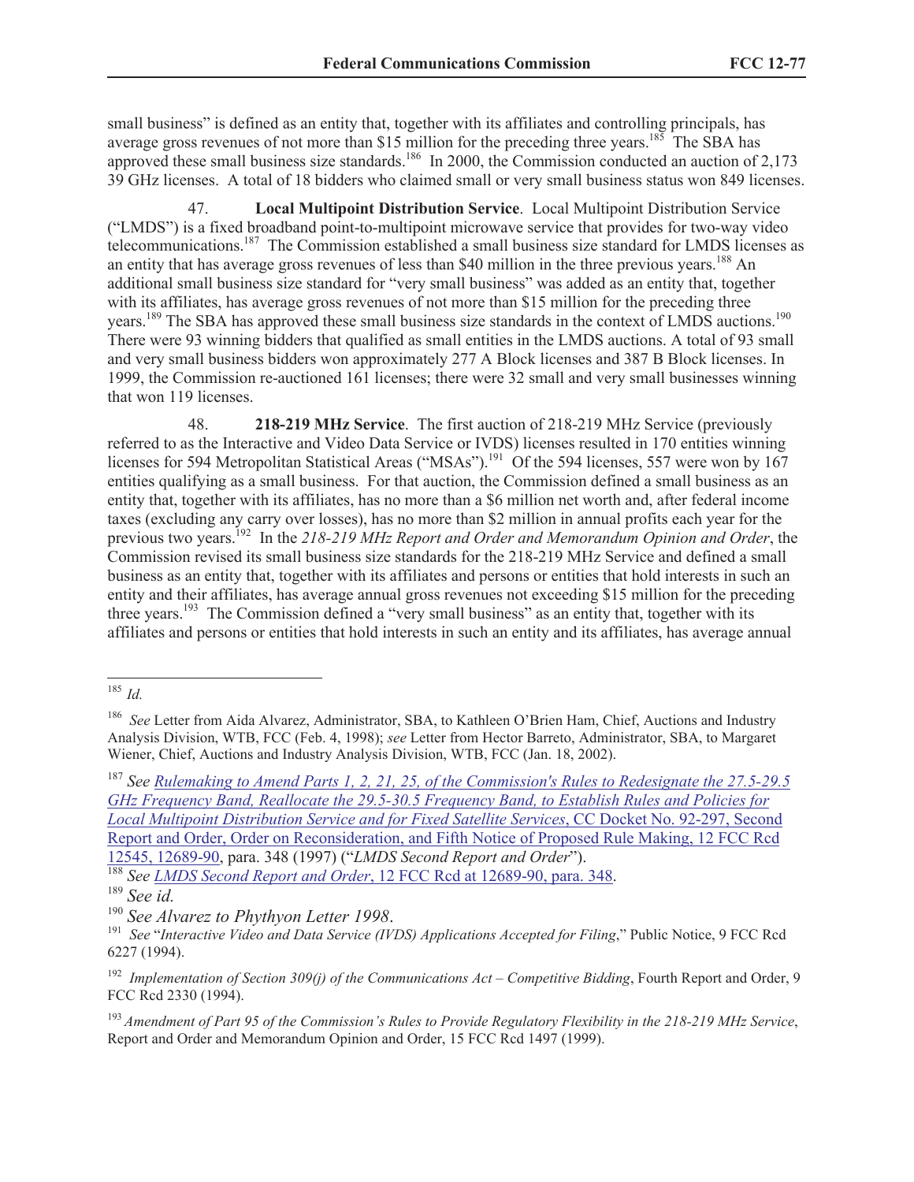small business" is defined as an entity that, together with its affiliates and controlling principals, has average gross revenues of not more than $15 million for the preceding three years.[185] The SBA has approved these small business size standards.[186] In 2000, the Commission conducted an auction of 2,173 39 GHz licenses. A total of 18 bidders who claimed small or very small business status won 849 licenses.

47. **Local Multipoint Distribution Service**. Local Multipoint Distribution Service ("LMDS") is a fixed broadband point-to-multipoint microwave service that provides for two-way video telecommunications.[187] The Commission established a small business size standard for LMDS licenses as an entity that has average gross revenues of less than $40 million in the three previous years.[188] An additional small business size standard for "very small business" was added as an entity that, together with its affiliates, has average gross revenues of not more than $15 million for the preceding three years.[189] The SBA has approved these small business size standards in the context of LMDS auctions.[190] There were 93 winning bidders that qualified as small entities in the LMDS auctions. A total of 93 small and very small business bidders won approximately 277 A Block licenses and 387 B Block licenses. In 1999, the Commission re-auctioned 161 licenses; there were 32 small and very small businesses winning that won 119 licenses.

48. **218-219 MHz Service**. The first auction of 218-219 MHz Service (previously referred to as the Interactive and Video Data Service or IVDS) licenses resulted in 170 entities winning licenses for 594 Metropolitan Statistical Areas ("MSAs").[191] Of the 594 licenses, 557 were won by 167 entities qualifying as a small business. For that auction, the Commission defined a small business as an entity that, together with its affiliates, has no more than a $6 million net worth and, after federal income taxes (excluding any carry over losses), has no more than $2 million in annual profits each year for the previous two years.[192] In the *218-219 MHz Report and Order and Memorandum Opinion and Order*, the Commission revised its small business size standards for the 218-219 MHz Service and defined a small business as an entity that, together with its affiliates and persons or entities that hold interests in such an entity and their affiliates, has average annual gross revenues not exceeding $15 million for the preceding three years.[193] The Commission defined a "very small business" as an entity that, together with its affiliates and persons or entities that hold interests in such an entity and its affiliates, has average annual

---

[185] *Id.*

[186] *See* Letter from Aida Alvarez, Administrator, SBA, to Kathleen O'Brien Ham, Chief, Auctions and Industry Analysis Division, WTB, FCC (Feb. 4, 1998); *see* Letter from Hector Barreto, Administrator, SBA, to Margaret Wiener, Chief, Auctions and Industry Analysis Division, WTB, FCC (Jan. 18, 2002).

[187] *See* Rulemaking to Amend Parts 1, 2, 21, 25, of the Commission's Rules to Redesignate the 27.5-29.5 GHz Frequency Band, Reallocate the 29.5-30.5 Frequency Band, to Establish Rules and Policies for Local Multipoint Distribution Service and for Fixed Satellite Services, CC Docket No. 92-297, Second Report and Order, Order on Reconsideration, and Fifth Notice of Proposed Rule Making, 12 FCC Rcd 12545, 12689-90, para. 348 (1997) ("*LMDS Second Report and Order*").

[188] *See LMDS Second Report and Order*, 12 FCC Rcd at 12689-90, para. 348.

[189] *See id.*

[190] *See Alvarez to Phythyon Letter 1998*.

[191] *See* "*Interactive Video and Data Service (IVDS) Applications Accepted for Filing*," Public Notice, 9 FCC Rcd 6227 (1994).

[192] *Implementation of Section 309(j) of the Communications Act – Competitive Bidding*, Fourth Report and Order, 9 FCC Rcd 2330 (1994).

[193] *Amendment of Part 95 of the Commission's Rules to Provide Regulatory Flexibility in the 218-219 MHz Service*, Report and Order and Memorandum Opinion and Order, 15 FCC Rcd 1497 (1999).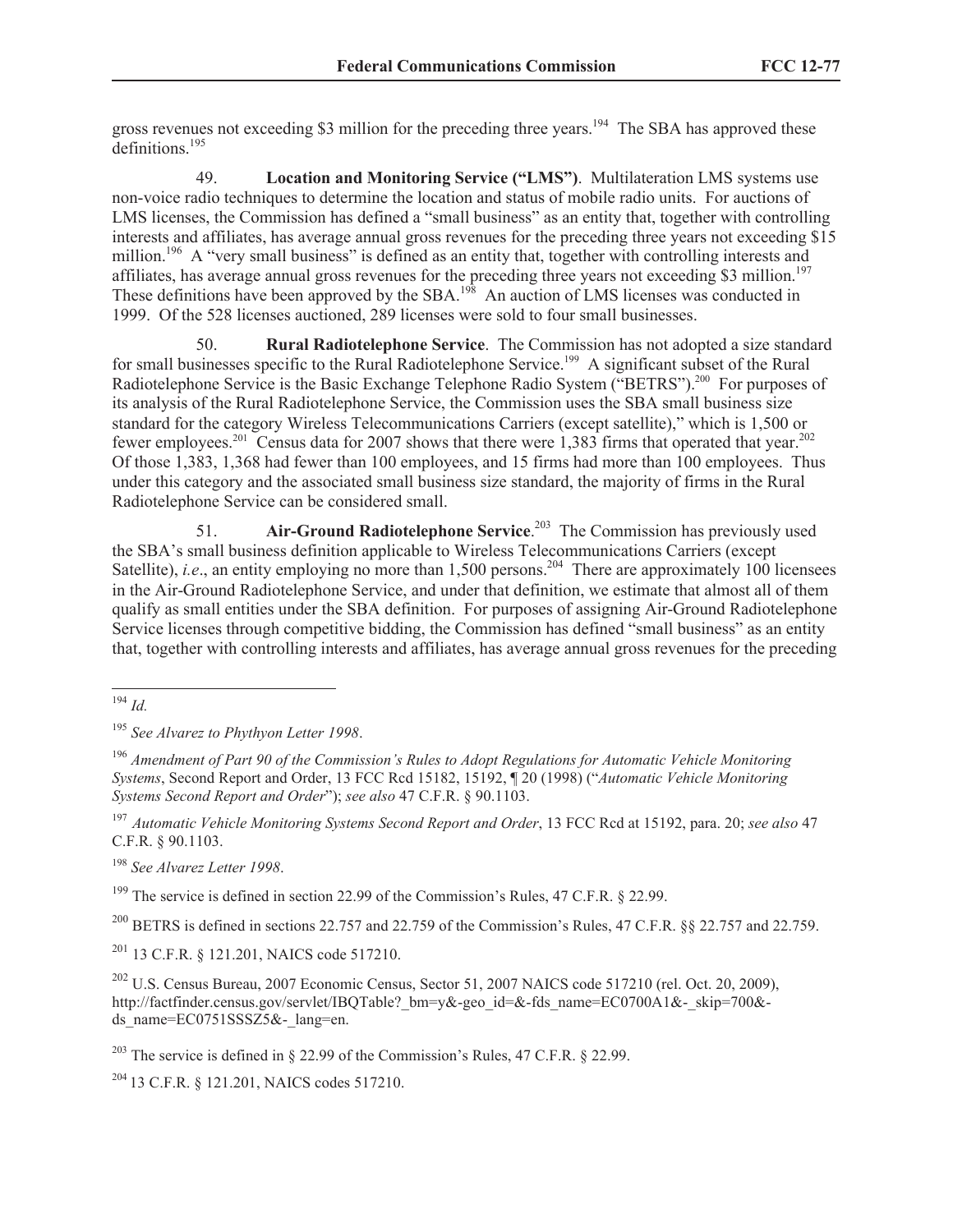gross revenues not exceeding $3 million for the preceding three years.[194] The SBA has approved these definitions.[195]

49. **Location and Monitoring Service ("LMS")**. Multilateration LMS systems use non-voice radio techniques to determine the location and status of mobile radio units. For auctions of LMS licenses, the Commission has defined a "small business" as an entity that, together with controlling interests and affiliates, has average annual gross revenues for the preceding three years not exceeding $15 million.[196] A "very small business" is defined as an entity that, together with controlling interests and affiliates, has average annual gross revenues for the preceding three years not exceeding $3 million.[197] These definitions have been approved by the SBA.[198] An auction of LMS licenses was conducted in 1999. Of the 528 licenses auctioned, 289 licenses were sold to four small businesses.

50. **Rural Radiotelephone Service**. The Commission has not adopted a size standard for small businesses specific to the Rural Radiotelephone Service.[199] A significant subset of the Rural Radiotelephone Service is the Basic Exchange Telephone Radio System ("BETRS").[200] For purposes of its analysis of the Rural Radiotelephone Service, the Commission uses the SBA small business size standard for the category Wireless Telecommunications Carriers (except satellite)," which is 1,500 or fewer employees.[201] Census data for 2007 shows that there were 1,383 firms that operated that year.[202] Of those 1,383, 1,368 had fewer than 100 employees, and 15 firms had more than 100 employees. Thus under this category and the associated small business size standard, the majority of firms in the Rural Radiotelephone Service can be considered small.

51. **Air-Ground Radiotelephone Service**.[203] The Commission has previously used the SBA's small business definition applicable to Wireless Telecommunications Carriers (except Satellite), *i.e*., an entity employing no more than 1,500 persons.[204] There are approximately 100 licensees in the Air-Ground Radiotelephone Service, and under that definition, we estimate that almost all of them qualify as small entities under the SBA definition. For purposes of assigning Air-Ground Radiotelephone Service licenses through competitive bidding, the Commission has defined "small business" as an entity that, together with controlling interests and affiliates, has average annual gross revenues for the preceding

---

[194] *Id.*

[195] *See Alvarez to Phythyon Letter 1998*.

[196] *Amendment of Part 90 of the Commission's Rules to Adopt Regulations for Automatic Vehicle Monitoring Systems*, Second Report and Order, 13 FCC Rcd 15182, 15192, ¶ 20 (1998) ("*Automatic Vehicle Monitoring Systems Second Report and Order*"); *see also* 47 C.F.R. § 90.1103.

[197] *Automatic Vehicle Monitoring Systems Second Report and Order*, 13 FCC Rcd at 15192, para. 20; *see also* 47 C.F.R. § 90.1103.

[198] *See Alvarez Letter 1998*.

[199] The service is defined in section 22.99 of the Commission's Rules, 47 C.F.R. § 22.99.

[200] BETRS is defined in sections 22.757 and 22.759 of the Commission's Rules, 47 C.F.R. §§ 22.757 and 22.759.

[201] 13 C.F.R. § 121.201, NAICS code 517210.

[202] U.S. Census Bureau, 2007 Economic Census, Sector 51, 2007 NAICS code 517210 (rel. Oct. 20, 2009), http://factfinder.census.gov/servlet/IBQTable?_bm=y&-geo_id=&-fds_name=EC0700A1&-_skip=700&-ds_name=EC0751SSSZ5&-_lang=en.

[203] The service is defined in § 22.99 of the Commission's Rules, 47 C.F.R. § 22.99.

[204] 13 C.F.R. § 121.201, NAICS codes 517210.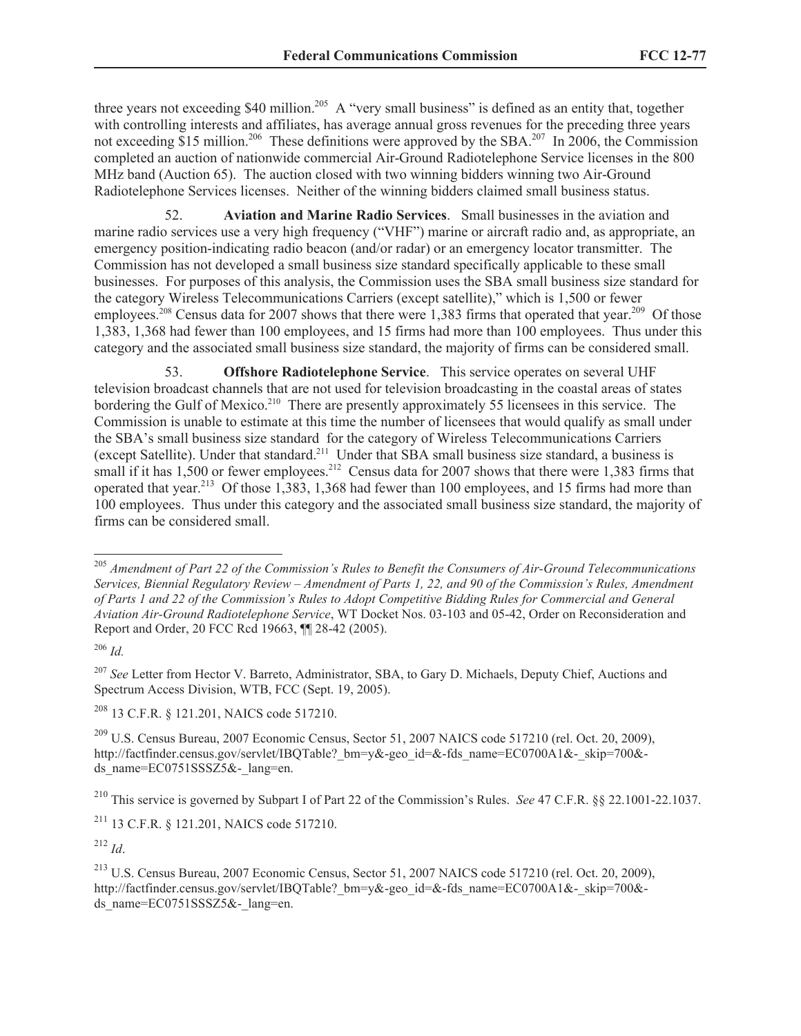three years not exceeding $40 million.[205] A "very small business" is defined as an entity that, together with controlling interests and affiliates, has average annual gross revenues for the preceding three years not exceeding $15 million.[206] These definitions were approved by the SBA.[207] In 2006, the Commission completed an auction of nationwide commercial Air-Ground Radiotelephone Service licenses in the 800 MHz band (Auction 65). The auction closed with two winning bidders winning two Air-Ground Radiotelephone Services licenses. Neither of the winning bidders claimed small business status.

52. **Aviation and Marine Radio Services**. Small businesses in the aviation and marine radio services use a very high frequency ("VHF") marine or aircraft radio and, as appropriate, an emergency position-indicating radio beacon (and/or radar) or an emergency locator transmitter. The Commission has not developed a small business size standard specifically applicable to these small businesses. For purposes of this analysis, the Commission uses the SBA small business size standard for the category Wireless Telecommunications Carriers (except satellite)," which is 1,500 or fewer employees.[208] Census data for 2007 shows that there were 1,383 firms that operated that year.[209] Of those 1,383, 1,368 had fewer than 100 employees, and 15 firms had more than 100 employees. Thus under this category and the associated small business size standard, the majority of firms can be considered small.

53. **Offshore Radiotelephone Service**. This service operates on several UHF television broadcast channels that are not used for television broadcasting in the coastal areas of states bordering the Gulf of Mexico.[210] There are presently approximately 55 licensees in this service. The Commission is unable to estimate at this time the number of licensees that would qualify as small under the SBA's small business size standard for the category of Wireless Telecommunications Carriers (except Satellite). Under that standard.[211] Under that SBA small business size standard, a business is small if it has 1,500 or fewer employees.[212] Census data for 2007 shows that there were 1,383 firms that operated that year.[213] Of those 1,383, 1,368 had fewer than 100 employees, and 15 firms had more than 100 employees. Thus under this category and the associated small business size standard, the majority of firms can be considered small.

---

[205] *Amendment of Part 22 of the Commission's Rules to Benefit the Consumers of Air-Ground Telecommunications Services, Biennial Regulatory Review – Amendment of Parts 1, 22, and 90 of the Commission's Rules, Amendment of Parts 1 and 22 of the Commission's Rules to Adopt Competitive Bidding Rules for Commercial and General Aviation Air-Ground Radiotelephone Service*, WT Docket Nos. 03-103 and 05-42, Order on Reconsideration and Report and Order, 20 FCC Rcd 19663, ¶¶ 28-42 (2005).

[206] *Id.*

[207] *See* Letter from Hector V. Barreto, Administrator, SBA, to Gary D. Michaels, Deputy Chief, Auctions and Spectrum Access Division, WTB, FCC (Sept. 19, 2005).

[208] 13 C.F.R. § 121.201, NAICS code 517210.

[209] U.S. Census Bureau, 2007 Economic Census, Sector 51, 2007 NAICS code 517210 (rel. Oct. 20, 2009), http://factfinder.census.gov/servlet/IBQTable?_bm=y&-geo_id=&-fds_name=EC0700A1&-_skip=700&-ds_name=EC0751SSSZ5&-_lang=en.

[210] This service is governed by Subpart I of Part 22 of the Commission's Rules. *See* 47 C.F.R. §§ 22.1001-22.1037.

[211] 13 C.F.R. § 121.201, NAICS code 517210.

[212] *Id*.

[213] U.S. Census Bureau, 2007 Economic Census, Sector 51, 2007 NAICS code 517210 (rel. Oct. 20, 2009), http://factfinder.census.gov/servlet/IBQTable?_bm=y&-geo_id=&-fds_name=EC0700A1&-_skip=700&-ds_name=EC0751SSSZ5&-_lang=en.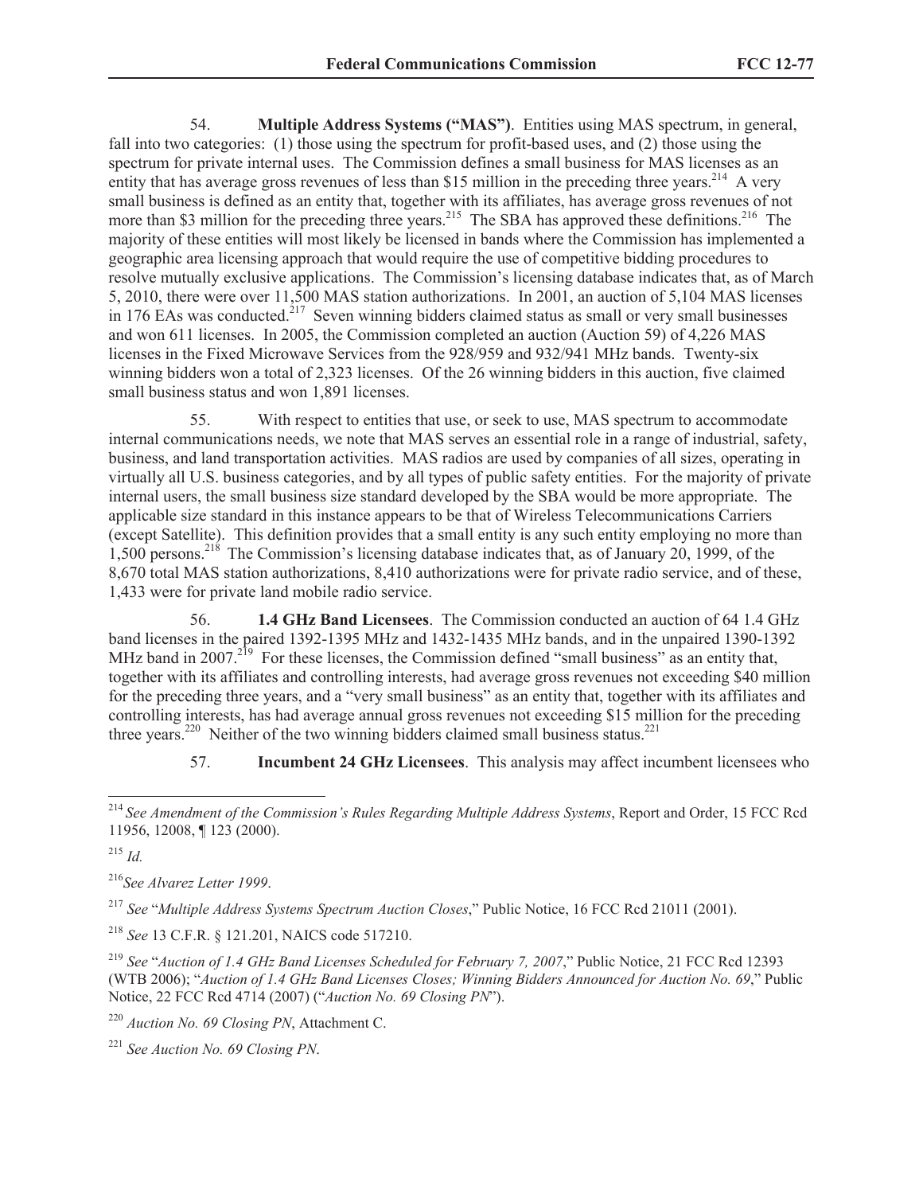54. **Multiple Address Systems ("MAS")**. Entities using MAS spectrum, in general, fall into two categories: (1) those using the spectrum for profit-based uses, and (2) those using the spectrum for private internal uses. The Commission defines a small business for MAS licenses as an entity that has average gross revenues of less than $15 million in the preceding three years.[214] A very small business is defined as an entity that, together with its affiliates, has average gross revenues of not more than $3 million for the preceding three years.[215] The SBA has approved these definitions.[216] The majority of these entities will most likely be licensed in bands where the Commission has implemented a geographic area licensing approach that would require the use of competitive bidding procedures to resolve mutually exclusive applications. The Commission's licensing database indicates that, as of March 5, 2010, there were over 11,500 MAS station authorizations. In 2001, an auction of 5,104 MAS licenses in 176 EAs was conducted.[217] Seven winning bidders claimed status as small or very small businesses and won 611 licenses. In 2005, the Commission completed an auction (Auction 59) of 4,226 MAS licenses in the Fixed Microwave Services from the 928/959 and 932/941 MHz bands. Twenty-six winning bidders won a total of 2,323 licenses. Of the 26 winning bidders in this auction, five claimed small business status and won 1,891 licenses.

55. With respect to entities that use, or seek to use, MAS spectrum to accommodate internal communications needs, we note that MAS serves an essential role in a range of industrial, safety, business, and land transportation activities. MAS radios are used by companies of all sizes, operating in virtually all U.S. business categories, and by all types of public safety entities. For the majority of private internal users, the small business size standard developed by the SBA would be more appropriate. The applicable size standard in this instance appears to be that of Wireless Telecommunications Carriers (except Satellite). This definition provides that a small entity is any such entity employing no more than 1,500 persons.[218] The Commission's licensing database indicates that, as of January 20, 1999, of the 8,670 total MAS station authorizations, 8,410 authorizations were for private radio service, and of these, 1,433 were for private land mobile radio service.

56. **1.4 GHz Band Licensees**. The Commission conducted an auction of 64 1.4 GHz band licenses in the paired 1392-1395 MHz and 1432-1435 MHz bands, and in the unpaired 1390-1392 MHz band in 2007.[219] For these licenses, the Commission defined "small business" as an entity that, together with its affiliates and controlling interests, had average gross revenues not exceeding $40 million for the preceding three years, and a "very small business" as an entity that, together with its affiliates and controlling interests, has had average annual gross revenues not exceeding $15 million for the preceding three years.[220] Neither of the two winning bidders claimed small business status.[221]

57. **Incumbent 24 GHz Licensees**. This analysis may affect incumbent licensees who

---

[214] *See Amendment of the Commission's Rules Regarding Multiple Address Systems*, Report and Order, 15 FCC Rcd 11956, 12008, ¶ 123 (2000).

[215] *Id.*

[216] *See Alvarez Letter 1999*.

[217] *See* "*Multiple Address Systems Spectrum Auction Closes*," Public Notice, 16 FCC Rcd 21011 (2001).

[218] *See* 13 C.F.R. § 121.201, NAICS code 517210.

[219] *See* "*Auction of 1.4 GHz Band Licenses Scheduled for February 7, 2007*," Public Notice, 21 FCC Rcd 12393 (WTB 2006); "*Auction of 1.4 GHz Band Licenses Closes; Winning Bidders Announced for Auction No. 69*," Public Notice, 22 FCC Rcd 4714 (2007) ("*Auction No. 69 Closing PN*").

[220] *Auction No. 69 Closing PN*, Attachment C.

[221] *See Auction No. 69 Closing PN*.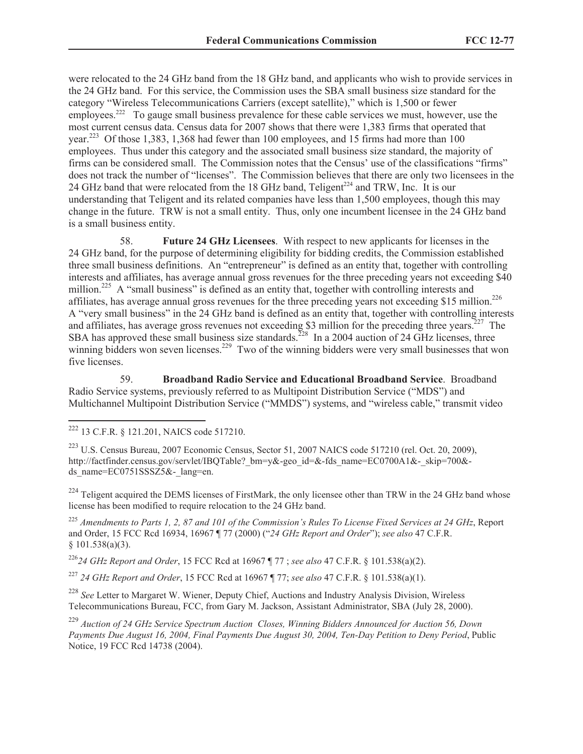were relocated to the 24 GHz band from the 18 GHz band, and applicants who wish to provide services in the 24 GHz band. For this service, the Commission uses the SBA small business size standard for the category "Wireless Telecommunications Carriers (except satellite)," which is 1,500 or fewer employees.[222] To gauge small business prevalence for these cable services we must, however, use the most current census data. Census data for 2007 shows that there were 1,383 firms that operated that year.[223] Of those 1,383, 1,368 had fewer than 100 employees, and 15 firms had more than 100 employees. Thus under this category and the associated small business size standard, the majority of firms can be considered small. The Commission notes that the Census' use of the classifications "firms" does not track the number of "licenses". The Commission believes that there are only two licensees in the 24 GHz band that were relocated from the 18 GHz band, Teligent[224] and TRW, Inc. It is our understanding that Teligent and its related companies have less than 1,500 employees, though this may change in the future. TRW is not a small entity. Thus, only one incumbent licensee in the 24 GHz band is a small business entity.

58. **Future 24 GHz Licensees**. With respect to new applicants for licenses in the 24 GHz band, for the purpose of determining eligibility for bidding credits, the Commission established three small business definitions. An "entrepreneur" is defined as an entity that, together with controlling interests and affiliates, has average annual gross revenues for the three preceding years not exceeding $40 million.[225] A "small business" is defined as an entity that, together with controlling interests and affiliates, has average annual gross revenues for the three preceding years not exceeding $15 million.[226] A "very small business" in the 24 GHz band is defined as an entity that, together with controlling interests and affiliates, has average gross revenues not exceeding $3 million for the preceding three years.[227] The SBA has approved these small business size standards.[228] In a 2004 auction of 24 GHz licenses, three winning bidders won seven licenses.[229] Two of the winning bidders were very small businesses that won five licenses.

59. **Broadband Radio Service and Educational Broadband Service**. Broadband Radio Service systems, previously referred to as Multipoint Distribution Service ("MDS") and Multichannel Multipoint Distribution Service ("MMDS") systems, and "wireless cable," transmit video

---

[222] 13 C.F.R. § 121.201, NAICS code 517210.

[223] U.S. Census Bureau, 2007 Economic Census, Sector 51, 2007 NAICS code 517210 (rel. Oct. 20, 2009), http://factfinder.census.gov/servlet/IBQTable?_bm=y&-geo_id=&-fds_name=EC0700A1&-_skip=700&-ds_name=EC0751SSSZ5&-_lang=en.

[224] Teligent acquired the DEMS licenses of FirstMark, the only licensee other than TRW in the 24 GHz band whose license has been modified to require relocation to the 24 GHz band.

[225] *Amendments to Parts 1, 2, 87 and 101 of the Commission's Rules To License Fixed Services at 24 GHz*, Report and Order, 15 FCC Rcd 16934, 16967 ¶ 77 (2000) ("*24 GHz Report and Order*"); *see also* 47 C.F.R. § 101.538(a)(3).

[226] *24 GHz Report and Order*, 15 FCC Rcd at 16967 ¶ 77 ; *see also* 47 C.F.R. § 101.538(a)(2).

[227] *24 GHz Report and Order*, 15 FCC Rcd at 16967 ¶ 77; *see also* 47 C.F.R. § 101.538(a)(1).

[228] *See* Letter to Margaret W. Wiener, Deputy Chief, Auctions and Industry Analysis Division, Wireless Telecommunications Bureau, FCC, from Gary M. Jackson, Assistant Administrator, SBA (July 28, 2000).

[229] *Auction of 24 GHz Service Spectrum Auction Closes, Winning Bidders Announced for Auction 56, Down Payments Due August 16, 2004, Final Payments Due August 30, 2004, Ten-Day Petition to Deny Period*, Public Notice, 19 FCC Rcd 14738 (2004).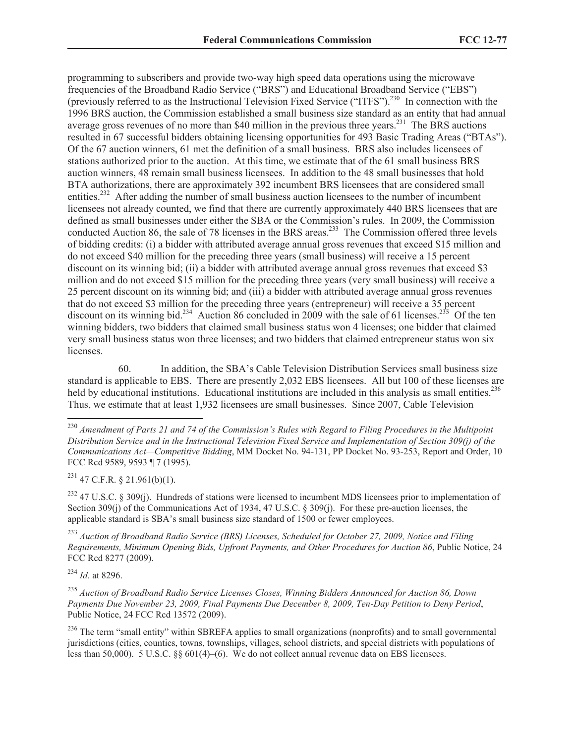programming to subscribers and provide two-way high speed data operations using the microwave frequencies of the Broadband Radio Service ("BRS") and Educational Broadband Service ("EBS") (previously referred to as the Instructional Television Fixed Service ("ITFS").[230] In connection with the 1996 BRS auction, the Commission established a small business size standard as an entity that had annual average gross revenues of no more than $40 million in the previous three years.[231] The BRS auctions resulted in 67 successful bidders obtaining licensing opportunities for 493 Basic Trading Areas ("BTAs"). Of the 67 auction winners, 61 met the definition of a small business. BRS also includes licensees of stations authorized prior to the auction. At this time, we estimate that of the 61 small business BRS auction winners, 48 remain small business licensees. In addition to the 48 small businesses that hold BTA authorizations, there are approximately 392 incumbent BRS licensees that are considered small entities.[232] After adding the number of small business auction licensees to the number of incumbent licensees not already counted, we find that there are currently approximately 440 BRS licensees that are defined as small businesses under either the SBA or the Commission's rules. In 2009, the Commission conducted Auction 86, the sale of 78 licenses in the BRS areas.[233] The Commission offered three levels of bidding credits: (i) a bidder with attributed average annual gross revenues that exceed $15 million and do not exceed $40 million for the preceding three years (small business) will receive a 15 percent discount on its winning bid; (ii) a bidder with attributed average annual gross revenues that exceed $3 million and do not exceed $15 million for the preceding three years (very small business) will receive a 25 percent discount on its winning bid; and (iii) a bidder with attributed average annual gross revenues that do not exceed $3 million for the preceding three years (entrepreneur) will receive a 35 percent discount on its winning bid.[234] Auction 86 concluded in 2009 with the sale of 61 licenses.[235] Of the ten winning bidders, two bidders that claimed small business status won 4 licenses; one bidder that claimed very small business status won three licenses; and two bidders that claimed entrepreneur status won six licenses.

60. In addition, the SBA's Cable Television Distribution Services small business size standard is applicable to EBS. There are presently 2,032 EBS licensees. All but 100 of these licenses are held by educational institutions. Educational institutions are included in this analysis as small entities.[236] Thus, we estimate that at least 1,932 licensees are small businesses. Since 2007, Cable Television

---

[230] *Amendment of Parts 21 and 74 of the Commission's Rules with Regard to Filing Procedures in the Multipoint Distribution Service and in the Instructional Television Fixed Service and Implementation of Section 309(j) of the Communications Act—Competitive Bidding*, MM Docket No. 94-131, PP Docket No. 93-253, Report and Order, 10 FCC Rcd 9589, 9593 ¶ 7 (1995).

[231] 47 C.F.R. § 21.961(b)(1).

[232] 47 U.S.C. § 309(j). Hundreds of stations were licensed to incumbent MDS licensees prior to implementation of Section 309(j) of the Communications Act of 1934, 47 U.S.C. § 309(j). For these pre-auction licenses, the applicable standard is SBA's small business size standard of 1500 or fewer employees.

[233] *Auction of Broadband Radio Service (BRS) Licenses, Scheduled for October 27, 2009, Notice and Filing Requirements, Minimum Opening Bids, Upfront Payments, and Other Procedures for Auction 86*, Public Notice, 24 FCC Rcd 8277 (2009).

[234] *Id.* at 8296.

[235] *Auction of Broadband Radio Service Licenses Closes, Winning Bidders Announced for Auction 86, Down Payments Due November 23, 2009, Final Payments Due December 8, 2009, Ten-Day Petition to Deny Period*, Public Notice, 24 FCC Rcd 13572 (2009).

[236] The term "small entity" within SBREFA applies to small organizations (nonprofits) and to small governmental jurisdictions (cities, counties, towns, townships, villages, school districts, and special districts with populations of less than 50,000). 5 U.S.C. §§ 601(4)–(6). We do not collect annual revenue data on EBS licensees.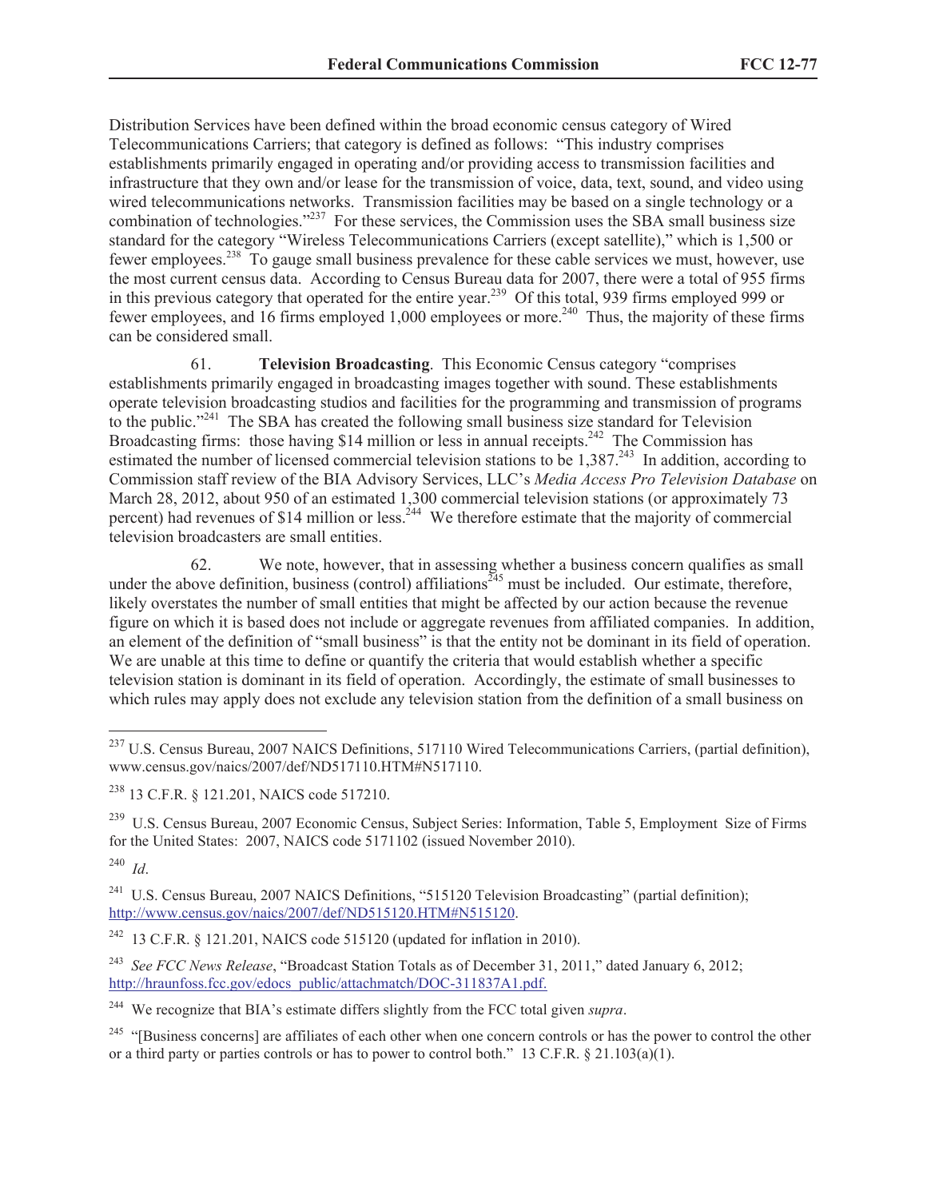Distribution Services have been defined within the broad economic census category of Wired Telecommunications Carriers; that category is defined as follows: "This industry comprises establishments primarily engaged in operating and/or providing access to transmission facilities and infrastructure that they own and/or lease for the transmission of voice, data, text, sound, and video using wired telecommunications networks. Transmission facilities may be based on a single technology or a combination of technologies."[237] For these services, the Commission uses the SBA small business size standard for the category "Wireless Telecommunications Carriers (except satellite)," which is 1,500 or fewer employees.[238] To gauge small business prevalence for these cable services we must, however, use the most current census data. According to Census Bureau data for 2007, there were a total of 955 firms in this previous category that operated for the entire year.[239] Of this total, 939 firms employed 999 or fewer employees, and 16 firms employed 1,000 employees or more.[240] Thus, the majority of these firms can be considered small.

61. **Television Broadcasting**. This Economic Census category "comprises establishments primarily engaged in broadcasting images together with sound. These establishments operate television broadcasting studios and facilities for the programming and transmission of programs to the public."[241] The SBA has created the following small business size standard for Television Broadcasting firms: those having $14 million or less in annual receipts.[242] The Commission has estimated the number of licensed commercial television stations to be 1,387.[243] In addition, according to Commission staff review of the BIA Advisory Services, LLC's *Media Access Pro Television Database* on March 28, 2012, about 950 of an estimated 1,300 commercial television stations (or approximately 73 percent) had revenues of $14 million or less.[244] We therefore estimate that the majority of commercial television broadcasters are small entities.

62. We note, however, that in assessing whether a business concern qualifies as small under the above definition, business (control) affiliations[245] must be included. Our estimate, therefore, likely overstates the number of small entities that might be affected by our action because the revenue figure on which it is based does not include or aggregate revenues from affiliated companies. In addition, an element of the definition of "small business" is that the entity not be dominant in its field of operation. We are unable at this time to define or quantify the criteria that would establish whether a specific television station is dominant in its field of operation. Accordingly, the estimate of small businesses to which rules may apply does not exclude any television station from the definition of a small business on

---

[237] U.S. Census Bureau, 2007 NAICS Definitions, 517110 Wired Telecommunications Carriers, (partial definition), www.census.gov/naics/2007/def/ND517110.HTM#N517110.

[238] 13 C.F.R. § 121.201, NAICS code 517210.

[239] U.S. Census Bureau, 2007 Economic Census, Subject Series: Information, Table 5, Employment Size of Firms for the United States: 2007, NAICS code 5171102 (issued November 2010).

[240] *Id*.

[241] U.S. Census Bureau, 2007 NAICS Definitions, "515120 Television Broadcasting" (partial definition); http://www.census.gov/naics/2007/def/ND515120.HTM#N515120.

[242] 13 C.F.R. § 121.201, NAICS code 515120 (updated for inflation in 2010).

[243] *See FCC News Release*, "Broadcast Station Totals as of December 31, 2011," dated January 6, 2012; http://hraunfoss.fcc.gov/edocs_public/attachmatch/DOC-311837A1.pdf.

[244] We recognize that BIA's estimate differs slightly from the FCC total given *supra*.

[245] "[Business concerns] are affiliates of each other when one concern controls or has the power to control the other or a third party or parties controls or has to power to control both." 13 C.F.R. § 21.103(a)(1).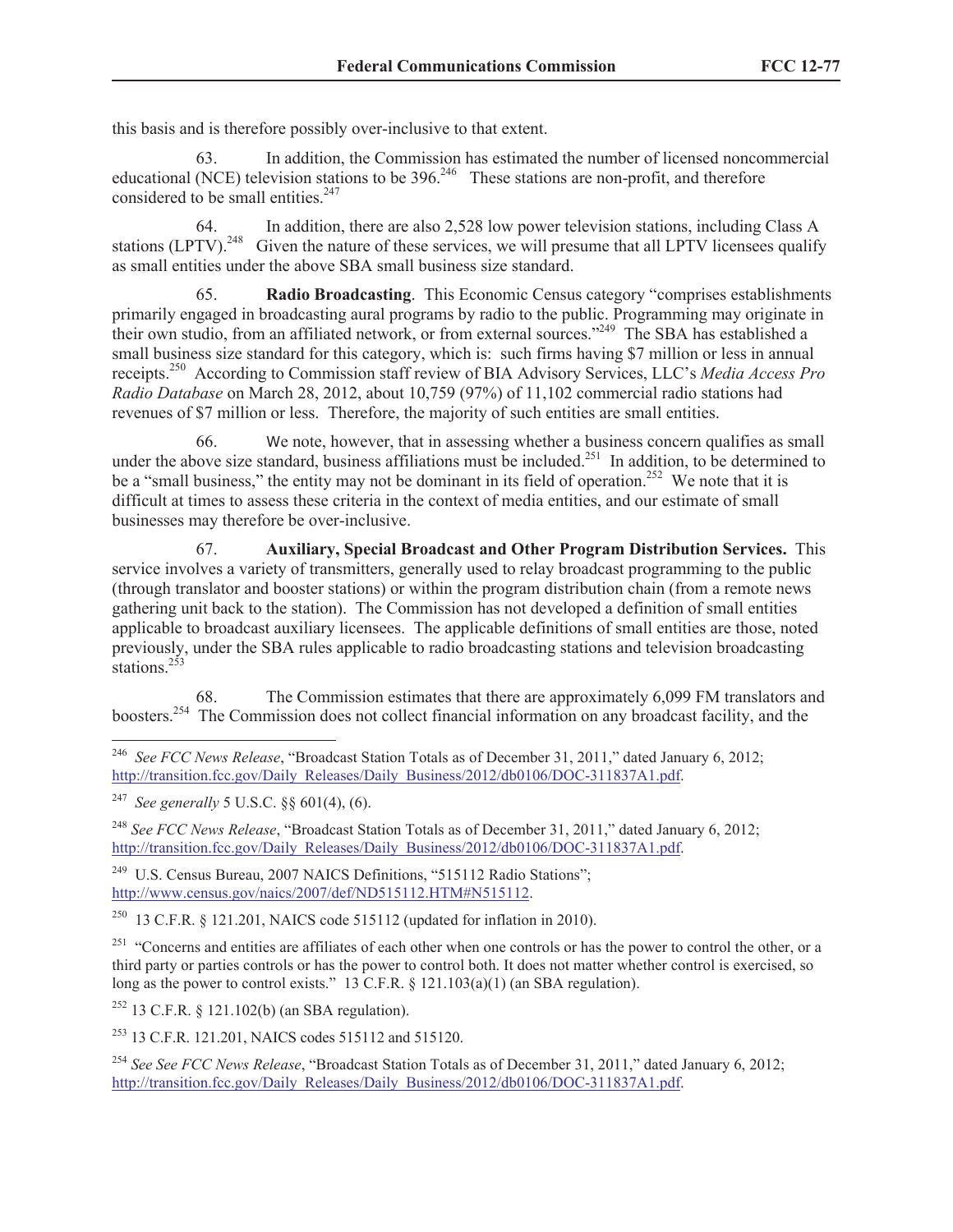this basis and is therefore possibly over-inclusive to that extent.

63. In addition, the Commission has estimated the number of licensed noncommercial educational (NCE) television stations to be 396.[246] These stations are non-profit, and therefore considered to be small entities.[247]

64. In addition, there are also 2,528 low power television stations, including Class A stations (LPTV).[248] Given the nature of these services, we will presume that all LPTV licensees qualify as small entities under the above SBA small business size standard.

65. **Radio Broadcasting**. This Economic Census category "comprises establishments primarily engaged in broadcasting aural programs by radio to the public. Programming may originate in their own studio, from an affiliated network, or from external sources."[249] The SBA has established a small business size standard for this category, which is: such firms having $7 million or less in annual receipts.[250] According to Commission staff review of BIA Advisory Services, LLC's *Media Access Pro Radio Database* on March 28, 2012, about 10,759 (97%) of 11,102 commercial radio stations had revenues of $7 million or less. Therefore, the majority of such entities are small entities.

66. We note, however, that in assessing whether a business concern qualifies as small under the above size standard, business affiliations must be included.[251] In addition, to be determined to be a "small business," the entity may not be dominant in its field of operation.[252] We note that it is difficult at times to assess these criteria in the context of media entities, and our estimate of small businesses may therefore be over-inclusive.

67. **Auxiliary, Special Broadcast and Other Program Distribution Services.** This service involves a variety of transmitters, generally used to relay broadcast programming to the public (through translator and booster stations) or within the program distribution chain (from a remote news gathering unit back to the station). The Commission has not developed a definition of small entities applicable to broadcast auxiliary licensees. The applicable definitions of small entities are those, noted previously, under the SBA rules applicable to radio broadcasting stations and television broadcasting stations.[253]

68. The Commission estimates that there are approximately 6,099 FM translators and boosters.[254] The Commission does not collect financial information on any broadcast facility, and the

---

[246] *See FCC News Release*, "Broadcast Station Totals as of December 31, 2011," dated January 6, 2012; http://transition.fcc.gov/Daily_Releases/Daily_Business/2012/db0106/DOC-311837A1.pdf.

[247] *See generally* 5 U.S.C. §§ 601(4), (6).

[248] *See FCC News Release*, "Broadcast Station Totals as of December 31, 2011," dated January 6, 2012; http://transition.fcc.gov/Daily_Releases/Daily_Business/2012/db0106/DOC-311837A1.pdf.

[249] U.S. Census Bureau, 2007 NAICS Definitions, "515112 Radio Stations"; http://www.census.gov/naics/2007/def/ND515112.HTM#N515112.

[250] 13 C.F.R. § 121.201, NAICS code 515112 (updated for inflation in 2010).

[251] "Concerns and entities are affiliates of each other when one controls or has the power to control the other, or a third party or parties controls or has the power to control both. It does not matter whether control is exercised, so long as the power to control exists." 13 C.F.R. § 121.103(a)(1) (an SBA regulation).

[252] 13 C.F.R. § 121.102(b) (an SBA regulation).

[253] 13 C.F.R. 121.201, NAICS codes 515112 and 515120.

[254] *See See FCC News Release*, "Broadcast Station Totals as of December 31, 2011," dated January 6, 2012; http://transition.fcc.gov/Daily_Releases/Daily_Business/2012/db0106/DOC-311837A1.pdf.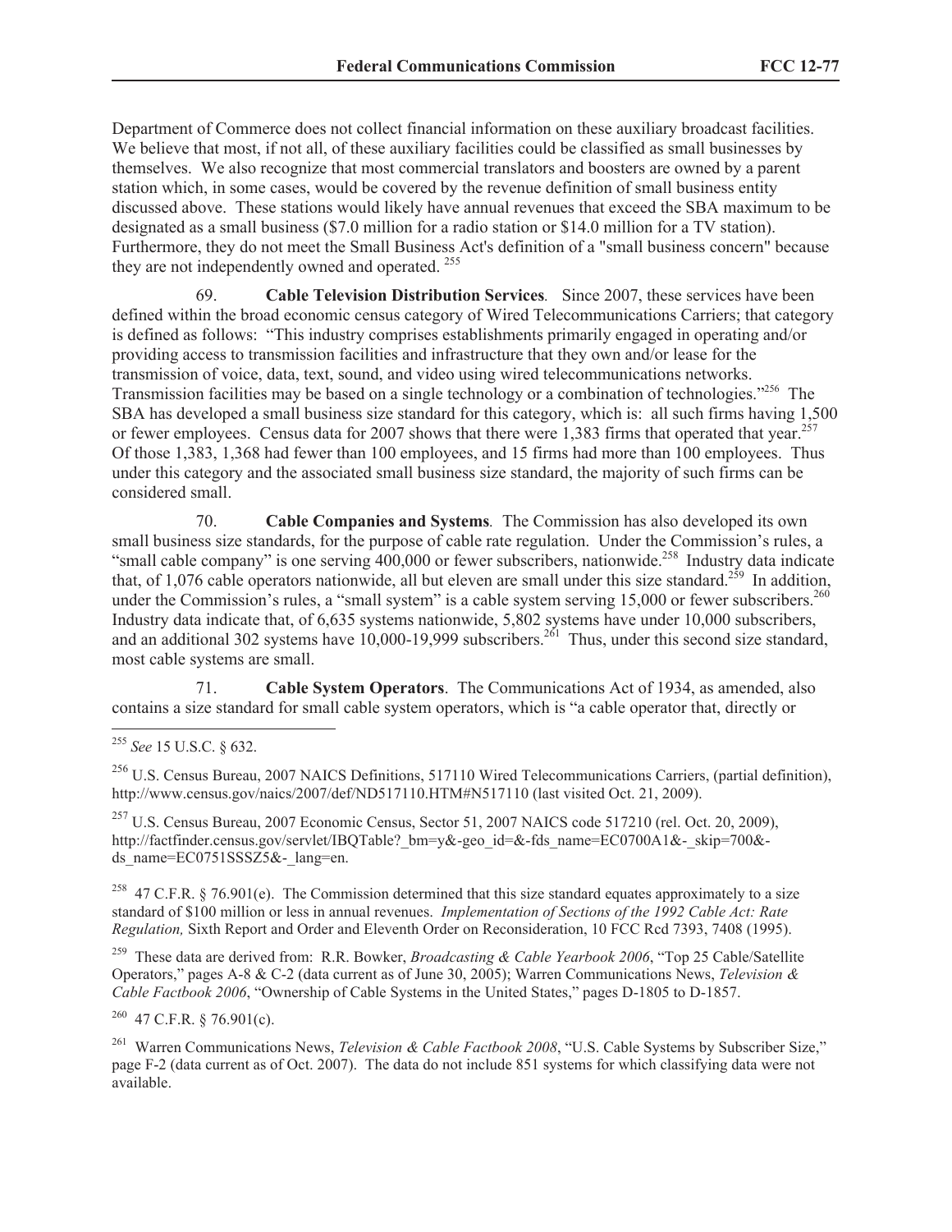Department of Commerce does not collect financial information on these auxiliary broadcast facilities. We believe that most, if not all, of these auxiliary facilities could be classified as small businesses by themselves. We also recognize that most commercial translators and boosters are owned by a parent station which, in some cases, would be covered by the revenue definition of small business entity discussed above. These stations would likely have annual revenues that exceed the SBA maximum to be designated as a small business ($7.0 million for a radio station or $14.0 million for a TV station). Furthermore, they do not meet the Small Business Act's definition of a "small business concern" because they are not independently owned and operated. [255]

69. **Cable Television Distribution Services**. Since 2007, these services have been defined within the broad economic census category of Wired Telecommunications Carriers; that category is defined as follows: "This industry comprises establishments primarily engaged in operating and/or providing access to transmission facilities and infrastructure that they own and/or lease for the transmission of voice, data, text, sound, and video using wired telecommunications networks. Transmission facilities may be based on a single technology or a combination of technologies."[256] The SBA has developed a small business size standard for this category, which is: all such firms having 1,500 or fewer employees. Census data for 2007 shows that there were 1,383 firms that operated that year.[257] Of those 1,383, 1,368 had fewer than 100 employees, and 15 firms had more than 100 employees. Thus under this category and the associated small business size standard, the majority of such firms can be considered small.

70. **Cable Companies and Systems**. The Commission has also developed its own small business size standards, for the purpose of cable rate regulation. Under the Commission's rules, a "small cable company" is one serving 400,000 or fewer subscribers, nationwide.[258] Industry data indicate that, of 1,076 cable operators nationwide, all but eleven are small under this size standard.[259] In addition, under the Commission's rules, a "small system" is a cable system serving 15,000 or fewer subscribers.[260] Industry data indicate that, of 6,635 systems nationwide, 5,802 systems have under 10,000 subscribers, and an additional 302 systems have 10,000-19,999 subscribers.[261] Thus, under this second size standard, most cable systems are small.

71. **Cable System Operators**. The Communications Act of 1934, as amended, also contains a size standard for small cable system operators, which is "a cable operator that, directly or

---

[255] *See* 15 U.S.C. § 632.

[256] U.S. Census Bureau, 2007 NAICS Definitions, 517110 Wired Telecommunications Carriers, (partial definition), http://www.census.gov/naics/2007/def/ND517110.HTM#N517110 (last visited Oct. 21, 2009).

[257] U.S. Census Bureau, 2007 Economic Census, Sector 51, 2007 NAICS code 517210 (rel. Oct. 20, 2009), http://factfinder.census.gov/servlet/IBQTable?_bm=y&-geo_id=&-fds_name=EC0700A1&-_skip=700&-ds_name=EC0751SSSZ5&-_lang=en.

[258] 47 C.F.R. § 76.901(e). The Commission determined that this size standard equates approximately to a size standard of $100 million or less in annual revenues. *Implementation of Sections of the 1992 Cable Act: Rate Regulation,* Sixth Report and Order and Eleventh Order on Reconsideration, 10 FCC Rcd 7393, 7408 (1995).

[259] These data are derived from: R.R. Bowker, *Broadcasting & Cable Yearbook 2006*, "Top 25 Cable/Satellite Operators," pages A-8 & C-2 (data current as of June 30, 2005); Warren Communications News, *Television & Cable Factbook 2006*, "Ownership of Cable Systems in the United States," pages D-1805 to D-1857.

[260] 47 C.F.R. § 76.901(c).

[261] Warren Communications News, *Television & Cable Factbook 2008*, "U.S. Cable Systems by Subscriber Size," page F-2 (data current as of Oct. 2007). The data do not include 851 systems for which classifying data were not available.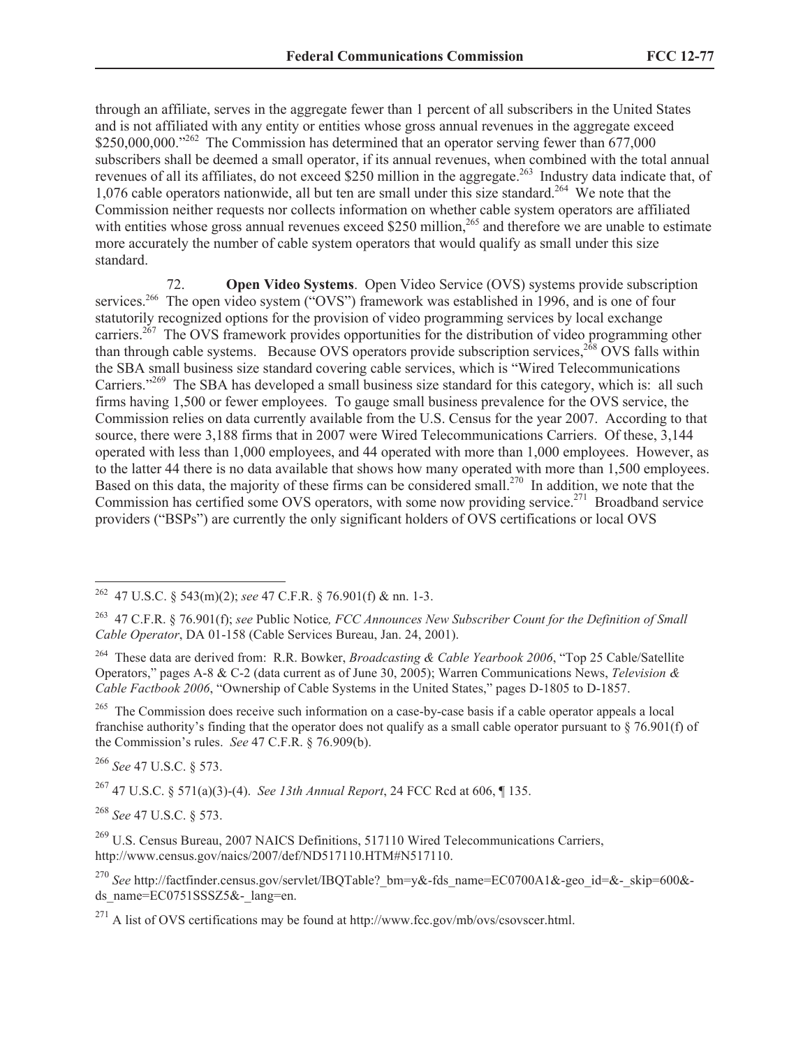through an affiliate, serves in the aggregate fewer than 1 percent of all subscribers in the United States and is not affiliated with any entity or entities whose gross annual revenues in the aggregate exceed $250,000,000."[262] The Commission has determined that an operator serving fewer than 677,000 subscribers shall be deemed a small operator, if its annual revenues, when combined with the total annual revenues of all its affiliates, do not exceed $250 million in the aggregate.[263] Industry data indicate that, of 1,076 cable operators nationwide, all but ten are small under this size standard.[264] We note that the Commission neither requests nor collects information on whether cable system operators are affiliated with entities whose gross annual revenues exceed $250 million,[265] and therefore we are unable to estimate more accurately the number of cable system operators that would qualify as small under this size standard.

72. **Open Video Systems**. Open Video Service (OVS) systems provide subscription services.[266] The open video system ("OVS") framework was established in 1996, and is one of four statutorily recognized options for the provision of video programming services by local exchange carriers.[267] The OVS framework provides opportunities for the distribution of video programming other than through cable systems. Because OVS operators provide subscription services,[268] OVS falls within the SBA small business size standard covering cable services, which is "Wired Telecommunications Carriers."[269] The SBA has developed a small business size standard for this category, which is: all such firms having 1,500 or fewer employees. To gauge small business prevalence for the OVS service, the Commission relies on data currently available from the U.S. Census for the year 2007. According to that source, there were 3,188 firms that in 2007 were Wired Telecommunications Carriers. Of these, 3,144 operated with less than 1,000 employees, and 44 operated with more than 1,000 employees. However, as to the latter 44 there is no data available that shows how many operated with more than 1,500 employees. Based on this data, the majority of these firms can be considered small.[270] In addition, we note that the Commission has certified some OVS operators, with some now providing service.[271] Broadband service providers ("BSPs") are currently the only significant holders of OVS certifications or local OVS

---

[262] 47 U.S.C. § 543(m)(2); *see* 47 C.F.R. § 76.901(f) & nn. 1-3.

[263] 47 C.F.R. § 76.901(f); *see* Public Notice*, FCC Announces New Subscriber Count for the Definition of Small Cable Operator*, DA 01-158 (Cable Services Bureau, Jan. 24, 2001).

[264] These data are derived from: R.R. Bowker, *Broadcasting & Cable Yearbook 2006*, "Top 25 Cable/Satellite Operators," pages A-8 & C-2 (data current as of June 30, 2005); Warren Communications News, *Television & Cable Factbook 2006*, "Ownership of Cable Systems in the United States," pages D-1805 to D-1857.

[265] The Commission does receive such information on a case-by-case basis if a cable operator appeals a local franchise authority's finding that the operator does not qualify as a small cable operator pursuant to § 76.901(f) of the Commission's rules. *See* 47 C.F.R. § 76.909(b).

[266] *See* 47 U.S.C. § 573.

[267] 47 U.S.C. § 571(a)(3)-(4). *See 13th Annual Report*, 24 FCC Rcd at 606, ¶ 135.

[268] *See* 47 U.S.C. § 573.

[269] U.S. Census Bureau, 2007 NAICS Definitions, 517110 Wired Telecommunications Carriers, http://www.census.gov/naics/2007/def/ND517110.HTM#N517110.

[270] *See* http://factfinder.census.gov/servlet/IBQTable?_bm=y&-fds_name=EC0700A1&-geo_id=&-_skip=600&-ds_name=EC0751SSSZ5&-_lang=en.

[271] A list of OVS certifications may be found at http://www.fcc.gov/mb/ovs/csovscer.html.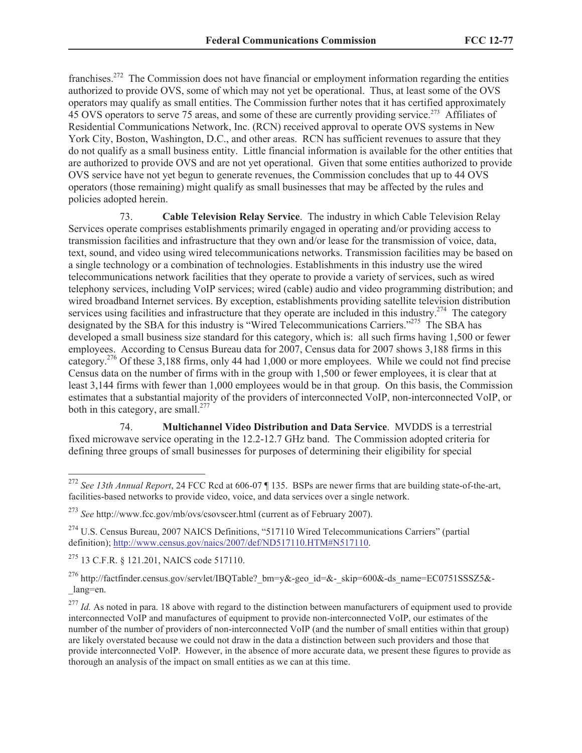franchises.[272] The Commission does not have financial or employment information regarding the entities authorized to provide OVS, some of which may not yet be operational. Thus, at least some of the OVS operators may qualify as small entities. The Commission further notes that it has certified approximately 45 OVS operators to serve 75 areas, and some of these are currently providing service.[273] Affiliates of Residential Communications Network, Inc. (RCN) received approval to operate OVS systems in New York City, Boston, Washington, D.C., and other areas. RCN has sufficient revenues to assure that they do not qualify as a small business entity. Little financial information is available for the other entities that are authorized to provide OVS and are not yet operational. Given that some entities authorized to provide OVS service have not yet begun to generate revenues, the Commission concludes that up to 44 OVS operators (those remaining) might qualify as small businesses that may be affected by the rules and policies adopted herein.

73. **Cable Television Relay Service**. The industry in which Cable Television Relay Services operate comprises establishments primarily engaged in operating and/or providing access to transmission facilities and infrastructure that they own and/or lease for the transmission of voice, data, text, sound, and video using wired telecommunications networks. Transmission facilities may be based on a single technology or a combination of technologies. Establishments in this industry use the wired telecommunications network facilities that they operate to provide a variety of services, such as wired telephony services, including VoIP services; wired (cable) audio and video programming distribution; and wired broadband Internet services. By exception, establishments providing satellite television distribution services using facilities and infrastructure that they operate are included in this industry.[274] The category designated by the SBA for this industry is "Wired Telecommunications Carriers."[275] The SBA has developed a small business size standard for this category, which is: all such firms having 1,500 or fewer employees. According to Census Bureau data for 2007, Census data for 2007 shows 3,188 firms in this category.[276] Of these 3,188 firms, only 44 had 1,000 or more employees. While we could not find precise Census data on the number of firms with in the group with 1,500 or fewer employees, it is clear that at least 3,144 firms with fewer than 1,000 employees would be in that group. On this basis, the Commission estimates that a substantial majority of the providers of interconnected VoIP, non-interconnected VoIP, or both in this category, are small.[277]

74. **Multichannel Video Distribution and Data Service**. MVDDS is a terrestrial fixed microwave service operating in the 12.2-12.7 GHz band. The Commission adopted criteria for defining three groups of small businesses for purposes of determining their eligibility for special

---

[272] *See 13th Annual Report*, 24 FCC Rcd at 606-07 ¶ 135. BSPs are newer firms that are building state-of-the-art, facilities-based networks to provide video, voice, and data services over a single network.

[273] *See* http://www.fcc.gov/mb/ovs/csovscer.html (current as of February 2007).

[274] U.S. Census Bureau, 2007 NAICS Definitions, "517110 Wired Telecommunications Carriers" (partial definition); http://www.census.gov/naics/2007/def/ND517110.HTM#N517110.

[275] 13 C.F.R. § 121.201, NAICS code 517110.

[276] http://factfinder.census.gov/servlet/IBQTable?_bm=y&-geo_id=&-_skip=600&-ds_name=EC0751SSSZ5&-_lang=en.

[277] *Id.* As noted in para. 18 above with regard to the distinction between manufacturers of equipment used to provide interconnected VoIP and manufactures of equipment to provide non-interconnected VoIP, our estimates of the number of the number of providers of non-interconnected VoIP (and the number of small entities within that group) are likely overstated because we could not draw in the data a distinction between such providers and those that provide interconnected VoIP. However, in the absence of more accurate data, we present these figures to provide as thorough an analysis of the impact on small entities as we can at this time.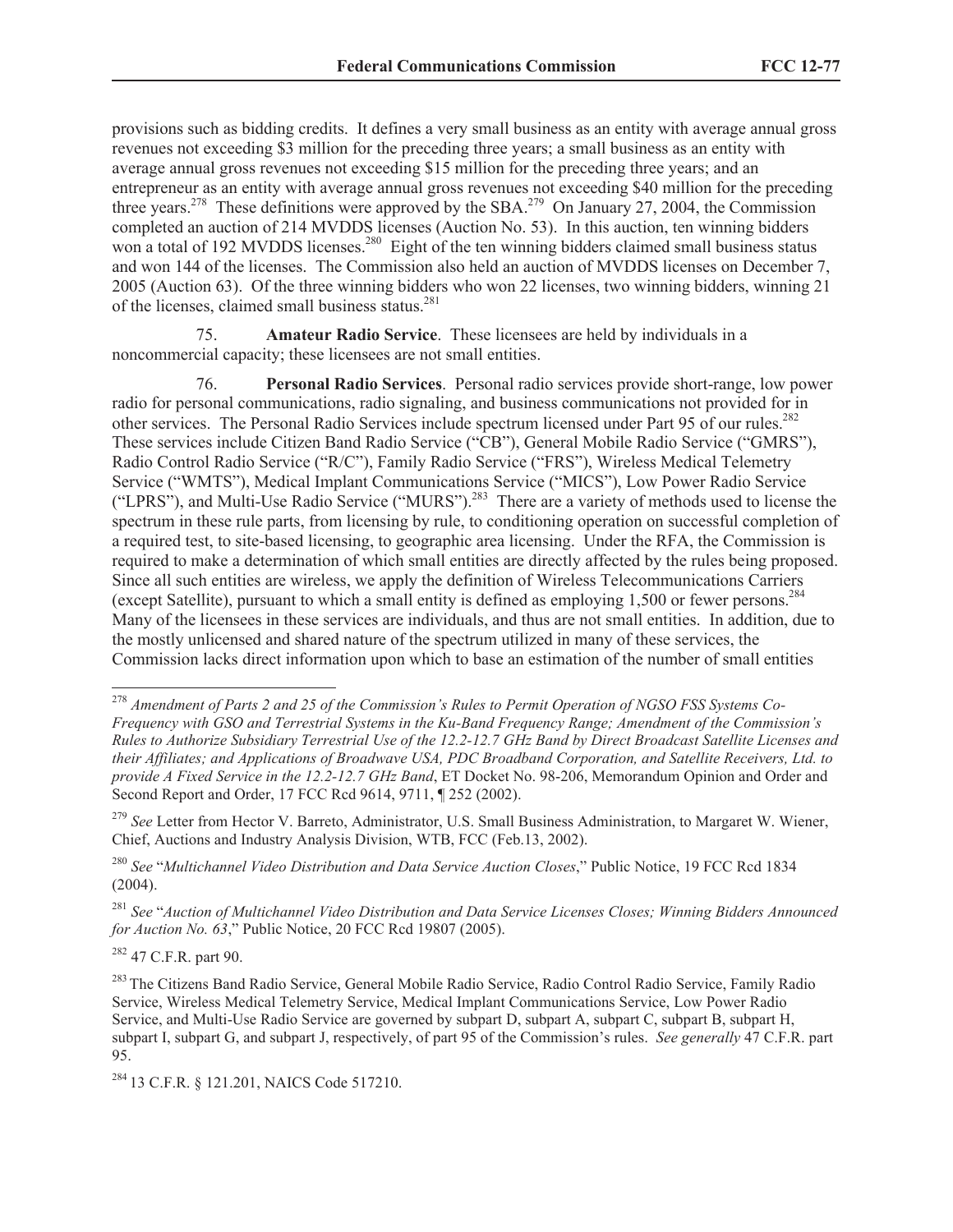provisions such as bidding credits. It defines a very small business as an entity with average annual gross revenues not exceeding $3 million for the preceding three years; a small business as an entity with average annual gross revenues not exceeding $15 million for the preceding three years; and an entrepreneur as an entity with average annual gross revenues not exceeding $40 million for the preceding three years.[278] These definitions were approved by the SBA.[279] On January 27, 2004, the Commission completed an auction of 214 MVDDS licenses (Auction No. 53). In this auction, ten winning bidders won a total of 192 MVDDS licenses.[280] Eight of the ten winning bidders claimed small business status and won 144 of the licenses. The Commission also held an auction of MVDDS licenses on December 7, 2005 (Auction 63). Of the three winning bidders who won 22 licenses, two winning bidders, winning 21 of the licenses, claimed small business status.[281]

75. **Amateur Radio Service**. These licensees are held by individuals in a noncommercial capacity; these licensees are not small entities.

76. **Personal Radio Services**. Personal radio services provide short-range, low power radio for personal communications, radio signaling, and business communications not provided for in other services. The Personal Radio Services include spectrum licensed under Part 95 of our rules.[282] These services include Citizen Band Radio Service ("CB"), General Mobile Radio Service ("GMRS"), Radio Control Radio Service ("R/C"), Family Radio Service ("FRS"), Wireless Medical Telemetry Service ("WMTS"), Medical Implant Communications Service ("MICS"), Low Power Radio Service ("LPRS"), and Multi-Use Radio Service ("MURS").[283] There are a variety of methods used to license the spectrum in these rule parts, from licensing by rule, to conditioning operation on successful completion of a required test, to site-based licensing, to geographic area licensing. Under the RFA, the Commission is required to make a determination of which small entities are directly affected by the rules being proposed. Since all such entities are wireless, we apply the definition of Wireless Telecommunications Carriers (except Satellite), pursuant to which a small entity is defined as employing 1,500 or fewer persons.[284] Many of the licensees in these services are individuals, and thus are not small entities. In addition, due to the mostly unlicensed and shared nature of the spectrum utilized in many of these services, the Commission lacks direct information upon which to base an estimation of the number of small entities

---

[278] *Amendment of Parts 2 and 25 of the Commission's Rules to Permit Operation of NGSO FSS Systems Co-Frequency with GSO and Terrestrial Systems in the Ku-Band Frequency Range; Amendment of the Commission's Rules to Authorize Subsidiary Terrestrial Use of the 12.2-12.7 GHz Band by Direct Broadcast Satellite Licenses and their Affiliates; and Applications of Broadwave USA, PDC Broadband Corporation, and Satellite Receivers, Ltd. to provide A Fixed Service in the 12.2-12.7 GHz Band*, ET Docket No. 98-206, Memorandum Opinion and Order and Second Report and Order, 17 FCC Rcd 9614, 9711, ¶ 252 (2002).

[279] *See* Letter from Hector V. Barreto, Administrator, U.S. Small Business Administration, to Margaret W. Wiener, Chief, Auctions and Industry Analysis Division, WTB, FCC (Feb.13, 2002).

[280] *See* "*Multichannel Video Distribution and Data Service Auction Closes*," Public Notice, 19 FCC Rcd 1834 (2004).

[281] *See* "*Auction of Multichannel Video Distribution and Data Service Licenses Closes; Winning Bidders Announced for Auction No. 63*," Public Notice, 20 FCC Rcd 19807 (2005).

[282] 47 C.F.R. part 90.

[283] The Citizens Band Radio Service, General Mobile Radio Service, Radio Control Radio Service, Family Radio Service, Wireless Medical Telemetry Service, Medical Implant Communications Service, Low Power Radio Service, and Multi-Use Radio Service are governed by subpart D, subpart A, subpart C, subpart B, subpart H, subpart I, subpart G, and subpart J, respectively, of part 95 of the Commission's rules. *See generally* 47 C.F.R. part 95.

[284] 13 C.F.R. § 121.201, NAICS Code 517210.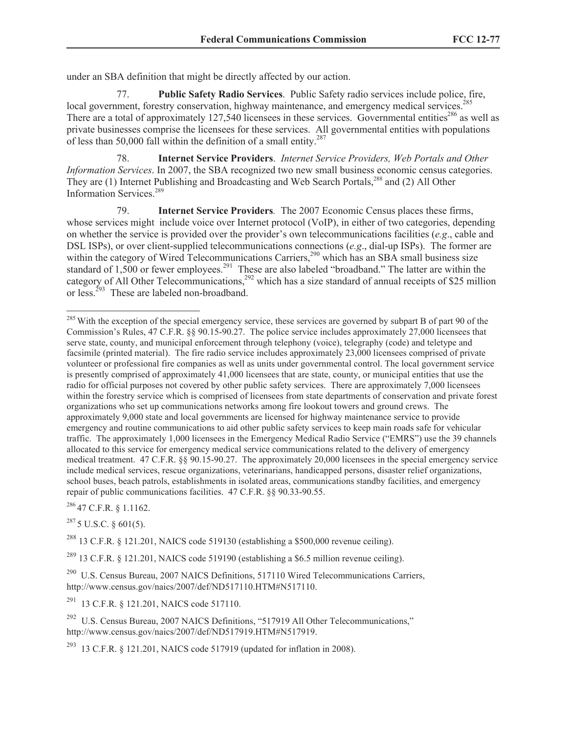under an SBA definition that might be directly affected by our action.

77. **Public Safety Radio Services**. Public Safety radio services include police, fire, local government, forestry conservation, highway maintenance, and emergency medical services.[285] There are a total of approximately 127,540 licensees in these services. Governmental entities[286] as well as private businesses comprise the licensees for these services. All governmental entities with populations of less than 50,000 fall within the definition of a small entity.[287]

78. **Internet Service Providers**. *Internet Service Providers, Web Portals and Other Information Services*. In 2007, the SBA recognized two new small business economic census categories. They are (1) Internet Publishing and Broadcasting and Web Search Portals,[288] and (2) All Other Information Services.[289]

79. **Internet Service Providers**. The 2007 Economic Census places these firms, whose services might include voice over Internet protocol (VoIP), in either of two categories, depending on whether the service is provided over the provider's own telecommunications facilities (*e.g*., cable and DSL ISPs), or over client-supplied telecommunications connections (*e.g*., dial-up ISPs). The former are within the category of Wired Telecommunications Carriers,[290] which has an SBA small business size standard of 1,500 or fewer employees.[291] These are also labeled "broadband." The latter are within the category of All Other Telecommunications,[292] which has a size standard of annual receipts of $25 million or less.[293] These are labeled non-broadband.

---

[285] With the exception of the special emergency service, these services are governed by subpart B of part 90 of the Commission's Rules, 47 C.F.R. §§ 90.15-90.27. The police service includes approximately 27,000 licensees that serve state, county, and municipal enforcement through telephony (voice), telegraphy (code) and teletype and facsimile (printed material). The fire radio service includes approximately 23,000 licensees comprised of private volunteer or professional fire companies as well as units under governmental control. The local government service is presently comprised of approximately 41,000 licensees that are state, county, or municipal entities that use the radio for official purposes not covered by other public safety services. There are approximately 7,000 licensees within the forestry service which is comprised of licensees from state departments of conservation and private forest organizations who set up communications networks among fire lookout towers and ground crews. The approximately 9,000 state and local governments are licensed for highway maintenance service to provide emergency and routine communications to aid other public safety services to keep main roads safe for vehicular traffic. The approximately 1,000 licensees in the Emergency Medical Radio Service ("EMRS") use the 39 channels allocated to this service for emergency medical service communications related to the delivery of emergency medical treatment. 47 C.F.R. §§ 90.15-90.27. The approximately 20,000 licensees in the special emergency service include medical services, rescue organizations, veterinarians, handicapped persons, disaster relief organizations, school buses, beach patrols, establishments in isolated areas, communications standby facilities, and emergency repair of public communications facilities. 47 C.F.R. §§ 90.33-90.55.

[286] 47 C.F.R. § 1.1162.

[287] 5 U.S.C. § 601(5).

[288] 13 C.F.R. § 121.201, NAICS code 519130 (establishing a $500,000 revenue ceiling).

[289] 13 C.F.R. § 121.201, NAICS code 519190 (establishing a $6.5 million revenue ceiling).

[290] U.S. Census Bureau, 2007 NAICS Definitions, 517110 Wired Telecommunications Carriers, http://www.census.gov/naics/2007/def/ND517110.HTM#N517110.

[291] 13 C.F.R. § 121.201, NAICS code 517110.

[292] U.S. Census Bureau, 2007 NAICS Definitions, "517919 All Other Telecommunications," http://www.census.gov/naics/2007/def/ND517919.HTM#N517919.

[293] 13 C.F.R. § 121.201, NAICS code 517919 (updated for inflation in 2008).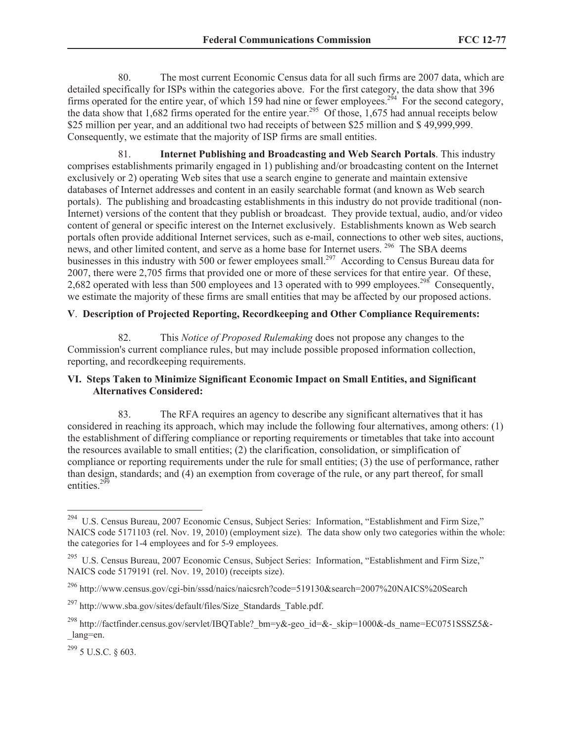80. The most current Economic Census data for all such firms are 2007 data, which are detailed specifically for ISPs within the categories above. For the first category, the data show that 396 firms operated for the entire year, of which 159 had nine or fewer employees.[294] For the second category, the data show that 1,682 firms operated for the entire year.[295] Of those, 1,675 had annual receipts below $25 million per year, and an additional two had receipts of between $25 million and $ 49,999,999. Consequently, we estimate that the majority of ISP firms are small entities.

81. **Internet Publishing and Broadcasting and Web Search Portals**. This industry comprises establishments primarily engaged in 1) publishing and/or broadcasting content on the Internet exclusively or 2) operating Web sites that use a search engine to generate and maintain extensive databases of Internet addresses and content in an easily searchable format (and known as Web search portals). The publishing and broadcasting establishments in this industry do not provide traditional (non-Internet) versions of the content that they publish or broadcast. They provide textual, audio, and/or video content of general or specific interest on the Internet exclusively. Establishments known as Web search portals often provide additional Internet services, such as e-mail, connections to other web sites, auctions, news, and other limited content, and serve as a home base for Internet users. [296] The SBA deems businesses in this industry with 500 or fewer employees small.[297] According to Census Bureau data for 2007, there were 2,705 firms that provided one or more of these services for that entire year. Of these, 2,682 operated with less than 500 employees and 13 operated with to 999 employees.[298] Consequently, we estimate the majority of these firms are small entities that may be affected by our proposed actions.

**V**. **Description of Projected Reporting, Recordkeeping and Other Compliance Requirements:**

82. This *Notice of Proposed Rulemaking* does not propose any changes to the Commission's current compliance rules, but may include possible proposed information collection, reporting, and recordkeeping requirements.

**VI. Steps Taken to Minimize Significant Economic Impact on Small Entities, and Significant Alternatives Considered:**

83. The RFA requires an agency to describe any significant alternatives that it has considered in reaching its approach, which may include the following four alternatives, among others: (1) the establishment of differing compliance or reporting requirements or timetables that take into account the resources available to small entities; (2) the clarification, consolidation, or simplification of compliance or reporting requirements under the rule for small entities; (3) the use of performance, rather than design, standards; and (4) an exemption from coverage of the rule, or any part thereof, for small entities.[299]

---

[294] U.S. Census Bureau, 2007 Economic Census, Subject Series: Information, "Establishment and Firm Size," NAICS code 5171103 (rel. Nov. 19, 2010) (employment size). The data show only two categories within the whole: the categories for 1-4 employees and for 5-9 employees.

[295] U.S. Census Bureau, 2007 Economic Census, Subject Series: Information, "Establishment and Firm Size," NAICS code 5179191 (rel. Nov. 19, 2010) (receipts size).

[296] http://www.census.gov/cgi-bin/sssd/naics/naicsrch?code=519130&search=2007%20NAICS%20Search

[297] http://www.sba.gov/sites/default/files/Size_Standards_Table.pdf.

[298] http://factfinder.census.gov/servlet/IBQTable?_bm=y&-geo_id=&-_skip=1000&-ds_name=EC0751SSSZ5&-_lang=en.

[299] 5 U.S.C. § 603.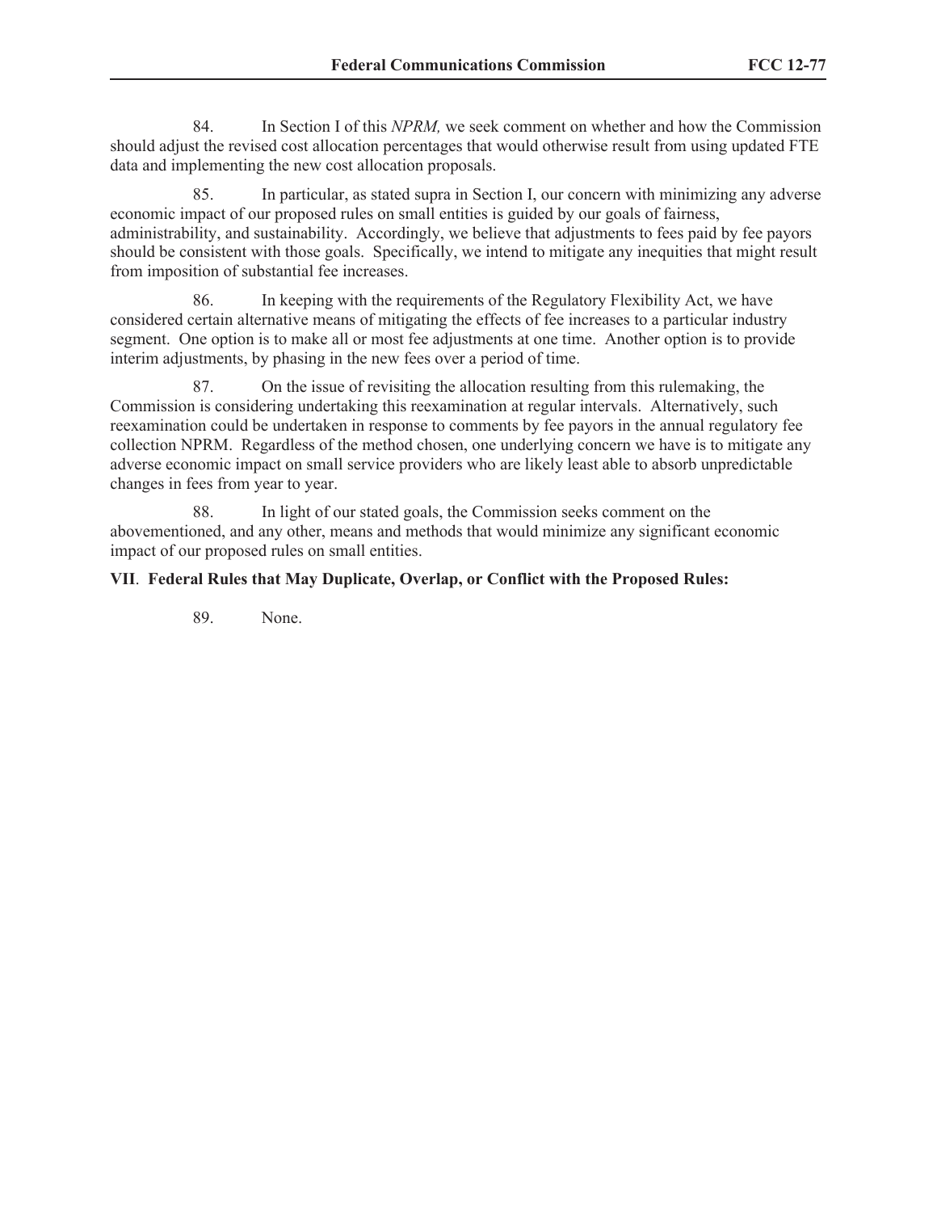84. In Section I of this *NPRM,* we seek comment on whether and how the Commission should adjust the revised cost allocation percentages that would otherwise result from using updated FTE data and implementing the new cost allocation proposals.

85. In particular, as stated supra in Section I, our concern with minimizing any adverse economic impact of our proposed rules on small entities is guided by our goals of fairness, administrability, and sustainability. Accordingly, we believe that adjustments to fees paid by fee payors should be consistent with those goals. Specifically, we intend to mitigate any inequities that might result from imposition of substantial fee increases.

86. In keeping with the requirements of the Regulatory Flexibility Act, we have considered certain alternative means of mitigating the effects of fee increases to a particular industry segment. One option is to make all or most fee adjustments at one time. Another option is to provide interim adjustments, by phasing in the new fees over a period of time.

87. On the issue of revisiting the allocation resulting from this rulemaking, the Commission is considering undertaking this reexamination at regular intervals. Alternatively, such reexamination could be undertaken in response to comments by fee payors in the annual regulatory fee collection NPRM. Regardless of the method chosen, one underlying concern we have is to mitigate any adverse economic impact on small service providers who are likely least able to absorb unpredictable changes in fees from year to year.

88. In light of our stated goals, the Commission seeks comment on the abovementioned, and any other, means and methods that would minimize any significant economic impact of our proposed rules on small entities.

**VII. Federal Rules that May Duplicate, Overlap, or Conflict with the Proposed Rules:**

89. None.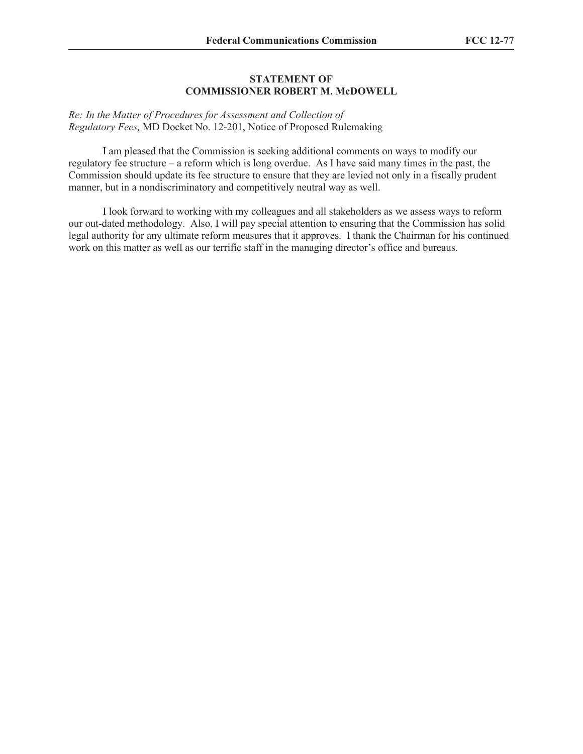**STATEMENT OF**
**COMMISSIONER ROBERT M. McDOWELL**

*Re: In the Matter of Procedures for Assessment and Collection of Regulatory Fees,* MD Docket No. 12-201, Notice of Proposed Rulemaking

I am pleased that the Commission is seeking additional comments on ways to modify our regulatory fee structure – a reform which is long overdue. As I have said many times in the past, the Commission should update its fee structure to ensure that they are levied not only in a fiscally prudent manner, but in a nondiscriminatory and competitively neutral way as well.

I look forward to working with my colleagues and all stakeholders as we assess ways to reform our out-dated methodology. Also, I will pay special attention to ensuring that the Commission has solid legal authority for any ultimate reform measures that it approves. I thank the Chairman for his continued work on this matter as well as our terrific staff in the managing director's office and bureaus.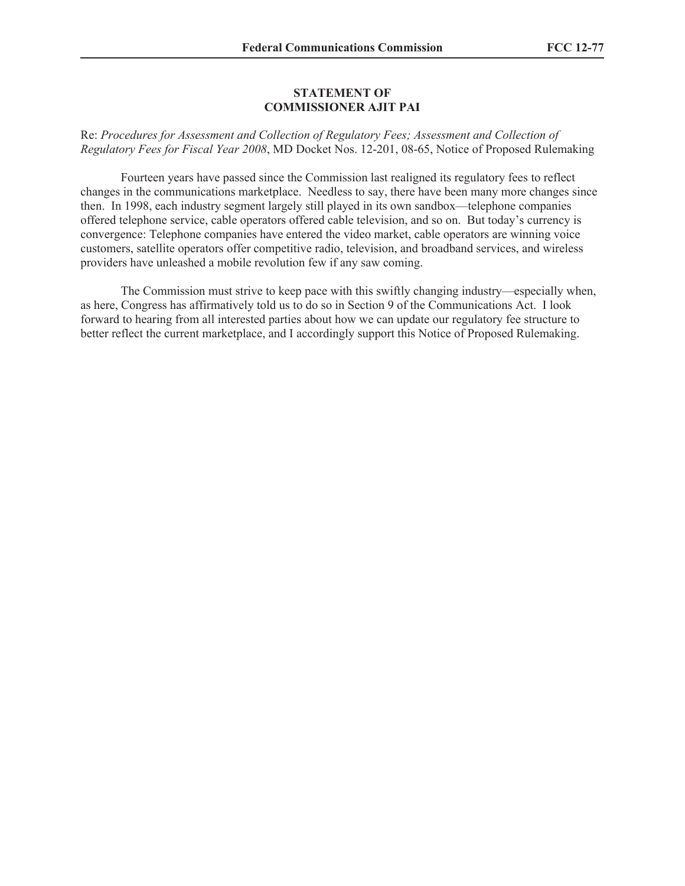**STATEMENT OF**
**COMMISSIONER AJIT PAI**

Re: *Procedures for Assessment and Collection of Regulatory Fees; Assessment and Collection of Regulatory Fees for Fiscal Year 2008*, MD Docket Nos. 12-201, 08-65, Notice of Proposed Rulemaking

Fourteen years have passed since the Commission last realigned its regulatory fees to reflect changes in the communications marketplace. Needless to say, there have been many more changes since then. In 1998, each industry segment largely still played in its own sandbox—telephone companies offered telephone service, cable operators offered cable television, and so on. But today's currency is convergence: Telephone companies have entered the video market, cable operators are winning voice customers, satellite operators offer competitive radio, television, and broadband services, and wireless providers have unleashed a mobile revolution few if any saw coming.

The Commission must strive to keep pace with this swiftly changing industry—especially when, as here, Congress has affirmatively told us to do so in Section 9 of the Communications Act. I look forward to hearing from all interested parties about how we can update our regulatory fee structure to better reflect the current marketplace, and I accordingly support this Notice of Proposed Rulemaking.